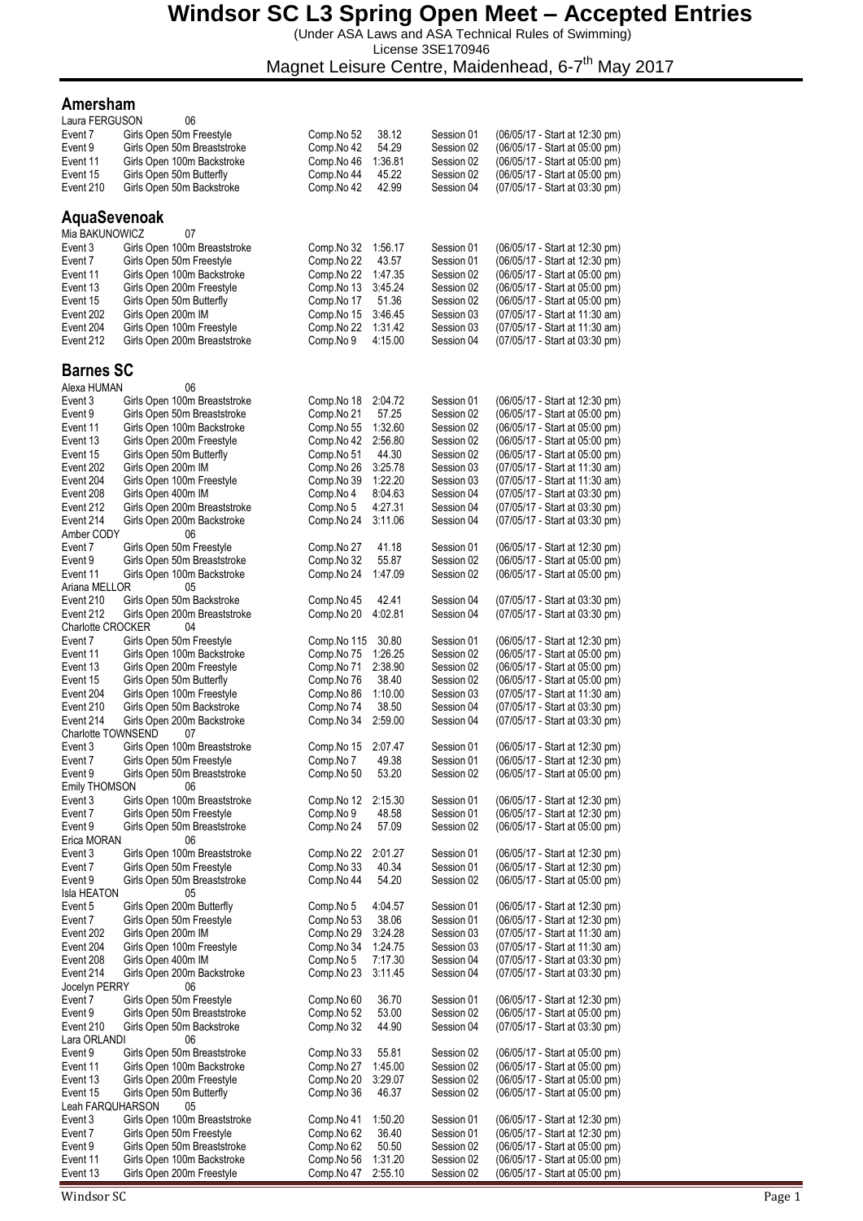# Windsor SC L3 Spring Open Meet – Accepted Entries

(Under ASA Laws and ASA Technical Rules of Swimming)

License 3SE170946

Magnet Leisure Centre, Maidenhead, 6-7th May 2017

## Amersham

**Laura FERGUSON** 06

| Event | Description | Comp.No | Time | Session | Date/Start |
|---|---|---|---|---|---|
| Event 7 | Girls Open 50m Freestyle | Comp.No 52 | 38.12 | Session 01 | (06/05/17 - Start at 12:30 pm) |
| Event 9 | Girls Open 50m Breaststroke | Comp.No 42 | 54.29 | Session 02 | (06/05/17 - Start at 05:00 pm) |
| Event 11 | Girls Open 100m Backstroke | Comp.No 46 | 1:36.81 | Session 02 | (06/05/17 - Start at 05:00 pm) |
| Event 15 | Girls Open 50m Butterfly | Comp.No 44 | 45.22 | Session 02 | (06/05/17 - Start at 05:00 pm) |
| Event 210 | Girls Open 50m Backstroke | Comp.No 42 | 42.99 | Session 04 | (07/05/17 - Start at 03:30 pm) |

## AquaSevenoak

**Mia BAKUNOWICZ** 07

| Event | Description | Comp.No | Time | Session | Date/Start |
|---|---|---|---|---|---|
| Event 3 | Girls Open 100m Breaststroke | Comp.No 32 | 1:56.17 | Session 01 | (06/05/17 - Start at 12:30 pm) |
| Event 7 | Girls Open 50m Freestyle | Comp.No 22 | 43.57 | Session 01 | (06/05/17 - Start at 12:30 pm) |
| Event 11 | Girls Open 100m Backstroke | Comp.No 22 | 1:47.35 | Session 02 | (06/05/17 - Start at 05:00 pm) |
| Event 13 | Girls Open 200m Freestyle | Comp.No 13 | 3:45.24 | Session 02 | (06/05/17 - Start at 05:00 pm) |
| Event 15 | Girls Open 50m Butterfly | Comp.No 17 | 51.36 | Session 02 | (06/05/17 - Start at 05:00 pm) |
| Event 202 | Girls Open 200m IM | Comp.No 15 | 3:46.45 | Session 03 | (07/05/17 - Start at 11:30 am) |
| Event 204 | Girls Open 100m Freestyle | Comp.No 22 | 1:31.42 | Session 03 | (07/05/17 - Start at 11:30 am) |
| Event 212 | Girls Open 200m Breaststroke | Comp.No 9 | 4:15.00 | Session 04 | (07/05/17 - Start at 03:30 pm) |

## Barnes SC

| Event | Description | Comp.No | Time | Session | Date/Start |
|---|---|---|---|---|---|
| **Alexa HUMAN** | 06 | | | | |
| Event 3 | Girls Open 100m Breaststroke | Comp.No 18 | 2:04.72 | Session 01 | (06/05/17 - Start at 12:30 pm) |
| Event 9 | Girls Open 50m Breaststroke | Comp.No 21 | 57.25 | Session 02 | (06/05/17 - Start at 05:00 pm) |
| Event 11 | Girls Open 100m Backstroke | Comp.No 55 | 1:32.60 | Session 02 | (06/05/17 - Start at 05:00 pm) |
| Event 13 | Girls Open 200m Freestyle | Comp.No 42 | 2:56.80 | Session 02 | (06/05/17 - Start at 05:00 pm) |
| Event 15 | Girls Open 50m Butterfly | Comp.No 51 | 44.30 | Session 02 | (06/05/17 - Start at 05:00 pm) |
| Event 202 | Girls Open 200m IM | Comp.No 26 | 3:25.78 | Session 03 | (07/05/17 - Start at 11:30 am) |
| Event 204 | Girls Open 100m Freestyle | Comp.No 39 | 1:22.20 | Session 03 | (07/05/17 - Start at 11:30 am) |
| Event 208 | Girls Open 400m IM | Comp.No 4 | 8:04.63 | Session 04 | (07/05/17 - Start at 03:30 pm) |
| Event 212 | Girls Open 200m Breaststroke | Comp.No 5 | 4:27.31 | Session 04 | (07/05/17 - Start at 03:30 pm) |
| Event 214 | Girls Open 200m Backstroke | Comp.No 24 | 3:11.06 | Session 04 | (07/05/17 - Start at 03:30 pm) |
| **Amber CODY** | 06 | | | | |
| Event 7 | Girls Open 50m Freestyle | Comp.No 27 | 41.18 | Session 01 | (06/05/17 - Start at 12:30 pm) |
| Event 9 | Girls Open 50m Breaststroke | Comp.No 32 | 55.87 | Session 02 | (06/05/17 - Start at 05:00 pm) |
| Event 11 | Girls Open 100m Backstroke | Comp.No 24 | 1:47.09 | Session 02 | (06/05/17 - Start at 05:00 pm) |
| **Ariana MELLOR** | 05 | | | | |
| Event 210 | Girls Open 50m Backstroke | Comp.No 45 | 42.41 | Session 04 | (07/05/17 - Start at 03:30 pm) |
| Event 212 | Girls Open 200m Breaststroke | Comp.No 20 | 4:02.81 | Session 04 | (07/05/17 - Start at 03:30 pm) |
| **Charlotte CROCKER** | 04 | | | | |
| Event 7 | Girls Open 50m Freestyle | Comp.No 115 | 30.80 | Session 01 | (06/05/17 - Start at 12:30 pm) |
| Event 11 | Girls Open 100m Backstroke | Comp.No 75 | 1:26.25 | Session 02 | (06/05/17 - Start at 05:00 pm) |
| Event 13 | Girls Open 200m Freestyle | Comp.No 71 | 2:38.90 | Session 02 | (06/05/17 - Start at 05:00 pm) |
| Event 15 | Girls Open 50m Butterfly | Comp.No 76 | 38.40 | Session 02 | (06/05/17 - Start at 05:00 pm) |
| Event 204 | Girls Open 100m Freestyle | Comp.No 86 | 1:10.00 | Session 03 | (07/05/17 - Start at 11:30 am) |
| Event 210 | Girls Open 50m Backstroke | Comp.No 74 | 38.50 | Session 04 | (07/05/17 - Start at 03:30 pm) |
| Event 214 | Girls Open 200m Backstroke | Comp.No 34 | 2:59.00 | Session 04 | (07/05/17 - Start at 03:30 pm) |
| **Charlotte TOWNSEND** | 07 | | | | |
| Event 3 | Girls Open 100m Breaststroke | Comp.No 15 | 2:07.47 | Session 01 | (06/05/17 - Start at 12:30 pm) |
| Event 7 | Girls Open 50m Freestyle | Comp.No 7 | 49.38 | Session 01 | (06/05/17 - Start at 12:30 pm) |
| Event 9 | Girls Open 50m Breaststroke | Comp.No 50 | 53.20 | Session 02 | (06/05/17 - Start at 05:00 pm) |
| **Emily THOMSON** | 06 | | | | |
| Event 3 | Girls Open 100m Breaststroke | Comp.No 12 | 2:15.30 | Session 01 | (06/05/17 - Start at 12:30 pm) |
| Event 7 | Girls Open 50m Freestyle | Comp.No 9 | 48.58 | Session 01 | (06/05/17 - Start at 12:30 pm) |
| Event 9 | Girls Open 50m Breaststroke | Comp.No 24 | 57.09 | Session 02 | (06/05/17 - Start at 05:00 pm) |
| **Erica MORAN** | 06 | | | | |
| Event 3 | Girls Open 100m Breaststroke | Comp.No 22 | 2:01.27 | Session 01 | (06/05/17 - Start at 12:30 pm) |
| Event 7 | Girls Open 50m Freestyle | Comp.No 33 | 40.34 | Session 01 | (06/05/17 - Start at 12:30 pm) |
| Event 9 | Girls Open 50m Breaststroke | Comp.No 44 | 54.20 | Session 02 | (06/05/17 - Start at 05:00 pm) |
| **Isla HEATON** | 05 | | | | |
| Event 5 | Girls Open 200m Butterfly | Comp.No 5 | 4:04.57 | Session 01 | (06/05/17 - Start at 12:30 pm) |
| Event 7 | Girls Open 50m Freestyle | Comp.No 53 | 38.06 | Session 01 | (06/05/17 - Start at 12:30 pm) |
| Event 202 | Girls Open 200m IM | Comp.No 29 | 3:24.28 | Session 03 | (07/05/17 - Start at 11:30 am) |
| Event 204 | Girls Open 100m Freestyle | Comp.No 34 | 1:24.75 | Session 03 | (07/05/17 - Start at 11:30 am) |
| Event 208 | Girls Open 400m IM | Comp.No 5 | 7:17.30 | Session 04 | (07/05/17 - Start at 03:30 pm) |
| Event 214 | Girls Open 200m Backstroke | Comp.No 23 | 3:11.45 | Session 04 | (07/05/17 - Start at 03:30 pm) |
| **Jocelyn PERRY** | 06 | | | | |
| Event 7 | Girls Open 50m Freestyle | Comp.No 60 | 36.70 | Session 01 | (06/05/17 - Start at 12:30 pm) |
| Event 9 | Girls Open 50m Breaststroke | Comp.No 52 | 53.00 | Session 02 | (06/05/17 - Start at 05:00 pm) |
| Event 210 | Girls Open 50m Backstroke | Comp.No 32 | 44.90 | Session 04 | (07/05/17 - Start at 03:30 pm) |
| **Lara ORLANDI** | 06 | | | | |
| Event 9 | Girls Open 50m Breaststroke | Comp.No 33 | 55.81 | Session 02 | (06/05/17 - Start at 05:00 pm) |
| Event 11 | Girls Open 100m Backstroke | Comp.No 27 | 1:45.00 | Session 02 | (06/05/17 - Start at 05:00 pm) |
| Event 13 | Girls Open 200m Freestyle | Comp.No 20 | 3:29.07 | Session 02 | (06/05/17 - Start at 05:00 pm) |
| Event 15 | Girls Open 50m Butterfly | Comp.No 36 | 46.37 | Session 02 | (06/05/17 - Start at 05:00 pm) |
| **Leah FARQUHARSON** | 05 | | | | |
| Event 3 | Girls Open 100m Breaststroke | Comp.No 41 | 1:50.20 | Session 01 | (06/05/17 - Start at 12:30 pm) |
| Event 7 | Girls Open 50m Freestyle | Comp.No 62 | 36.40 | Session 01 | (06/05/17 - Start at 12:30 pm) |
| Event 9 | Girls Open 50m Breaststroke | Comp.No 62 | 50.50 | Session 02 | (06/05/17 - Start at 05:00 pm) |
| Event 11 | Girls Open 100m Backstroke | Comp.No 56 | 1:31.20 | Session 02 | (06/05/17 - Start at 05:00 pm) |
| Event 13 | Girls Open 200m Freestyle | Comp.No 47 | 2:55.10 | Session 02 | (06/05/17 - Start at 05:00 pm) |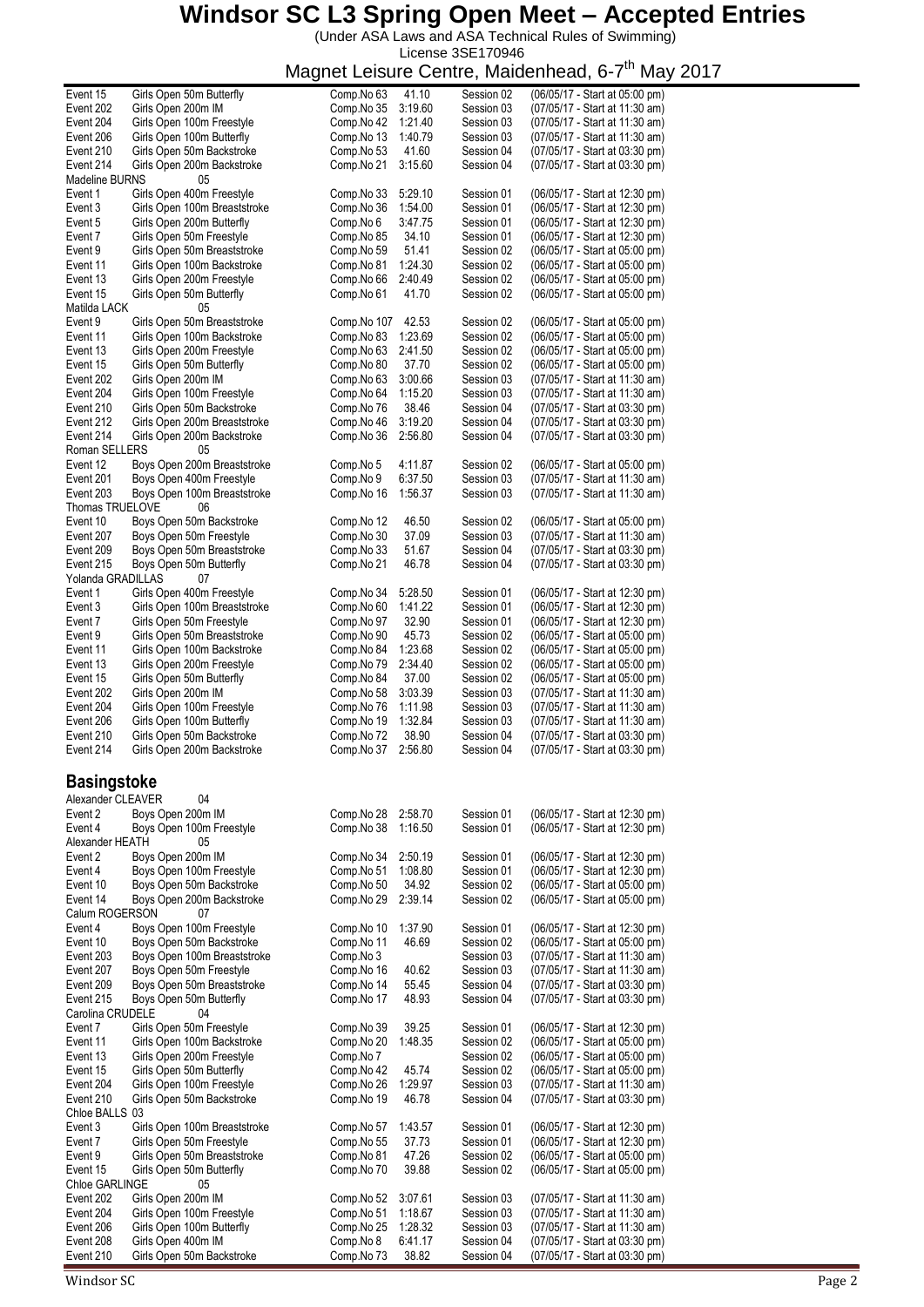# Windsor SC L3 Spring Open Meet – Accepted Entries

(Under ASA Laws and ASA Technical Rules of Swimming)
License 3SE170946
Magnet Leisure Centre, Maidenhead, 6-7th May 2017

| | | | | | |
|---|---|---|---|---|---|
| Event 15 | Girls Open 50m Butterfly | Comp.No 63 | 41.10 | Session 02 | (06/05/17 - Start at 05:00 pm) |
| Event 202 | Girls Open 200m IM | Comp.No 35 | 3:19.60 | Session 03 | (07/05/17 - Start at 11:30 am) |
| Event 204 | Girls Open 100m Freestyle | Comp.No 42 | 1:21.40 | Session 03 | (07/05/17 - Start at 11:30 am) |
| Event 206 | Girls Open 100m Butterfly | Comp.No 13 | 1:40.79 | Session 03 | (07/05/17 - Start at 11:30 am) |
| Event 210 | Girls Open 50m Backstroke | Comp.No 53 | 41.60 | Session 04 | (07/05/17 - Start at 03:30 pm) |
| Event 214 | Girls Open 200m Backstroke | Comp.No 21 | 3:15.60 | Session 04 | (07/05/17 - Start at 03:30 pm) |
| Madeline BURNS | 05 | | | | |
| Event 1 | Girls Open 400m Freestyle | Comp.No 33 | 5:29.10 | Session 01 | (06/05/17 - Start at 12:30 pm) |
| Event 3 | Girls Open 100m Breaststroke | Comp.No 36 | 1:54.00 | Session 01 | (06/05/17 - Start at 12:30 pm) |
| Event 5 | Girls Open 200m Butterfly | Comp.No 6 | 3:47.75 | Session 01 | (06/05/17 - Start at 12:30 pm) |
| Event 7 | Girls Open 50m Freestyle | Comp.No 85 | 34.10 | Session 01 | (06/05/17 - Start at 12:30 pm) |
| Event 9 | Girls Open 50m Breaststroke | Comp.No 59 | 51.41 | Session 02 | (06/05/17 - Start at 05:00 pm) |
| Event 11 | Girls Open 100m Backstroke | Comp.No 81 | 1:24.30 | Session 02 | (06/05/17 - Start at 05:00 pm) |
| Event 13 | Girls Open 200m Freestyle | Comp.No 66 | 2:40.49 | Session 02 | (06/05/17 - Start at 05:00 pm) |
| Event 15 | Girls Open 50m Butterfly | Comp.No 61 | 41.70 | Session 02 | (06/05/17 - Start at 05:00 pm) |
| Matilda LACK | 05 | | | | |
| Event 9 | Girls Open 50m Breaststroke | Comp.No 107 | 42.53 | Session 02 | (06/05/17 - Start at 05:00 pm) |
| Event 11 | Girls Open 100m Backstroke | Comp.No 83 | 1:23.69 | Session 02 | (06/05/17 - Start at 05:00 pm) |
| Event 13 | Girls Open 200m Freestyle | Comp.No 63 | 2:41.50 | Session 02 | (06/05/17 - Start at 05:00 pm) |
| Event 15 | Girls Open 50m Butterfly | Comp.No 80 | 37.70 | Session 02 | (06/05/17 - Start at 05:00 pm) |
| Event 202 | Girls Open 200m IM | Comp.No 63 | 3:00.66 | Session 03 | (07/05/17 - Start at 11:30 am) |
| Event 204 | Girls Open 100m Freestyle | Comp.No 64 | 1:15.20 | Session 03 | (07/05/17 - Start at 11:30 am) |
| Event 210 | Girls Open 50m Backstroke | Comp.No 76 | 38.46 | Session 04 | (07/05/17 - Start at 03:30 pm) |
| Event 212 | Girls Open 200m Breaststroke | Comp.No 46 | 3:19.20 | Session 04 | (07/05/17 - Start at 03:30 pm) |
| Event 214 | Girls Open 200m Backstroke | Comp.No 36 | 2:56.80 | Session 04 | (07/05/17 - Start at 03:30 pm) |
| Roman SELLERS | 05 | | | | |
| Event 12 | Boys Open 200m Breaststroke | Comp.No 5 | 4:11.87 | Session 02 | (06/05/17 - Start at 05:00 pm) |
| Event 201 | Boys Open 400m Freestyle | Comp.No 9 | 6:37.50 | Session 03 | (07/05/17 - Start at 11:30 am) |
| Event 203 | Boys Open 100m Breaststroke | Comp.No 16 | 1:56.37 | Session 03 | (07/05/17 - Start at 11:30 am) |
| Thomas TRUELOVE | 06 | | | | |
| Event 10 | Boys Open 50m Backstroke | Comp.No 12 | 46.50 | Session 02 | (06/05/17 - Start at 05:00 pm) |
| Event 207 | Boys Open 50m Freestyle | Comp.No 30 | 37.09 | Session 03 | (07/05/17 - Start at 11:30 am) |
| Event 209 | Boys Open 50m Breaststroke | Comp.No 33 | 51.67 | Session 04 | (07/05/17 - Start at 03:30 pm) |
| Event 215 | Boys Open 50m Butterfly | Comp.No 21 | 46.78 | Session 04 | (07/05/17 - Start at 03:30 pm) |
| Yolanda GRADILLAS | 07 | | | | |
| Event 1 | Girls Open 400m Freestyle | Comp.No 34 | 5:28.50 | Session 01 | (06/05/17 - Start at 12:30 pm) |
| Event 3 | Girls Open 100m Breaststroke | Comp.No 60 | 1:41.22 | Session 01 | (06/05/17 - Start at 12:30 pm) |
| Event 7 | Girls Open 50m Freestyle | Comp.No 97 | 32.90 | Session 01 | (06/05/17 - Start at 12:30 pm) |
| Event 9 | Girls Open 50m Breaststroke | Comp.No 90 | 45.73 | Session 02 | (06/05/17 - Start at 05:00 pm) |
| Event 11 | Girls Open 100m Backstroke | Comp.No 84 | 1:23.68 | Session 02 | (06/05/17 - Start at 05:00 pm) |
| Event 13 | Girls Open 200m Freestyle | Comp.No 79 | 2:34.40 | Session 02 | (06/05/17 - Start at 05:00 pm) |
| Event 15 | Girls Open 50m Butterfly | Comp.No 84 | 37.00 | Session 02 | (06/05/17 - Start at 05:00 pm) |
| Event 202 | Girls Open 200m IM | Comp.No 58 | 3:03.39 | Session 03 | (07/05/17 - Start at 11:30 am) |
| Event 204 | Girls Open 100m Freestyle | Comp.No 76 | 1:11.98 | Session 03 | (07/05/17 - Start at 11:30 am) |
| Event 206 | Girls Open 100m Butterfly | Comp.No 19 | 1:32.84 | Session 03 | (07/05/17 - Start at 11:30 am) |
| Event 210 | Girls Open 50m Backstroke | Comp.No 72 | 38.90 | Session 04 | (07/05/17 - Start at 03:30 pm) |
| Event 214 | Girls Open 200m Backstroke | Comp.No 37 | 2:56.80 | Session 04 | (07/05/17 - Start at 03:30 pm) |

## Basingstoke

| | | | | | |
|---|---|---|---|---|---|
| Alexander CLEAVER | 04 | | | | |
| Event 2 | Boys Open 200m IM | Comp.No 28 | 2:58.70 | Session 01 | (06/05/17 - Start at 12:30 pm) |
| Event 4 | Boys Open 100m Freestyle | Comp.No 38 | 1:16.50 | Session 01 | (06/05/17 - Start at 12:30 pm) |
| Alexander HEATH | 05 | | | | |
| Event 2 | Boys Open 200m IM | Comp.No 34 | 2:50.19 | Session 01 | (06/05/17 - Start at 12:30 pm) |
| Event 4 | Boys Open 100m Freestyle | Comp.No 51 | 1:08.80 | Session 01 | (06/05/17 - Start at 12:30 pm) |
| Event 10 | Boys Open 50m Backstroke | Comp.No 50 | 34.92 | Session 02 | (06/05/17 - Start at 05:00 pm) |
| Event 14 | Boys Open 200m Backstroke | Comp.No 29 | 2:39.14 | Session 02 | (06/05/17 - Start at 05:00 pm) |
| Calum ROGERSON | 07 | | | | |
| Event 4 | Boys Open 100m Freestyle | Comp.No 10 | 1:37.90 | Session 01 | (06/05/17 - Start at 12:30 pm) |
| Event 10 | Boys Open 50m Backstroke | Comp.No 11 | 46.69 | Session 02 | (06/05/17 - Start at 05:00 pm) |
| Event 203 | Boys Open 100m Breaststroke | Comp.No 3 | | Session 03 | (07/05/17 - Start at 11:30 am) |
| Event 207 | Boys Open 50m Freestyle | Comp.No 16 | 40.62 | Session 03 | (07/05/17 - Start at 11:30 am) |
| Event 209 | Boys Open 50m Breaststroke | Comp.No 14 | 55.45 | Session 04 | (07/05/17 - Start at 03:30 pm) |
| Event 215 | Boys Open 50m Butterfly | Comp.No 17 | 48.93 | Session 04 | (07/05/17 - Start at 03:30 pm) |
| Carolina CRUDELE | 04 | | | | |
| Event 7 | Girls Open 50m Freestyle | Comp.No 39 | 39.25 | Session 01 | (06/05/17 - Start at 12:30 pm) |
| Event 11 | Girls Open 100m Backstroke | Comp.No 20 | 1:48.35 | Session 02 | (06/05/17 - Start at 05:00 pm) |
| Event 13 | Girls Open 200m Freestyle | Comp.No 7 | | Session 02 | (06/05/17 - Start at 05:00 pm) |
| Event 15 | Girls Open 50m Butterfly | Comp.No 42 | 45.74 | Session 02 | (06/05/17 - Start at 05:00 pm) |
| Event 204 | Girls Open 100m Freestyle | Comp.No 26 | 1:29.97 | Session 03 | (07/05/17 - Start at 11:30 am) |
| Event 210 | Girls Open 50m Backstroke | Comp.No 19 | 46.78 | Session 04 | (07/05/17 - Start at 03:30 pm) |
| Chloe BALLS | 03 | | | | |
| Event 3 | Girls Open 100m Breaststroke | Comp.No 57 | 1:43.57 | Session 01 | (06/05/17 - Start at 12:30 pm) |
| Event 7 | Girls Open 50m Freestyle | Comp.No 55 | 37.73 | Session 01 | (06/05/17 - Start at 12:30 pm) |
| Event 9 | Girls Open 50m Breaststroke | Comp.No 81 | 47.26 | Session 02 | (06/05/17 - Start at 05:00 pm) |
| Event 15 | Girls Open 50m Butterfly | Comp.No 70 | 39.88 | Session 02 | (06/05/17 - Start at 05:00 pm) |
| Chloe GARLINGE | 05 | | | | |
| Event 202 | Girls Open 200m IM | Comp.No 52 | 3:07.61 | Session 03 | (07/05/17 - Start at 11:30 am) |
| Event 204 | Girls Open 100m Freestyle | Comp.No 51 | 1:18.67 | Session 03 | (07/05/17 - Start at 11:30 am) |
| Event 206 | Girls Open 100m Butterfly | Comp.No 25 | 1:28.32 | Session 03 | (07/05/17 - Start at 11:30 am) |
| Event 208 | Girls Open 400m IM | Comp.No 8 | 6:41.17 | Session 04 | (07/05/17 - Start at 03:30 pm) |
| Event 210 | Girls Open 50m Backstroke | Comp.No 73 | 38.82 | Session 04 | (07/05/17 - Start at 03:30 pm) |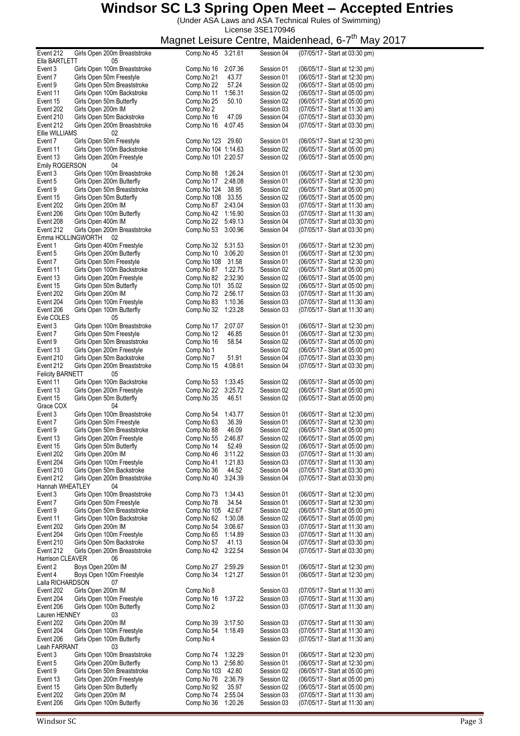# Windsor SC L3 Spring Open Meet – Accepted Entries

(Under ASA Laws and ASA Technical Rules of Swimming)

License 3SE170946

Magnet Leisure Centre, Maidenhead, 6-7th May 2017

| Event | Description | Comp.No | Time | Session | Date/Start |
|---|---|---|---|---|---|
| Event 212 | Girls Open 200m Breaststroke | Comp.No 45 | 3:21.61 | Session 04 | (07/05/17 - Start at 03:30 pm) |
| Ella BARTLETT | 05 | | | | |
| Event 3 | Girls Open 100m Breaststroke | Comp.No 16 | 2:07.36 | Session 01 | (06/05/17 - Start at 12:30 pm) |
| Event 7 | Girls Open 50m Freestyle | Comp.No 21 | 43.77 | Session 01 | (06/05/17 - Start at 12:30 pm) |
| Event 9 | Girls Open 50m Breaststroke | Comp.No 22 | 57.24 | Session 02 | (06/05/17 - Start at 05:00 pm) |
| Event 11 | Girls Open 100m Backstroke | Comp.No 11 | 1:56.31 | Session 02 | (06/05/17 - Start at 05:00 pm) |
| Event 15 | Girls Open 50m Butterfly | Comp.No 25 | 50.10 | Session 02 | (06/05/17 - Start at 05:00 pm) |
| Event 202 | Girls Open 200m IM | Comp.No 2 | | Session 03 | (07/05/17 - Start at 11:30 am) |
| Event 210 | Girls Open 50m Backstroke | Comp.No 16 | 47.09 | Session 04 | (07/05/17 - Start at 03:30 pm) |
| Event 212 | Girls Open 200m Breaststroke | Comp.No 16 | 4:07.45 | Session 04 | (07/05/17 - Start at 03:30 pm) |
| Ellie WILLIAMS | 02 | | | | |
| Event 7 | Girls Open 50m Freestyle | Comp.No 123 | 29.60 | Session 01 | (06/05/17 - Start at 12:30 pm) |
| Event 11 | Girls Open 100m Backstroke | Comp.No 104 | 1:14.63 | Session 02 | (06/05/17 - Start at 05:00 pm) |
| Event 13 | Girls Open 200m Freestyle | Comp.No 101 | 2:20.57 | Session 02 | (06/05/17 - Start at 05:00 pm) |
| Emily ROGERSON | 04 | | | | |
| Event 3 | Girls Open 100m Breaststroke | Comp.No 88 | 1:26.24 | Session 01 | (06/05/17 - Start at 12:30 pm) |
| Event 5 | Girls Open 200m Butterfly | Comp.No 17 | 2:48.08 | Session 01 | (06/05/17 - Start at 12:30 pm) |
| Event 9 | Girls Open 50m Breaststroke | Comp.No 124 | 38.95 | Session 02 | (06/05/17 - Start at 05:00 pm) |
| Event 15 | Girls Open 50m Butterfly | Comp.No 108 | 33.55 | Session 02 | (06/05/17 - Start at 05:00 pm) |
| Event 202 | Girls Open 200m IM | Comp.No 87 | 2:43.04 | Session 03 | (07/05/17 - Start at 11:30 am) |
| Event 206 | Girls Open 100m Butterfly | Comp.No 42 | 1:16.90 | Session 03 | (07/05/17 - Start at 11:30 am) |
| Event 208 | Girls Open 400m IM | Comp.No 22 | 5:49.13 | Session 04 | (07/05/17 - Start at 03:30 pm) |
| Event 212 | Girls Open 200m Breaststroke | Comp.No 53 | 3:00.96 | Session 04 | (07/05/17 - Start at 03:30 pm) |
| Emma HOLLINGWORTH | 02 | | | | |
| Event 1 | Girls Open 400m Freestyle | Comp.No 32 | 5:31.53 | Session 01 | (06/05/17 - Start at 12:30 pm) |
| Event 5 | Girls Open 200m Butterfly | Comp.No 10 | 3:06.20 | Session 01 | (06/05/17 - Start at 12:30 pm) |
| Event 7 | Girls Open 50m Freestyle | Comp.No 108 | 31.58 | Session 01 | (06/05/17 - Start at 12:30 pm) |
| Event 11 | Girls Open 100m Backstroke | Comp.No 87 | 1:22.75 | Session 02 | (06/05/17 - Start at 05:00 pm) |
| Event 13 | Girls Open 200m Freestyle | Comp.No 82 | 2:32.90 | Session 02 | (06/05/17 - Start at 05:00 pm) |
| Event 15 | Girls Open 50m Butterfly | Comp.No 101 | 35.02 | Session 02 | (06/05/17 - Start at 05:00 pm) |
| Event 202 | Girls Open 200m IM | Comp.No 72 | 2:56.17 | Session 03 | (07/05/17 - Start at 11:30 am) |
| Event 204 | Girls Open 100m Freestyle | Comp.No 83 | 1:10.36 | Session 03 | (07/05/17 - Start at 11:30 am) |
| Event 206 | Girls Open 100m Butterfly | Comp.No 32 | 1:23.28 | Session 03 | (07/05/17 - Start at 11:30 am) |
| Evie COLES | 05 | | | | |
| Event 3 | Girls Open 100m Breaststroke | Comp.No 17 | 2:07.07 | Session 01 | (06/05/17 - Start at 12:30 pm) |
| Event 7 | Girls Open 50m Freestyle | Comp.No 12 | 46.85 | Session 01 | (06/05/17 - Start at 12:30 pm) |
| Event 9 | Girls Open 50m Breaststroke | Comp.No 16 | 58.54 | Session 02 | (06/05/17 - Start at 05:00 pm) |
| Event 13 | Girls Open 200m Freestyle | Comp.No 1 | | Session 02 | (06/05/17 - Start at 05:00 pm) |
| Event 210 | Girls Open 50m Backstroke | Comp.No 7 | 51.91 | Session 04 | (07/05/17 - Start at 03:30 pm) |
| Event 212 | Girls Open 200m Breaststroke | Comp.No 15 | 4:08.61 | Session 04 | (07/05/17 - Start at 03:30 pm) |
| Felicity BARNETT | 05 | | | | |
| Event 11 | Girls Open 100m Backstroke | Comp.No 53 | 1:33.45 | Session 02 | (06/05/17 - Start at 05:00 pm) |
| Event 13 | Girls Open 200m Freestyle | Comp.No 22 | 3:25.72 | Session 02 | (06/05/17 - Start at 05:00 pm) |
| Event 15 | Girls Open 50m Butterfly | Comp.No 35 | 46.51 | Session 02 | (06/05/17 - Start at 05:00 pm) |
| Grace COX | 04 | | | | |
| Event 3 | Girls Open 100m Breaststroke | Comp.No 54 | 1:43.77 | Session 01 | (06/05/17 - Start at 12:30 pm) |
| Event 7 | Girls Open 50m Freestyle | Comp.No 63 | 36.39 | Session 01 | (06/05/17 - Start at 12:30 pm) |
| Event 9 | Girls Open 50m Breaststroke | Comp.No 88 | 46.09 | Session 02 | (06/05/17 - Start at 05:00 pm) |
| Event 13 | Girls Open 200m Freestyle | Comp.No 55 | 2:46.87 | Session 02 | (06/05/17 - Start at 05:00 pm) |
| Event 15 | Girls Open 50m Butterfly | Comp.No 14 | 52.49 | Session 02 | (06/05/17 - Start at 05:00 pm) |
| Event 202 | Girls Open 200m IM | Comp.No 46 | 3:11.22 | Session 03 | (07/05/17 - Start at 11:30 am) |
| Event 204 | Girls Open 100m Freestyle | Comp.No 41 | 1:21.83 | Session 03 | (07/05/17 - Start at 11:30 am) |
| Event 210 | Girls Open 50m Backstroke | Comp.No 36 | 44.52 | Session 04 | (07/05/17 - Start at 03:30 pm) |
| Event 212 | Girls Open 200m Breaststroke | Comp.No 40 | 3:24.39 | Session 04 | (07/05/17 - Start at 03:30 pm) |
| Hannah WHEATLEY | 04 | | | | |
| Event 3 | Girls Open 100m Breaststroke | Comp.No 73 | 1:34.43 | Session 01 | (06/05/17 - Start at 12:30 pm) |
| Event 7 | Girls Open 50m Freestyle | Comp.No 78 | 34.54 | Session 01 | (06/05/17 - Start at 12:30 pm) |
| Event 9 | Girls Open 50m Breaststroke | Comp.No 105 | 42.67 | Session 02 | (06/05/17 - Start at 05:00 pm) |
| Event 11 | Girls Open 100m Backstroke | Comp.No 62 | 1:30.08 | Session 02 | (06/05/17 - Start at 05:00 pm) |
| Event 202 | Girls Open 200m IM | Comp.No 54 | 3:06.67 | Session 03 | (07/05/17 - Start at 11:30 am) |
| Event 204 | Girls Open 100m Freestyle | Comp.No 65 | 1:14.89 | Session 03 | (07/05/17 - Start at 11:30 am) |
| Event 210 | Girls Open 50m Backstroke | Comp.No 57 | 41.13 | Session 04 | (07/05/17 - Start at 03:30 pm) |
| Event 212 | Girls Open 200m Breaststroke | Comp.No 42 | 3:22.54 | Session 04 | (07/05/17 - Start at 03:30 pm) |
| Harrison CLEAVER | 06 | | | | |
| Event 2 | Boys Open 200m IM | Comp.No 27 | 2:59.29 | Session 01 | (06/05/17 - Start at 12:30 pm) |
| Event 4 | Boys Open 100m Freestyle | Comp.No 34 | 1:21.27 | Session 01 | (06/05/17 - Start at 12:30 pm) |
| Laila RICHARDSON | 07 | | | | |
| Event 202 | Girls Open 200m IM | Comp.No 8 | | Session 03 | (07/05/17 - Start at 11:30 am) |
| Event 204 | Girls Open 100m Freestyle | Comp.No 16 | 1:37.22 | Session 03 | (07/05/17 - Start at 11:30 am) |
| Event 206 | Girls Open 100m Butterfly | Comp.No 2 | | Session 03 | (07/05/17 - Start at 11:30 am) |
| Lauren HENNEY | 03 | | | | |
| Event 202 | Girls Open 200m IM | Comp.No 39 | 3:17.50 | Session 03 | (07/05/17 - Start at 11:30 am) |
| Event 204 | Girls Open 100m Freestyle | Comp.No 54 | 1:18.49 | Session 03 | (07/05/17 - Start at 11:30 am) |
| Event 206 | Girls Open 100m Butterfly | Comp.No 4 | | Session 03 | (07/05/17 - Start at 11:30 am) |
| Leah FARRANT | 03 | | | | |
| Event 3 | Girls Open 100m Breaststroke | Comp.No 74 | 1:32.29 | Session 01 | (06/05/17 - Start at 12:30 pm) |
| Event 5 | Girls Open 200m Butterfly | Comp.No 13 | 2:56.80 | Session 01 | (06/05/17 - Start at 12:30 pm) |
| Event 9 | Girls Open 50m Breaststroke | Comp.No 103 | 42.80 | Session 02 | (06/05/17 - Start at 05:00 pm) |
| Event 13 | Girls Open 200m Freestyle | Comp.No 76 | 2:36.79 | Session 02 | (06/05/17 - Start at 05:00 pm) |
| Event 15 | Girls Open 50m Butterfly | Comp.No 92 | 35.97 | Session 02 | (06/05/17 - Start at 05:00 pm) |
| Event 202 | Girls Open 200m IM | Comp.No 74 | 2:55.04 | Session 03 | (07/05/17 - Start at 11:30 am) |
| Event 206 | Girls Open 100m Butterfly | Comp.No 36 | 1:20.26 | Session 03 | (07/05/17 - Start at 11:30 am) |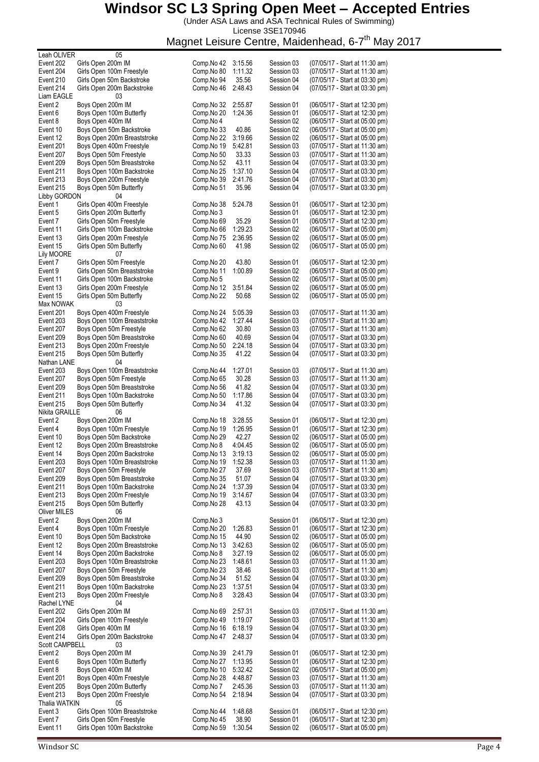# Windsor SC L3 Spring Open Meet – Accepted Entries

(Under ASA Laws and ASA Technical Rules of Swimming)
License 3SE170946

Magnet Leisure Centre, Maidenhead, 6-7th May 2017

| Event | Description | Comp. No | Time | Session | Date/Start |
|---|---|---|---|---|---|
| **Leah OLIVER** | **05** | | | | |
| Event 202 | Girls Open 200m IM | Comp.No 42 | 3:15.56 | Session 03 | (07/05/17 - Start at 11:30 am) |
| Event 204 | Girls Open 100m Freestyle | Comp.No 80 | 1:11.32 | Session 03 | (07/05/17 - Start at 11:30 am) |
| Event 210 | Girls Open 50m Backstroke | Comp.No 94 | 35.56 | Session 04 | (07/05/17 - Start at 03:30 pm) |
| Event 214 | Girls Open 200m Backstroke | Comp.No 46 | 2:48.43 | Session 04 | (07/05/17 - Start at 03:30 pm) |
| **Liam EAGLE** | **03** | | | | |
| Event 2 | Boys Open 200m IM | Comp.No 32 | 2:55.87 | Session 01 | (06/05/17 - Start at 12:30 pm) |
| Event 6 | Boys Open 100m Butterfly | Comp.No 20 | 1:24.36 | Session 01 | (06/05/17 - Start at 12:30 pm) |
| Event 8 | Boys Open 400m IM | Comp.No 4 | | Session 02 | (06/05/17 - Start at 05:00 pm) |
| Event 10 | Boys Open 50m Backstroke | Comp.No 33 | 40.86 | Session 02 | (06/05/17 - Start at 05:00 pm) |
| Event 12 | Boys Open 200m Breaststroke | Comp.No 22 | 3:19.66 | Session 02 | (06/05/17 - Start at 05:00 pm) |
| Event 201 | Boys Open 400m Freestyle | Comp.No 19 | 5:42.81 | Session 03 | (07/05/17 - Start at 11:30 am) |
| Event 207 | Boys Open 50m Freestyle | Comp.No 50 | 33.33 | Session 03 | (07/05/17 - Start at 11:30 am) |
| Event 209 | Boys Open 50m Breaststroke | Comp.No 52 | 43.11 | Session 04 | (07/05/17 - Start at 03:30 pm) |
| Event 211 | Boys Open 100m Backstroke | Comp.No 25 | 1:37.10 | Session 04 | (07/05/17 - Start at 03:30 pm) |
| Event 213 | Boys Open 200m Freestyle | Comp.No 39 | 2:41.76 | Session 04 | (07/05/17 - Start at 03:30 pm) |
| Event 215 | Boys Open 50m Butterfly | Comp.No 51 | 35.96 | Session 04 | (07/05/17 - Start at 03:30 pm) |
| **Libby GORDON** | **04** | | | | |
| Event 1 | Girls Open 400m Freestyle | Comp.No 38 | 5:24.78 | Session 01 | (06/05/17 - Start at 12:30 pm) |
| Event 5 | Girls Open 200m Butterfly | Comp.No 3 | | Session 01 | (06/05/17 - Start at 12:30 pm) |
| Event 7 | Girls Open 50m Freestyle | Comp.No 69 | 35.29 | Session 01 | (06/05/17 - Start at 12:30 pm) |
| Event 11 | Girls Open 100m Backstroke | Comp.No 66 | 1:29.23 | Session 02 | (06/05/17 - Start at 05:00 pm) |
| Event 13 | Girls Open 200m Freestyle | Comp.No 75 | 2:36.95 | Session 02 | (06/05/17 - Start at 05:00 pm) |
| Event 15 | Girls Open 50m Butterfly | Comp.No 60 | 41.98 | Session 02 | (06/05/17 - Start at 05:00 pm) |
| **Lily MOORE** | **07** | | | | |
| Event 7 | Girls Open 50m Freestyle | Comp.No 20 | 43.80 | Session 01 | (06/05/17 - Start at 12:30 pm) |
| Event 9 | Girls Open 50m Breaststroke | Comp.No 11 | 1:00.89 | Session 02 | (06/05/17 - Start at 05:00 pm) |
| Event 11 | Girls Open 100m Backstroke | Comp.No 5 | | Session 02 | (06/05/17 - Start at 05:00 pm) |
| Event 13 | Girls Open 200m Freestyle | Comp.No 12 | 3:51.84 | Session 02 | (06/05/17 - Start at 05:00 pm) |
| Event 15 | Girls Open 50m Butterfly | Comp.No 22 | 50.68 | Session 02 | (06/05/17 - Start at 05:00 pm) |
| **Max NOWAK** | **03** | | | | |
| Event 201 | Boys Open 400m Freestyle | Comp.No 24 | 5:05.39 | Session 03 | (07/05/17 - Start at 11:30 am) |
| Event 203 | Boys Open 100m Breaststroke | Comp.No 42 | 1:27.44 | Session 03 | (07/05/17 - Start at 11:30 am) |
| Event 207 | Boys Open 50m Freestyle | Comp.No 62 | 30.80 | Session 03 | (07/05/17 - Start at 11:30 am) |
| Event 209 | Boys Open 50m Breaststroke | Comp.No 60 | 40.69 | Session 04 | (07/05/17 - Start at 03:30 pm) |
| Event 213 | Boys Open 200m Freestyle | Comp.No 50 | 2:24.18 | Session 04 | (07/05/17 - Start at 03:30 pm) |
| Event 215 | Boys Open 50m Butterfly | Comp.No 35 | 41.22 | Session 04 | (07/05/17 - Start at 03:30 pm) |
| **Nathan LANE** | **04** | | | | |
| Event 203 | Boys Open 100m Breaststroke | Comp.No 44 | 1:27.01 | Session 03 | (07/05/17 - Start at 11:30 am) |
| Event 207 | Boys Open 50m Freestyle | Comp.No 65 | 30.28 | Session 03 | (07/05/17 - Start at 11:30 am) |
| Event 209 | Boys Open 50m Breaststroke | Comp.No 56 | 41.82 | Session 04 | (07/05/17 - Start at 03:30 pm) |
| Event 211 | Boys Open 100m Backstroke | Comp.No 50 | 1:17.86 | Session 04 | (07/05/17 - Start at 03:30 pm) |
| Event 215 | Boys Open 50m Butterfly | Comp.No 34 | 41.32 | Session 04 | (07/05/17 - Start at 03:30 pm) |
| **Nikita GRAILLE** | **06** | | | | |
| Event 2 | Boys Open 200m IM | Comp.No 18 | 3:28.55 | Session 01 | (06/05/17 - Start at 12:30 pm) |
| Event 4 | Boys Open 100m Freestyle | Comp.No 19 | 1:26.95 | Session 01 | (06/05/17 - Start at 12:30 pm) |
| Event 10 | Boys Open 50m Backstroke | Comp.No 29 | 42.27 | Session 02 | (06/05/17 - Start at 05:00 pm) |
| Event 12 | Boys Open 200m Breaststroke | Comp.No 8 | 4:04.45 | Session 02 | (06/05/17 - Start at 05:00 pm) |
| Event 14 | Boys Open 200m Backstroke | Comp.No 13 | 3:19.13 | Session 02 | (06/05/17 - Start at 05:00 pm) |
| Event 203 | Boys Open 100m Breaststroke | Comp.No 19 | 1:52.38 | Session 03 | (07/05/17 - Start at 11:30 am) |
| Event 207 | Boys Open 50m Freestyle | Comp.No 27 | 37.69 | Session 03 | (07/05/17 - Start at 11:30 am) |
| Event 209 | Boys Open 50m Breaststroke | Comp.No 35 | 51.07 | Session 04 | (07/05/17 - Start at 03:30 pm) |
| Event 211 | Boys Open 100m Backstroke | Comp.No 24 | 1:37.39 | Session 04 | (07/05/17 - Start at 03:30 pm) |
| Event 213 | Boys Open 200m Freestyle | Comp.No 19 | 3:14.67 | Session 04 | (07/05/17 - Start at 03:30 pm) |
| Event 215 | Boys Open 50m Butterfly | Comp.No 28 | 43.13 | Session 04 | (07/05/17 - Start at 03:30 pm) |
| **Oliver MILES** | **06** | | | | |
| Event 2 | Boys Open 200m IM | Comp.No 3 | | Session 01 | (06/05/17 - Start at 12:30 pm) |
| Event 4 | Boys Open 100m Freestyle | Comp.No 20 | 1:26.83 | Session 01 | (06/05/17 - Start at 12:30 pm) |
| Event 10 | Boys Open 50m Backstroke | Comp.No 15 | 44.90 | Session 02 | (06/05/17 - Start at 05:00 pm) |
| Event 12 | Boys Open 200m Breaststroke | Comp.No 13 | 3:42.63 | Session 02 | (06/05/17 - Start at 05:00 pm) |
| Event 14 | Boys Open 200m Backstroke | Comp.No 8 | 3:27.19 | Session 02 | (06/05/17 - Start at 05:00 pm) |
| Event 203 | Boys Open 100m Breaststroke | Comp.No 23 | 1:48.61 | Session 03 | (07/05/17 - Start at 11:30 am) |
| Event 207 | Boys Open 50m Freestyle | Comp.No 23 | 38.46 | Session 03 | (07/05/17 - Start at 11:30 am) |
| Event 209 | Boys Open 50m Breaststroke | Comp.No 34 | 51.52 | Session 04 | (07/05/17 - Start at 03:30 pm) |
| Event 211 | Boys Open 100m Backstroke | Comp.No 23 | 1:37.51 | Session 04 | (07/05/17 - Start at 03:30 pm) |
| Event 213 | Boys Open 200m Freestyle | Comp.No 8 | 3:28.43 | Session 04 | (07/05/17 - Start at 03:30 pm) |
| **Rachel LYNE** | **04** | | | | |
| Event 202 | Girls Open 200m IM | Comp.No 69 | 2:57.31 | Session 03 | (07/05/17 - Start at 11:30 am) |
| Event 204 | Girls Open 100m Freestyle | Comp.No 49 | 1:19.07 | Session 03 | (07/05/17 - Start at 11:30 am) |
| Event 208 | Girls Open 400m IM | Comp.No 16 | 6:18.19 | Session 04 | (07/05/17 - Start at 03:30 pm) |
| Event 214 | Girls Open 200m Backstroke | Comp.No 47 | 2:48.37 | Session 04 | (07/05/17 - Start at 03:30 pm) |
| **Scott CAMPBELL** | **03** | | | | |
| Event 2 | Boys Open 200m IM | Comp.No 39 | 2:41.79 | Session 01 | (06/05/17 - Start at 12:30 pm) |
| Event 6 | Boys Open 100m Butterfly | Comp.No 27 | 1:13.95 | Session 01 | (06/05/17 - Start at 12:30 pm) |
| Event 8 | Boys Open 400m IM | Comp.No 10 | 5:32.42 | Session 02 | (06/05/17 - Start at 05:00 pm) |
| Event 201 | Boys Open 400m Freestyle | Comp.No 28 | 4:48.87 | Session 03 | (07/05/17 - Start at 11:30 am) |
| Event 205 | Boys Open 200m Butterfly | Comp.No 7 | 2:45.36 | Session 03 | (07/05/17 - Start at 11:30 am) |
| Event 213 | Boys Open 200m Freestyle | Comp.No 54 | 2:18.94 | Session 04 | (07/05/17 - Start at 03:30 pm) |
| **Thalia WATKIN** | **05** | | | | |
| Event 3 | Girls Open 100m Breaststroke | Comp.No 44 | 1:48.68 | Session 01 | (06/05/17 - Start at 12:30 pm) |
| Event 7 | Girls Open 50m Freestyle | Comp.No 45 | 38.90 | Session 01 | (06/05/17 - Start at 12:30 pm) |
| Event 11 | Girls Open 100m Backstroke | Comp.No 59 | 1:30.54 | Session 02 | (06/05/17 - Start at 05:00 pm) |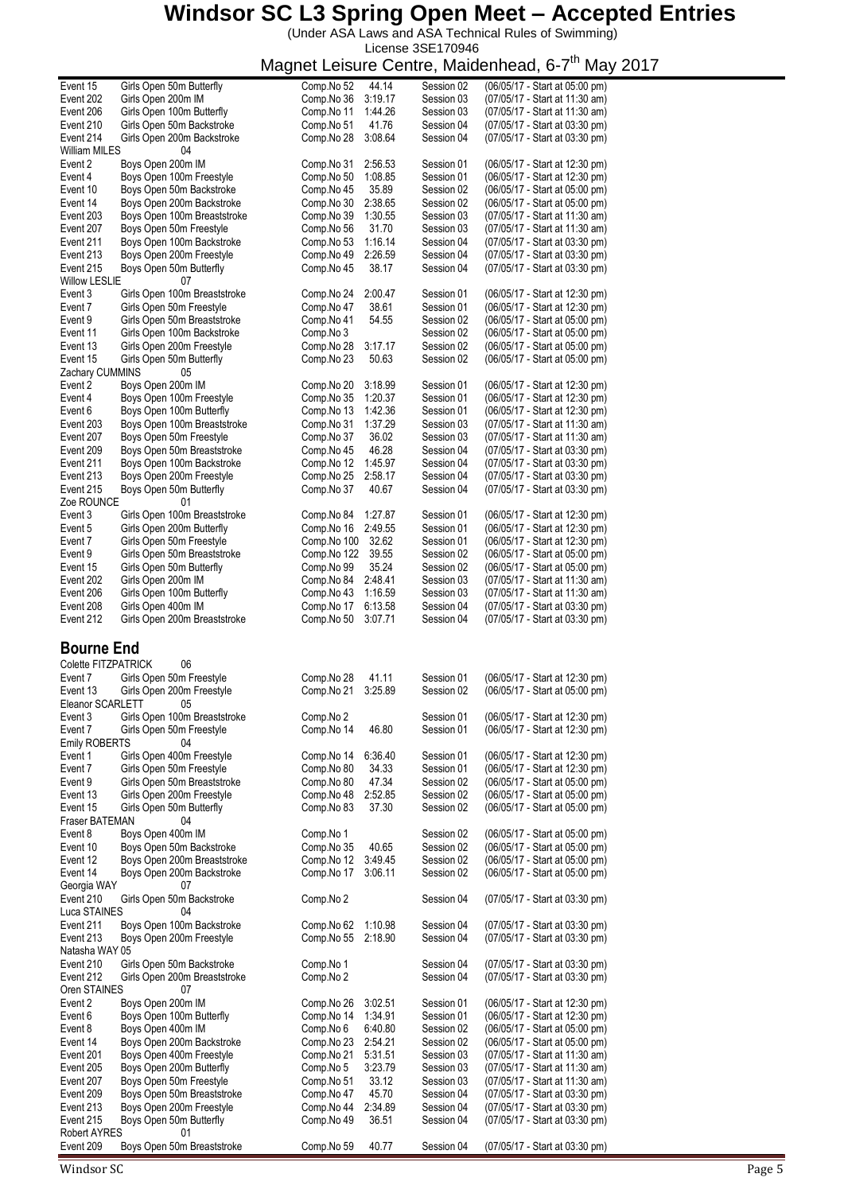# Windsor SC L3 Spring Open Meet – Accepted Entries

(Under ASA Laws and ASA Technical Rules of Swimming)
License 3SE170946
Magnet Leisure Centre, Maidenhead, 6-7[th] May 2017

| Event | Description | Comp | Time | Session | Date/Start |
|---|---|---|---|---|---|
| Event 15 | Girls Open 50m Butterfly | Comp.No 52 | 44.14 | Session 02 | (06/05/17 - Start at 05:00 pm) |
| Event 202 | Girls Open 200m IM | Comp.No 36 | 3:19.17 | Session 03 | (07/05/17 - Start at 11:30 am) |
| Event 206 | Girls Open 100m Butterfly | Comp.No 11 | 1:44.26 | Session 03 | (07/05/17 - Start at 11:30 am) |
| Event 210 | Girls Open 50m Backstroke | Comp.No 51 | 41.76 | Session 04 | (07/05/17 - Start at 03:30 pm) |
| Event 214 | Girls Open 200m Backstroke | Comp.No 28 | 3:08.64 | Session 04 | (07/05/17 - Start at 03:30 pm) |
| **William MILES** | 04 | | | | |
| Event 2 | Boys Open 200m IM | Comp.No 31 | 2:56.53 | Session 01 | (06/05/17 - Start at 12:30 pm) |
| Event 4 | Boys Open 100m Freestyle | Comp.No 50 | 1:08.85 | Session 01 | (06/05/17 - Start at 12:30 pm) |
| Event 10 | Boys Open 50m Backstroke | Comp.No 45 | 35.89 | Session 02 | (06/05/17 - Start at 05:00 pm) |
| Event 14 | Boys Open 200m Backstroke | Comp.No 30 | 2:38.65 | Session 02 | (06/05/17 - Start at 05:00 pm) |
| Event 203 | Boys Open 100m Breaststroke | Comp.No 39 | 1:30.55 | Session 03 | (07/05/17 - Start at 11:30 am) |
| Event 207 | Boys Open 50m Freestyle | Comp.No 56 | 31.70 | Session 03 | (07/05/17 - Start at 11:30 am) |
| Event 211 | Boys Open 100m Backstroke | Comp.No 53 | 1:16.14 | Session 04 | (07/05/17 - Start at 03:30 pm) |
| Event 213 | Boys Open 200m Freestyle | Comp.No 49 | 2:26.59 | Session 04 | (07/05/17 - Start at 03:30 pm) |
| Event 215 | Boys Open 50m Butterfly | Comp.No 45 | 38.17 | Session 04 | (07/05/17 - Start at 03:30 pm) |
| **Willow LESLIE** | 07 | | | | |
| Event 3 | Girls Open 100m Breaststroke | Comp.No 24 | 2:00.47 | Session 01 | (06/05/17 - Start at 12:30 pm) |
| Event 7 | Girls Open 50m Freestyle | Comp.No 47 | 38.61 | Session 01 | (06/05/17 - Start at 12:30 pm) |
| Event 9 | Girls Open 50m Breaststroke | Comp.No 41 | 54.55 | Session 02 | (06/05/17 - Start at 05:00 pm) |
| Event 11 | Girls Open 100m Backstroke | Comp.No 3 | | Session 02 | (06/05/17 - Start at 05:00 pm) |
| Event 13 | Girls Open 200m Freestyle | Comp.No 28 | 3:17.17 | Session 02 | (06/05/17 - Start at 05:00 pm) |
| Event 15 | Girls Open 50m Butterfly | Comp.No 23 | 50.63 | Session 02 | (06/05/17 - Start at 05:00 pm) |
| **Zachary CUMMINS** | 05 | | | | |
| Event 2 | Boys Open 200m IM | Comp.No 20 | 3:18.99 | Session 01 | (06/05/17 - Start at 12:30 pm) |
| Event 4 | Boys Open 100m Freestyle | Comp.No 35 | 1:20.37 | Session 01 | (06/05/17 - Start at 12:30 pm) |
| Event 6 | Boys Open 100m Butterfly | Comp.No 13 | 1:42.36 | Session 01 | (06/05/17 - Start at 12:30 pm) |
| Event 203 | Boys Open 100m Breaststroke | Comp.No 31 | 1:37.29 | Session 03 | (07/05/17 - Start at 11:30 am) |
| Event 207 | Boys Open 50m Freestyle | Comp.No 37 | 36.02 | Session 03 | (07/05/17 - Start at 11:30 am) |
| Event 209 | Boys Open 50m Breaststroke | Comp.No 45 | 46.28 | Session 04 | (07/05/17 - Start at 03:30 pm) |
| Event 211 | Boys Open 100m Backstroke | Comp.No 12 | 1:45.97 | Session 04 | (07/05/17 - Start at 03:30 pm) |
| Event 213 | Boys Open 200m Freestyle | Comp.No 25 | 2:58.17 | Session 04 | (07/05/17 - Start at 03:30 pm) |
| Event 215 | Boys Open 50m Butterfly | Comp.No 37 | 40.67 | Session 04 | (07/05/17 - Start at 03:30 pm) |
| **Zoe ROUNCE** | 01 | | | | |
| Event 3 | Girls Open 100m Breaststroke | Comp.No 84 | 1:27.87 | Session 01 | (06/05/17 - Start at 12:30 pm) |
| Event 5 | Girls Open 200m Butterfly | Comp.No 16 | 2:49.55 | Session 01 | (06/05/17 - Start at 12:30 pm) |
| Event 7 | Girls Open 50m Freestyle | Comp.No 100 | 32.62 | Session 01 | (06/05/17 - Start at 12:30 pm) |
| Event 9 | Girls Open 50m Breaststroke | Comp.No 122 | 39.55 | Session 02 | (06/05/17 - Start at 05:00 pm) |
| Event 15 | Girls Open 50m Butterfly | Comp.No 99 | 35.24 | Session 02 | (06/05/17 - Start at 05:00 pm) |
| Event 202 | Girls Open 200m IM | Comp.No 84 | 2:48.41 | Session 03 | (07/05/17 - Start at 11:30 am) |
| Event 206 | Girls Open 100m Butterfly | Comp.No 43 | 1:16.59 | Session 03 | (07/05/17 - Start at 11:30 am) |
| Event 208 | Girls Open 400m IM | Comp.No 17 | 6:13.58 | Session 04 | (07/05/17 - Start at 03:30 pm) |
| Event 212 | Girls Open 200m Breaststroke | Comp.No 50 | 3:07.71 | Session 04 | (07/05/17 - Start at 03:30 pm) |

## Bourne End

| Event | Description | Comp | Time | Session | Date/Start |
|---|---|---|---|---|---|
| **Colette FITZPATRICK** | 06 | | | | |
| Event 7 | Girls Open 50m Freestyle | Comp.No 28 | 41.11 | Session 01 | (06/05/17 - Start at 12:30 pm) |
| Event 13 | Girls Open 200m Freestyle | Comp.No 21 | 3:25.89 | Session 02 | (06/05/17 - Start at 05:00 pm) |
| **Eleanor SCARLETT** | 05 | | | | |
| Event 3 | Girls Open 100m Breaststroke | Comp.No 2 | | Session 01 | (06/05/17 - Start at 12:30 pm) |
| Event 7 | Girls Open 50m Freestyle | Comp.No 14 | 46.80 | Session 01 | (06/05/17 - Start at 12:30 pm) |
| **Emily ROBERTS** | 04 | | | | |
| Event 1 | Girls Open 400m Freestyle | Comp.No 14 | 6:36.40 | Session 01 | (06/05/17 - Start at 12:30 pm) |
| Event 7 | Girls Open 50m Freestyle | Comp.No 80 | 34.33 | Session 01 | (06/05/17 - Start at 12:30 pm) |
| Event 9 | Girls Open 50m Breaststroke | Comp.No 80 | 47.34 | Session 02 | (06/05/17 - Start at 05:00 pm) |
| Event 13 | Girls Open 200m Freestyle | Comp.No 48 | 2:52.85 | Session 02 | (06/05/17 - Start at 05:00 pm) |
| Event 15 | Girls Open 50m Butterfly | Comp.No 83 | 37.30 | Session 02 | (06/05/17 - Start at 05:00 pm) |
| **Fraser BATEMAN** | 04 | | | | |
| Event 8 | Boys Open 400m IM | Comp.No 1 | | Session 02 | (06/05/17 - Start at 05:00 pm) |
| Event 10 | Boys Open 50m Backstroke | Comp.No 35 | 40.65 | Session 02 | (06/05/17 - Start at 05:00 pm) |
| Event 12 | Boys Open 200m Breaststroke | Comp.No 12 | 3:49.45 | Session 02 | (06/05/17 - Start at 05:00 pm) |
| Event 14 | Boys Open 200m Backstroke | Comp.No 17 | 3:06.11 | Session 02 | (06/05/17 - Start at 05:00 pm) |
| **Georgia WAY** | 07 | | | | |
| Event 210 | Girls Open 50m Backstroke | Comp.No 2 | | Session 04 | (07/05/17 - Start at 03:30 pm) |
| **Luca STAINES** | 04 | | | | |
| Event 211 | Boys Open 100m Backstroke | Comp.No 62 | 1:10.98 | Session 04 | (07/05/17 - Start at 03:30 pm) |
| Event 213 | Boys Open 200m Freestyle | Comp.No 55 | 2:18.90 | Session 04 | (07/05/17 - Start at 03:30 pm) |
| **Natasha WAY** | 05 | | | | |
| Event 210 | Girls Open 50m Backstroke | Comp.No 1 | | Session 04 | (07/05/17 - Start at 03:30 pm) |
| Event 212 | Girls Open 200m Breaststroke | Comp.No 2 | | Session 04 | (07/05/17 - Start at 03:30 pm) |
| **Oren STAINES** | 07 | | | | |
| Event 2 | Boys Open 200m IM | Comp.No 26 | 3:02.51 | Session 01 | (06/05/17 - Start at 12:30 pm) |
| Event 6 | Boys Open 100m Butterfly | Comp.No 14 | 1:34.91 | Session 01 | (06/05/17 - Start at 12:30 pm) |
| Event 8 | Boys Open 400m IM | Comp.No 6 | 6:40.80 | Session 02 | (06/05/17 - Start at 05:00 pm) |
| Event 14 | Boys Open 200m Backstroke | Comp.No 23 | 2:54.21 | Session 02 | (06/05/17 - Start at 05:00 pm) |
| Event 201 | Boys Open 400m Freestyle | Comp.No 21 | 5:31.51 | Session 03 | (07/05/17 - Start at 11:30 am) |
| Event 205 | Boys Open 200m Butterfly | Comp.No 5 | 3:23.79 | Session 03 | (07/05/17 - Start at 11:30 am) |
| Event 207 | Boys Open 50m Freestyle | Comp.No 51 | 33.12 | Session 03 | (07/05/17 - Start at 11:30 am) |
| Event 209 | Boys Open 50m Breaststroke | Comp.No 47 | 45.70 | Session 04 | (07/05/17 - Start at 03:30 pm) |
| Event 213 | Boys Open 200m Freestyle | Comp.No 44 | 2:34.89 | Session 04 | (07/05/17 - Start at 03:30 pm) |
| Event 215 | Boys Open 50m Butterfly | Comp.No 49 | 36.51 | Session 04 | (07/05/17 - Start at 03:30 pm) |
| **Robert AYRES** | 01 | | | | |
| Event 209 | Boys Open 50m Breaststroke | Comp.No 59 | 40.77 | Session 04 | (07/05/17 - Start at 03:30 pm) |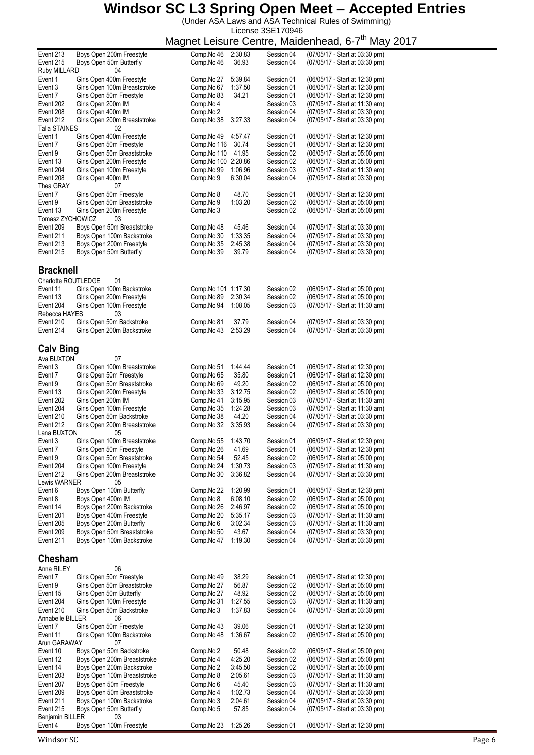# Windsor SC L3 Spring Open Meet – Accepted Entries

(Under ASA Laws and ASA Technical Rules of Swimming)

License 3SE170946

Magnet Leisure Centre, Maidenhead, 6-7th May 2017

| | | | | | |
|---|---|---|---|---|---|
| Event 213 | Boys Open 200m Freestyle | Comp.No 46 | 2:30.83 | Session 04 | (07/05/17 - Start at 03:30 pm) |
| Event 215 | Boys Open 50m Butterfly | Comp.No 46 | 36.93 | Session 04 | (07/05/17 - Start at 03:30 pm) |
| Ruby MILLARD | 04 | | | | |
| Event 1 | Girls Open 400m Freestyle | Comp.No 27 | 5:39.84 | Session 01 | (06/05/17 - Start at 12:30 pm) |
| Event 3 | Girls Open 100m Breaststroke | Comp.No 67 | 1:37.50 | Session 01 | (06/05/17 - Start at 12:30 pm) |
| Event 7 | Girls Open 50m Freestyle | Comp.No 83 | 34.21 | Session 01 | (06/05/17 - Start at 12:30 pm) |
| Event 202 | Girls Open 200m IM | Comp.No 4 | | Session 03 | (07/05/17 - Start at 11:30 am) |
| Event 208 | Girls Open 400m IM | Comp.No 2 | | Session 04 | (07/05/17 - Start at 03:30 pm) |
| Event 212 | Girls Open 200m Breaststroke | Comp.No 38 | 3:27.33 | Session 04 | (07/05/17 - Start at 03:30 pm) |
| Talia STAINES | 02 | | | | |
| Event 1 | Girls Open 400m Freestyle | Comp.No 49 | 4:57.47 | Session 01 | (06/05/17 - Start at 12:30 pm) |
| Event 7 | Girls Open 50m Freestyle | Comp.No 116 | 30.74 | Session 01 | (06/05/17 - Start at 12:30 pm) |
| Event 9 | Girls Open 50m Breaststroke | Comp.No 110 | 41.95 | Session 02 | (06/05/17 - Start at 05:00 pm) |
| Event 13 | Girls Open 200m Freestyle | Comp.No 100 | 2:20.86 | Session 02 | (06/05/17 - Start at 05:00 pm) |
| Event 204 | Girls Open 100m Freestyle | Comp.No 99 | 1:06.96 | Session 03 | (07/05/17 - Start at 11:30 am) |
| Event 208 | Girls Open 400m IM | Comp.No 9 | 6:30.04 | Session 04 | (07/05/17 - Start at 03:30 pm) |
| Thea GRAY | 07 | | | | |
| Event 7 | Girls Open 50m Freestyle | Comp.No 8 | 48.70 | Session 01 | (06/05/17 - Start at 12:30 pm) |
| Event 9 | Girls Open 50m Breaststroke | Comp.No 9 | 1:03.20 | Session 02 | (06/05/17 - Start at 05:00 pm) |
| Event 13 | Girls Open 200m Freestyle | Comp.No 3 | | Session 02 | (06/05/17 - Start at 05:00 pm) |
| Tomasz ZYCHOWICZ | 03 | | | | |
| Event 209 | Boys Open 50m Breaststroke | Comp.No 48 | 45.46 | Session 04 | (07/05/17 - Start at 03:30 pm) |
| Event 211 | Boys Open 100m Backstroke | Comp.No 30 | 1:33.35 | Session 04 | (07/05/17 - Start at 03:30 pm) |
| Event 213 | Boys Open 200m Freestyle | Comp.No 35 | 2:45.38 | Session 04 | (07/05/17 - Start at 03:30 pm) |
| Event 215 | Boys Open 50m Butterfly | Comp.No 39 | 39.79 | Session 04 | (07/05/17 - Start at 03:30 pm) |

## Bracknell

| | | | | | |
|---|---|---|---|---|---|
| Charlotte ROUTLEDGE | 01 | | | | |
| Event 11 | Girls Open 100m Backstroke | Comp.No 101 | 1:17.30 | Session 02 | (06/05/17 - Start at 05:00 pm) |
| Event 13 | Girls Open 200m Freestyle | Comp.No 89 | 2:30.34 | Session 02 | (06/05/17 - Start at 05:00 pm) |
| Event 204 | Girls Open 100m Freestyle | Comp.No 94 | 1:08.05 | Session 03 | (07/05/17 - Start at 11:30 am) |
| Rebecca HAYES | 03 | | | | |
| Event 210 | Girls Open 50m Backstroke | Comp.No 81 | 37.79 | Session 04 | (07/05/17 - Start at 03:30 pm) |
| Event 214 | Girls Open 200m Backstroke | Comp.No 43 | 2:53.29 | Session 04 | (07/05/17 - Start at 03:30 pm) |

## Calv Bing

| | | | | | |
|---|---|---|---|---|---|
| Ava BUXTON | 07 | | | | |
| Event 3 | Girls Open 100m Breaststroke | Comp.No 51 | 1:44.44 | Session 01 | (06/05/17 - Start at 12:30 pm) |
| Event 7 | Girls Open 50m Freestyle | Comp.No 65 | 35.80 | Session 01 | (06/05/17 - Start at 12:30 pm) |
| Event 9 | Girls Open 50m Breaststroke | Comp.No 69 | 49.20 | Session 02 | (06/05/17 - Start at 05:00 pm) |
| Event 13 | Girls Open 200m Freestyle | Comp.No 33 | 3:12.75 | Session 02 | (06/05/17 - Start at 05:00 pm) |
| Event 202 | Girls Open 200m IM | Comp.No 41 | 3:15.95 | Session 03 | (07/05/17 - Start at 11:30 am) |
| Event 204 | Girls Open 100m Freestyle | Comp.No 35 | 1:24.28 | Session 03 | (07/05/17 - Start at 11:30 am) |
| Event 210 | Girls Open 50m Backstroke | Comp.No 38 | 44.20 | Session 04 | (07/05/17 - Start at 03:30 pm) |
| Event 212 | Girls Open 200m Breaststroke | Comp.No 32 | 3:35.93 | Session 04 | (07/05/17 - Start at 03:30 pm) |
| Lana BUXTON | 05 | | | | |
| Event 3 | Girls Open 100m Breaststroke | Comp.No 55 | 1:43.70 | Session 01 | (06/05/17 - Start at 12:30 pm) |
| Event 7 | Girls Open 50m Freestyle | Comp.No 26 | 41.69 | Session 01 | (06/05/17 - Start at 12:30 pm) |
| Event 9 | Girls Open 50m Breaststroke | Comp.No 54 | 52.45 | Session 02 | (06/05/17 - Start at 05:00 pm) |
| Event 204 | Girls Open 100m Freestyle | Comp.No 24 | 1:30.73 | Session 03 | (07/05/17 - Start at 11:30 am) |
| Event 212 | Girls Open 200m Breaststroke | Comp.No 30 | 3:36.82 | Session 04 | (07/05/17 - Start at 03:30 pm) |
| Lewis WARNER | 05 | | | | |
| Event 6 | Boys Open 100m Butterfly | Comp.No 22 | 1:20.99 | Session 01 | (06/05/17 - Start at 12:30 pm) |
| Event 8 | Boys Open 400m IM | Comp.No 8 | 6:08.10 | Session 02 | (06/05/17 - Start at 05:00 pm) |
| Event 14 | Boys Open 200m Backstroke | Comp.No 26 | 2:46.97 | Session 02 | (06/05/17 - Start at 05:00 pm) |
| Event 201 | Boys Open 400m Freestyle | Comp.No 20 | 5:35.17 | Session 03 | (07/05/17 - Start at 11:30 am) |
| Event 205 | Boys Open 200m Butterfly | Comp.No 6 | 3:02.34 | Session 03 | (07/05/17 - Start at 11:30 am) |
| Event 209 | Boys Open 50m Breaststroke | Comp.No 50 | 43.67 | Session 04 | (07/05/17 - Start at 03:30 pm) |
| Event 211 | Boys Open 100m Backstroke | Comp.No 47 | 1:19.30 | Session 04 | (07/05/17 - Start at 03:30 pm) |

## Chesham

| | | | | | |
|---|---|---|---|---|---|
| Anna RILEY | 06 | | | | |
| Event 7 | Girls Open 50m Freestyle | Comp.No 49 | 38.29 | Session 01 | (06/05/17 - Start at 12:30 pm) |
| Event 9 | Girls Open 50m Breaststroke | Comp.No 27 | 56.87 | Session 02 | (06/05/17 - Start at 05:00 pm) |
| Event 15 | Girls Open 50m Butterfly | Comp.No 27 | 48.92 | Session 02 | (06/05/17 - Start at 05:00 pm) |
| Event 204 | Girls Open 100m Freestyle | Comp.No 31 | 1:27.55 | Session 03 | (07/05/17 - Start at 11:30 am) |
| Event 210 | Girls Open 50m Backstroke | Comp.No 3 | 1:37.83 | Session 04 | (07/05/17 - Start at 03:30 pm) |
| Annabelle BILLER | 06 | | | | |
| Event 7 | Girls Open 50m Freestyle | Comp.No 43 | 39.06 | Session 01 | (06/05/17 - Start at 12:30 pm) |
| Event 11 | Girls Open 100m Backstroke | Comp.No 48 | 1:36.67 | Session 02 | (06/05/17 - Start at 05:00 pm) |
| Arun GARAWAY | 07 | | | | |
| Event 10 | Boys Open 50m Backstroke | Comp.No 2 | 50.48 | Session 02 | (06/05/17 - Start at 05:00 pm) |
| Event 12 | Boys Open 200m Breaststroke | Comp.No 4 | 4:25.20 | Session 02 | (06/05/17 - Start at 05:00 pm) |
| Event 14 | Boys Open 200m Backstroke | Comp.No 2 | 3:45.50 | Session 02 | (06/05/17 - Start at 05:00 pm) |
| Event 203 | Boys Open 100m Breaststroke | Comp.No 8 | 2:05.61 | Session 03 | (07/05/17 - Start at 11:30 am) |
| Event 207 | Boys Open 50m Freestyle | Comp.No 6 | 45.40 | Session 03 | (07/05/17 - Start at 11:30 am) |
| Event 209 | Boys Open 50m Breaststroke | Comp.No 4 | 1:02.73 | Session 04 | (07/05/17 - Start at 03:30 pm) |
| Event 211 | Boys Open 100m Backstroke | Comp.No 3 | 2:04.61 | Session 04 | (07/05/17 - Start at 03:30 pm) |
| Event 215 | Boys Open 50m Butterfly | Comp.No 5 | 57.85 | Session 04 | (07/05/17 - Start at 03:30 pm) |
| Benjamin BILLER | 03 | | | | |
| Event 4 | Boys Open 100m Freestyle | Comp.No 23 | 1:25.26 | Session 01 | (06/05/17 - Start at 12:30 pm) |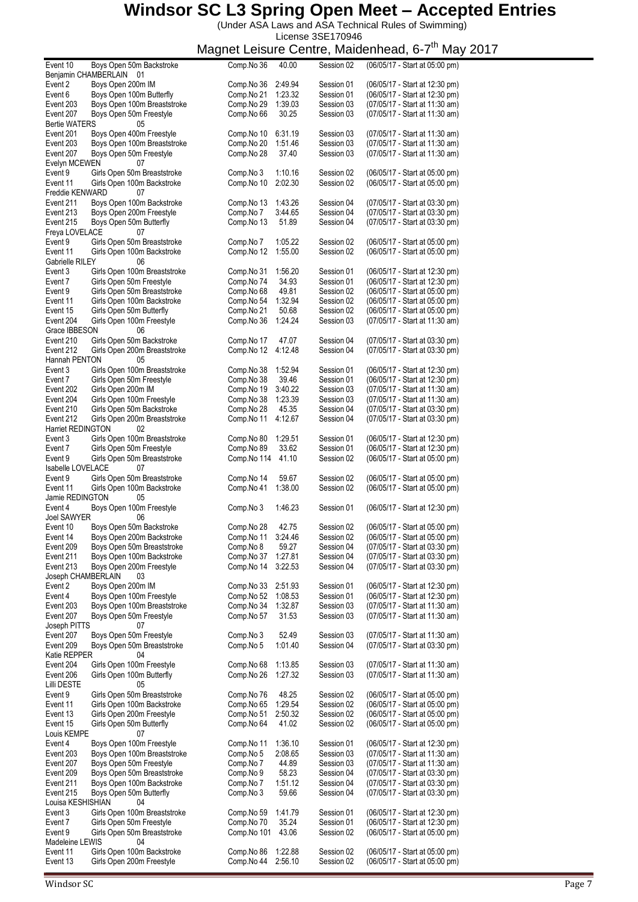# Windsor SC L3 Spring Open Meet – Accepted Entries

(Under ASA Laws and ASA Technical Rules of Swimming)
License 3SE170946
Magnet Leisure Centre, Maidenhead, 6-7th May 2017

| Event | Description | Comp No | Time | Session | Date/Start |
|---|---|---|---|---|---|
| Event 10 | Boys Open 50m Backstroke | Comp.No 36 | 40.00 | Session 02 | (06/05/17 - Start at 05:00 pm) |
| **Benjamin CHAMBERLAIN 01** | | | | | |
| Event 2 | Boys Open 200m IM | Comp.No 36 | 2:49.94 | Session 01 | (06/05/17 - Start at 12:30 pm) |
| Event 6 | Boys Open 100m Butterfly | Comp.No 21 | 1:23.32 | Session 01 | (06/05/17 - Start at 12:30 pm) |
| Event 203 | Boys Open 100m Breaststroke | Comp.No 29 | 1:39.03 | Session 03 | (07/05/17 - Start at 11:30 am) |
| Event 207 | Boys Open 50m Freestyle | Comp.No 66 | 30.25 | Session 03 | (07/05/17 - Start at 11:30 am) |
| **Bertie WATERS 05** | | | | | |
| Event 201 | Boys Open 400m Freestyle | Comp.No 10 | 6:31.19 | Session 03 | (07/05/17 - Start at 11:30 am) |
| Event 203 | Boys Open 100m Breaststroke | Comp.No 20 | 1:51.46 | Session 03 | (07/05/17 - Start at 11:30 am) |
| Event 207 | Boys Open 50m Freestyle | Comp.No 28 | 37.40 | Session 03 | (07/05/17 - Start at 11:30 am) |
| **Evelyn MCEWEN 07** | | | | | |
| Event 9 | Girls Open 50m Breaststroke | Comp.No 3 | 1:10.16 | Session 02 | (06/05/17 - Start at 05:00 pm) |
| Event 11 | Girls Open 100m Backstroke | Comp.No 10 | 2:02.30 | Session 02 | (06/05/17 - Start at 05:00 pm) |
| **Freddie KENWARD 07** | | | | | |
| Event 211 | Boys Open 100m Backstroke | Comp.No 13 | 1:43.26 | Session 04 | (07/05/17 - Start at 03:30 pm) |
| Event 213 | Boys Open 200m Freestyle | Comp.No 7 | 3:44.65 | Session 04 | (07/05/17 - Start at 03:30 pm) |
| Event 215 | Boys Open 50m Butterfly | Comp.No 13 | 51.89 | Session 04 | (07/05/17 - Start at 03:30 pm) |
| **Freya LOVELACE 07** | | | | | |
| Event 9 | Girls Open 50m Breaststroke | Comp.No 7 | 1:05.22 | Session 02 | (06/05/17 - Start at 05:00 pm) |
| Event 11 | Girls Open 100m Backstroke | Comp.No 12 | 1:55.00 | Session 02 | (06/05/17 - Start at 05:00 pm) |
| **Gabrielle RILEY 06** | | | | | |
| Event 3 | Girls Open 100m Breaststroke | Comp.No 31 | 1:56.20 | Session 01 | (06/05/17 - Start at 12:30 pm) |
| Event 7 | Girls Open 50m Freestyle | Comp.No 74 | 34.93 | Session 01 | (06/05/17 - Start at 12:30 pm) |
| Event 9 | Girls Open 50m Breaststroke | Comp.No 68 | 49.81 | Session 02 | (06/05/17 - Start at 05:00 pm) |
| Event 11 | Girls Open 100m Backstroke | Comp.No 54 | 1:32.94 | Session 02 | (06/05/17 - Start at 05:00 pm) |
| Event 15 | Girls Open 50m Butterfly | Comp.No 21 | 50.68 | Session 02 | (06/05/17 - Start at 05:00 pm) |
| Event 204 | Girls Open 100m Freestyle | Comp.No 36 | 1:24.24 | Session 03 | (07/05/17 - Start at 11:30 am) |
| **Grace IBBESON 06** | | | | | |
| Event 210 | Girls Open 50m Backstroke | Comp.No 17 | 47.07 | Session 04 | (07/05/17 - Start at 03:30 pm) |
| Event 212 | Girls Open 200m Breaststroke | Comp.No 12 | 4:12.48 | Session 04 | (07/05/17 - Start at 03:30 pm) |
| **Hannah PENTON 05** | | | | | |
| Event 3 | Girls Open 100m Breaststroke | Comp.No 38 | 1:52.94 | Session 01 | (06/05/17 - Start at 12:30 pm) |
| Event 7 | Girls Open 50m Freestyle | Comp.No 38 | 39.46 | Session 01 | (06/05/17 - Start at 12:30 pm) |
| Event 202 | Girls Open 200m IM | Comp.No 19 | 3:40.22 | Session 03 | (07/05/17 - Start at 11:30 am) |
| Event 204 | Girls Open 100m Freestyle | Comp.No 38 | 1:23.39 | Session 03 | (07/05/17 - Start at 11:30 am) |
| Event 210 | Girls Open 50m Backstroke | Comp.No 28 | 45.35 | Session 04 | (07/05/17 - Start at 03:30 pm) |
| Event 212 | Girls Open 200m Breaststroke | Comp.No 11 | 4:12.67 | Session 04 | (07/05/17 - Start at 03:30 pm) |
| **Harriet REDINGTON 02** | | | | | |
| Event 3 | Girls Open 100m Breaststroke | Comp.No 80 | 1:29.51 | Session 01 | (06/05/17 - Start at 12:30 pm) |
| Event 7 | Girls Open 50m Freestyle | Comp.No 89 | 33.62 | Session 01 | (06/05/17 - Start at 12:30 pm) |
| Event 9 | Girls Open 50m Breaststroke | Comp.No 114 | 41.10 | Session 02 | (06/05/17 - Start at 05:00 pm) |
| **Isabelle LOVELACE 07** | | | | | |
| Event 9 | Girls Open 50m Breaststroke | Comp.No 14 | 59.67 | Session 02 | (06/05/17 - Start at 05:00 pm) |
| Event 11 | Girls Open 100m Backstroke | Comp.No 41 | 1:38.00 | Session 02 | (06/05/17 - Start at 05:00 pm) |
| **Jamie REDINGTON 05** | | | | | |
| Event 4 | Boys Open 100m Freestyle | Comp.No 3 | 1:46.23 | Session 01 | (06/05/17 - Start at 12:30 pm) |
| **Joel SAWYER 06** | | | | | |
| Event 10 | Boys Open 50m Backstroke | Comp.No 28 | 42.75 | Session 02 | (06/05/17 - Start at 05:00 pm) |
| Event 14 | Boys Open 200m Backstroke | Comp.No 11 | 3:24.46 | Session 02 | (06/05/17 - Start at 05:00 pm) |
| Event 209 | Boys Open 50m Breaststroke | Comp.No 8 | 59.27 | Session 04 | (07/05/17 - Start at 03:30 pm) |
| Event 211 | Boys Open 100m Backstroke | Comp.No 37 | 1:27.81 | Session 04 | (07/05/17 - Start at 03:30 pm) |
| Event 213 | Boys Open 200m Freestyle | Comp.No 14 | 3:22.53 | Session 04 | (07/05/17 - Start at 03:30 pm) |
| **Joseph CHAMBERLAIN 03** | | | | | |
| Event 2 | Boys Open 200m IM | Comp.No 33 | 2:51.93 | Session 01 | (06/05/17 - Start at 12:30 pm) |
| Event 4 | Boys Open 100m Freestyle | Comp.No 52 | 1:08.53 | Session 01 | (06/05/17 - Start at 12:30 pm) |
| Event 203 | Boys Open 100m Breaststroke | Comp.No 34 | 1:32.87 | Session 03 | (07/05/17 - Start at 11:30 am) |
| Event 207 | Boys Open 50m Freestyle | Comp.No 57 | 31.53 | Session 03 | (07/05/17 - Start at 11:30 am) |
| **Joseph PITTS 07** | | | | | |
| Event 207 | Boys Open 50m Freestyle | Comp.No 3 | 52.49 | Session 03 | (07/05/17 - Start at 11:30 am) |
| Event 209 | Boys Open 50m Breaststroke | Comp.No 5 | 1:01.40 | Session 04 | (07/05/17 - Start at 03:30 pm) |
| **Katie REPPER 04** | | | | | |
| Event 204 | Girls Open 100m Freestyle | Comp.No 68 | 1:13.85 | Session 03 | (07/05/17 - Start at 11:30 am) |
| Event 206 | Girls Open 100m Butterfly | Comp.No 26 | 1:27.32 | Session 03 | (07/05/17 - Start at 11:30 am) |
| **Lilli DESTE 05** | | | | | |
| Event 9 | Girls Open 50m Breaststroke | Comp.No 76 | 48.25 | Session 02 | (06/05/17 - Start at 05:00 pm) |
| Event 11 | Girls Open 100m Backstroke | Comp.No 65 | 1:29.54 | Session 02 | (06/05/17 - Start at 05:00 pm) |
| Event 13 | Girls Open 200m Freestyle | Comp.No 51 | 2:50.32 | Session 02 | (06/05/17 - Start at 05:00 pm) |
| Event 15 | Girls Open 50m Butterfly | Comp.No 64 | 41.02 | Session 02 | (06/05/17 - Start at 05:00 pm) |
| **Louis KEMPE 07** | | | | | |
| Event 4 | Boys Open 100m Freestyle | Comp.No 11 | 1:36.10 | Session 01 | (06/05/17 - Start at 12:30 pm) |
| Event 203 | Boys Open 100m Breaststroke | Comp.No 5 | 2:08.65 | Session 03 | (07/05/17 - Start at 11:30 am) |
| Event 207 | Boys Open 50m Freestyle | Comp.No 7 | 44.89 | Session 03 | (07/05/17 - Start at 11:30 am) |
| Event 209 | Boys Open 50m Breaststroke | Comp.No 9 | 58.23 | Session 04 | (07/05/17 - Start at 03:30 pm) |
| Event 211 | Boys Open 100m Backstroke | Comp.No 7 | 1:51.12 | Session 04 | (07/05/17 - Start at 03:30 pm) |
| Event 215 | Boys Open 50m Butterfly | Comp.No 3 | 59.66 | Session 04 | (07/05/17 - Start at 03:30 pm) |
| **Louisa KESHISHIAN 04** | | | | | |
| Event 3 | Girls Open 100m Breaststroke | Comp.No 59 | 1:41.79 | Session 01 | (06/05/17 - Start at 12:30 pm) |
| Event 7 | Girls Open 50m Freestyle | Comp.No 70 | 35.24 | Session 01 | (06/05/17 - Start at 12:30 pm) |
| Event 9 | Girls Open 50m Breaststroke | Comp.No 101 | 43.06 | Session 02 | (06/05/17 - Start at 05:00 pm) |
| **Madeleine LEWIS 04** | | | | | |
| Event 11 | Girls Open 100m Backstroke | Comp.No 86 | 1:22.88 | Session 02 | (06/05/17 - Start at 05:00 pm) |
| Event 13 | Girls Open 200m Freestyle | Comp.No 44 | 2:56.10 | Session 02 | (06/05/17 - Start at 05:00 pm) |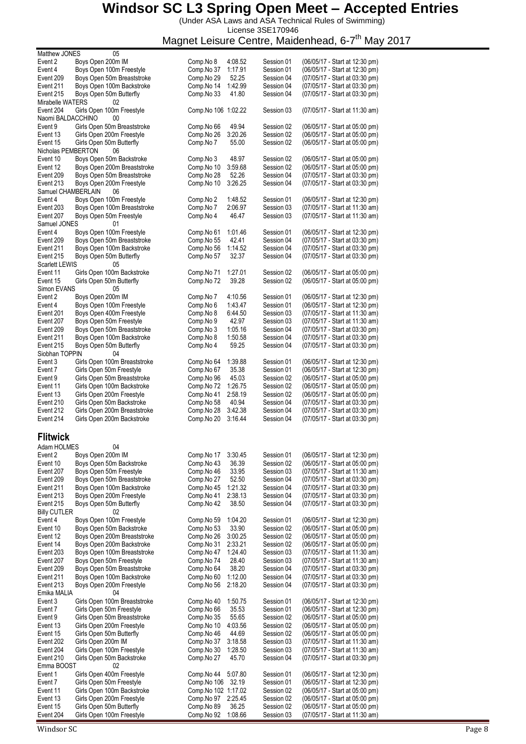# Windsor SC L3 Spring Open Meet – Accepted Entries

(Under ASA Laws and ASA Technical Rules of Swimming)
License 3SE170946
Magnet Leisure Centre, Maidenhead, 6-7th May 2017

**Matthew JONES** 05

| | | | | | |
|---|---|---|---|---|---|
| Event 2 | Boys Open 200m IM | Comp.No 8 | 4:08.52 | Session 01 | (06/05/17 - Start at 12:30 pm) |
| Event 4 | Boys Open 100m Freestyle | Comp.No 37 | 1:17.91 | Session 01 | (06/05/17 - Start at 12:30 pm) |
| Event 209 | Boys Open 50m Breaststroke | Comp.No 29 | 52.25 | Session 04 | (07/05/17 - Start at 03:30 pm) |
| Event 211 | Boys Open 100m Backstroke | Comp.No 14 | 1:42.99 | Session 04 | (07/05/17 - Start at 03:30 pm) |
| Event 215 | Boys Open 50m Butterfly | Comp.No 33 | 41.80 | Session 04 | (07/05/17 - Start at 03:30 pm) |

**Mirabelle WATERS** 02

| | | | | | |
|---|---|---|---|---|---|
| Event 204 | Girls Open 100m Freestyle | Comp.No 106 | 1:02.22 | Session 03 | (07/05/17 - Start at 11:30 am) |

**Naomi BALDACCHINO** 00

| | | | | | |
|---|---|---|---|---|---|
| Event 9 | Girls Open 50m Breaststroke | Comp.No 66 | 49.94 | Session 02 | (06/05/17 - Start at 05:00 pm) |
| Event 13 | Girls Open 200m Freestyle | Comp.No 26 | 3:20.26 | Session 02 | (06/05/17 - Start at 05:00 pm) |
| Event 15 | Girls Open 50m Butterfly | Comp.No 7 | 55.00 | Session 02 | (06/05/17 - Start at 05:00 pm) |

**Nicholas PEMBERTON** 06

| | | | | | |
|---|---|---|---|---|---|
| Event 10 | Boys Open 50m Backstroke | Comp.No 3 | 48.97 | Session 02 | (06/05/17 - Start at 05:00 pm) |
| Event 12 | Boys Open 200m Breaststroke | Comp.No 10 | 3:59.68 | Session 02 | (06/05/17 - Start at 05:00 pm) |
| Event 209 | Boys Open 50m Breaststroke | Comp.No 28 | 52.26 | Session 04 | (07/05/17 - Start at 03:30 pm) |
| Event 213 | Boys Open 200m Freestyle | Comp.No 10 | 3:26.25 | Session 04 | (07/05/17 - Start at 03:30 pm) |

**Samuel CHAMBERLAIN** 06

| | | | | | |
|---|---|---|---|---|---|
| Event 4 | Boys Open 100m Freestyle | Comp.No 2 | 1:48.52 | Session 01 | (06/05/17 - Start at 12:30 pm) |
| Event 203 | Boys Open 100m Breaststroke | Comp.No 7 | 2:06.97 | Session 03 | (07/05/17 - Start at 11:30 am) |
| Event 207 | Boys Open 50m Freestyle | Comp.No 4 | 46.47 | Session 03 | (07/05/17 - Start at 11:30 am) |

**Samuel JONES** 01

| | | | | | |
|---|---|---|---|---|---|
| Event 4 | Boys Open 100m Freestyle | Comp.No 61 | 1:01.46 | Session 01 | (06/05/17 - Start at 12:30 pm) |
| Event 209 | Boys Open 50m Breaststroke | Comp.No 55 | 42.41 | Session 04 | (07/05/17 - Start at 03:30 pm) |
| Event 211 | Boys Open 100m Backstroke | Comp.No 56 | 1:14.52 | Session 04 | (07/05/17 - Start at 03:30 pm) |
| Event 215 | Boys Open 50m Butterfly | Comp.No 57 | 32.37 | Session 04 | (07/05/17 - Start at 03:30 pm) |

**Scarlett LEWIS** 05

| | | | | | |
|---|---|---|---|---|---|
| Event 11 | Girls Open 100m Backstroke | Comp.No 71 | 1:27.01 | Session 02 | (06/05/17 - Start at 05:00 pm) |
| Event 15 | Girls Open 50m Butterfly | Comp.No 72 | 39.28 | Session 02 | (06/05/17 - Start at 05:00 pm) |

**Simon EVANS** 05

| | | | | | |
|---|---|---|---|---|---|
| Event 2 | Boys Open 200m IM | Comp.No 7 | 4:10.56 | Session 01 | (06/05/17 - Start at 12:30 pm) |
| Event 4 | Boys Open 100m Freestyle | Comp.No 6 | 1:43.47 | Session 01 | (06/05/17 - Start at 12:30 pm) |
| Event 201 | Boys Open 400m Freestyle | Comp.No 8 | 6:44.50 | Session 03 | (07/05/17 - Start at 11:30 am) |
| Event 207 | Boys Open 50m Freestyle | Comp.No 9 | 42.97 | Session 03 | (07/05/17 - Start at 11:30 am) |
| Event 209 | Boys Open 50m Breaststroke | Comp.No 3 | 1:05.16 | Session 04 | (07/05/17 - Start at 03:30 pm) |
| Event 211 | Boys Open 100m Backstroke | Comp.No 8 | 1:50.58 | Session 04 | (07/05/17 - Start at 03:30 pm) |
| Event 215 | Boys Open 50m Butterfly | Comp.No 4 | 59.25 | Session 04 | (07/05/17 - Start at 03:30 pm) |

**Siobhan TOPPIN** 04

| | | | | | |
|---|---|---|---|---|---|
| Event 3 | Girls Open 100m Breaststroke | Comp.No 64 | 1:39.88 | Session 01 | (06/05/17 - Start at 12:30 pm) |
| Event 7 | Girls Open 50m Freestyle | Comp.No 67 | 35.38 | Session 01 | (06/05/17 - Start at 12:30 pm) |
| Event 9 | Girls Open 50m Breaststroke | Comp.No 96 | 45.03 | Session 02 | (06/05/17 - Start at 05:00 pm) |
| Event 11 | Girls Open 100m Backstroke | Comp.No 72 | 1:26.75 | Session 02 | (06/05/17 - Start at 05:00 pm) |
| Event 13 | Girls Open 200m Freestyle | Comp.No 41 | 2:58.19 | Session 02 | (06/05/17 - Start at 05:00 pm) |
| Event 210 | Girls Open 50m Backstroke | Comp.No 58 | 40.94 | Session 04 | (07/05/17 - Start at 03:30 pm) |
| Event 212 | Girls Open 200m Breaststroke | Comp.No 28 | 3:42.38 | Session 04 | (07/05/17 - Start at 03:30 pm) |
| Event 214 | Girls Open 200m Backstroke | Comp.No 20 | 3:16.44 | Session 04 | (07/05/17 - Start at 03:30 pm) |

## Flitwick

**Adam HOLMES** 04

| | | | | | |
|---|---|---|---|---|---|
| Event 2 | Boys Open 200m IM | Comp.No 17 | 3:30.45 | Session 01 | (06/05/17 - Start at 12:30 pm) |
| Event 10 | Boys Open 50m Backstroke | Comp.No 43 | 36.39 | Session 02 | (06/05/17 - Start at 05:00 pm) |
| Event 207 | Boys Open 50m Freestyle | Comp.No 46 | 33.95 | Session 03 | (07/05/17 - Start at 11:30 am) |
| Event 209 | Boys Open 50m Breaststroke | Comp.No 27 | 52.50 | Session 04 | (07/05/17 - Start at 03:30 pm) |
| Event 211 | Boys Open 100m Backstroke | Comp.No 45 | 1:21.32 | Session 04 | (07/05/17 - Start at 03:30 pm) |
| Event 213 | Boys Open 200m Freestyle | Comp.No 41 | 2:38.13 | Session 04 | (07/05/17 - Start at 03:30 pm) |
| Event 215 | Boys Open 50m Butterfly | Comp.No 42 | 38.50 | Session 04 | (07/05/17 - Start at 03:30 pm) |

**Billy CUTLER** 02

| | | | | | |
|---|---|---|---|---|---|
| Event 4 | Boys Open 100m Freestyle | Comp.No 59 | 1:04.20 | Session 01 | (06/05/17 - Start at 12:30 pm) |
| Event 10 | Boys Open 50m Backstroke | Comp.No 53 | 33.90 | Session 02 | (06/05/17 - Start at 05:00 pm) |
| Event 12 | Boys Open 200m Breaststroke | Comp.No 26 | 3:00.25 | Session 02 | (06/05/17 - Start at 05:00 pm) |
| Event 14 | Boys Open 200m Backstroke | Comp.No 31 | 2:33.21 | Session 02 | (06/05/17 - Start at 05:00 pm) |
| Event 203 | Boys Open 100m Breaststroke | Comp.No 47 | 1:24.40 | Session 03 | (07/05/17 - Start at 11:30 am) |
| Event 207 | Boys Open 50m Freestyle | Comp.No 74 | 28.40 | Session 03 | (07/05/17 - Start at 11:30 am) |
| Event 209 | Boys Open 50m Breaststroke | Comp.No 64 | 38.20 | Session 04 | (07/05/17 - Start at 03:30 pm) |
| Event 211 | Boys Open 100m Backstroke | Comp.No 60 | 1:12.00 | Session 04 | (07/05/17 - Start at 03:30 pm) |
| Event 213 | Boys Open 200m Freestyle | Comp.No 56 | 2:18.20 | Session 04 | (07/05/17 - Start at 03:30 pm) |

**Emika MALIA** 04

| | | | | | |
|---|---|---|---|---|---|
| Event 3 | Girls Open 100m Breaststroke | Comp.No 40 | 1:50.75 | Session 01 | (06/05/17 - Start at 12:30 pm) |
| Event 7 | Girls Open 50m Freestyle | Comp.No 66 | 35.53 | Session 01 | (06/05/17 - Start at 12:30 pm) |
| Event 9 | Girls Open 50m Breaststroke | Comp.No 35 | 55.65 | Session 02 | (06/05/17 - Start at 05:00 pm) |
| Event 13 | Girls Open 200m Freestyle | Comp.No 10 | 4:03.56 | Session 02 | (06/05/17 - Start at 05:00 pm) |
| Event 15 | Girls Open 50m Butterfly | Comp.No 46 | 44.69 | Session 02 | (06/05/17 - Start at 05:00 pm) |
| Event 202 | Girls Open 200m IM | Comp.No 37 | 3:18.58 | Session 03 | (07/05/17 - Start at 11:30 am) |
| Event 204 | Girls Open 100m Freestyle | Comp.No 30 | 1:28.50 | Session 03 | (07/05/17 - Start at 11:30 am) |
| Event 210 | Girls Open 50m Backstroke | Comp.No 27 | 45.70 | Session 04 | (07/05/17 - Start at 03:30 pm) |

**Emma BOOST** 02

| | | | | | |
|---|---|---|---|---|---|
| Event 1 | Girls Open 400m Freestyle | Comp.No 44 | 5:07.80 | Session 01 | (06/05/17 - Start at 12:30 pm) |
| Event 7 | Girls Open 50m Freestyle | Comp.No 106 | 32.19 | Session 01 | (06/05/17 - Start at 12:30 pm) |
| Event 11 | Girls Open 100m Backstroke | Comp.No 102 | 1:17.02 | Session 02 | (06/05/17 - Start at 05:00 pm) |
| Event 13 | Girls Open 200m Freestyle | Comp.No 97 | 2:25.45 | Session 02 | (06/05/17 - Start at 05:00 pm) |
| Event 15 | Girls Open 50m Butterfly | Comp.No 89 | 36.25 | Session 02 | (06/05/17 - Start at 05:00 pm) |
| Event 204 | Girls Open 100m Freestyle | Comp.No 92 | 1:08.66 | Session 03 | (07/05/17 - Start at 11:30 am) |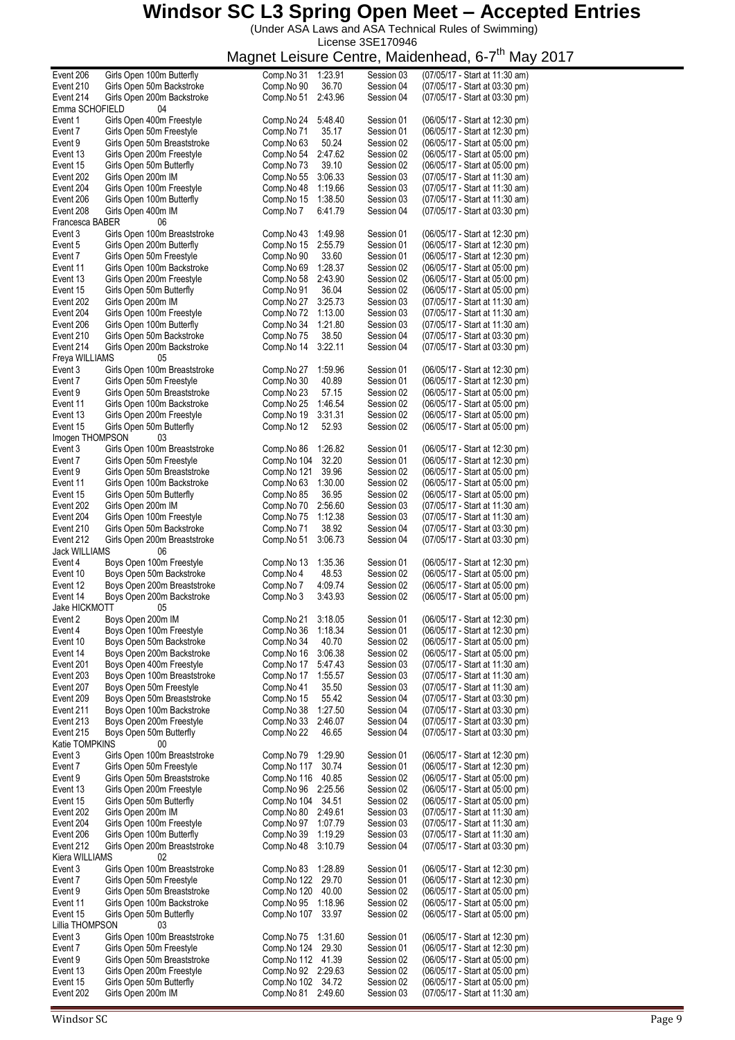# Windsor SC L3 Spring Open Meet – Accepted Entries

(Under ASA Laws and ASA Technical Rules of Swimming)

License 3SE170946

Magnet Leisure Centre, Maidenhead, 6-7th May 2017

| Event | Description | Comp.No | Time | Session | Date/Start |
|---|---|---|---|---|---|
| Event 206 | Girls Open 100m Butterfly | Comp.No 31 | 1:23.91 | Session 03 | (07/05/17 - Start at 11:30 am) |
| Event 210 | Girls Open 50m Backstroke | Comp.No 90 | 36.70 | Session 04 | (07/05/17 - Start at 03:30 pm) |
| Event 214 | Girls Open 200m Backstroke | Comp.No 51 | 2:43.96 | Session 04 | (07/05/17 - Start at 03:30 pm) |
| **Emma SCHOFIELD** | **04** | | | | |
| Event 1 | Girls Open 400m Freestyle | Comp.No 24 | 5:48.40 | Session 01 | (06/05/17 - Start at 12:30 pm) |
| Event 7 | Girls Open 50m Freestyle | Comp.No 71 | 35.17 | Session 01 | (06/05/17 - Start at 12:30 pm) |
| Event 9 | Girls Open 50m Breaststroke | Comp.No 63 | 50.24 | Session 02 | (06/05/17 - Start at 05:00 pm) |
| Event 13 | Girls Open 200m Freestyle | Comp.No 54 | 2:47.62 | Session 02 | (06/05/17 - Start at 05:00 pm) |
| Event 15 | Girls Open 50m Butterfly | Comp.No 73 | 39.10 | Session 02 | (06/05/17 - Start at 05:00 pm) |
| Event 202 | Girls Open 200m IM | Comp.No 55 | 3:06.33 | Session 03 | (07/05/17 - Start at 11:30 am) |
| Event 204 | Girls Open 100m Freestyle | Comp.No 48 | 1:19.66 | Session 03 | (07/05/17 - Start at 11:30 am) |
| Event 206 | Girls Open 100m Butterfly | Comp.No 15 | 1:38.50 | Session 03 | (07/05/17 - Start at 11:30 am) |
| Event 208 | Girls Open 400m IM | Comp.No 7 | 6:41.79 | Session 04 | (07/05/17 - Start at 03:30 pm) |
| **Francesca BABER** | **06** | | | | |
| Event 3 | Girls Open 100m Breaststroke | Comp.No 43 | 1:49.98 | Session 01 | (06/05/17 - Start at 12:30 pm) |
| Event 5 | Girls Open 200m Butterfly | Comp.No 15 | 2:55.79 | Session 01 | (06/05/17 - Start at 12:30 pm) |
| Event 7 | Girls Open 50m Freestyle | Comp.No 90 | 33.60 | Session 01 | (06/05/17 - Start at 12:30 pm) |
| Event 11 | Girls Open 100m Backstroke | Comp.No 69 | 1:28.37 | Session 02 | (06/05/17 - Start at 05:00 pm) |
| Event 13 | Girls Open 200m Freestyle | Comp.No 58 | 2:43.90 | Session 02 | (06/05/17 - Start at 05:00 pm) |
| Event 15 | Girls Open 50m Butterfly | Comp.No 91 | 36.04 | Session 02 | (06/05/17 - Start at 05:00 pm) |
| Event 202 | Girls Open 200m IM | Comp.No 27 | 3:25.73 | Session 03 | (07/05/17 - Start at 11:30 am) |
| Event 204 | Girls Open 100m Freestyle | Comp.No 72 | 1:13.00 | Session 03 | (07/05/17 - Start at 11:30 am) |
| Event 206 | Girls Open 100m Butterfly | Comp.No 34 | 1:21.80 | Session 03 | (07/05/17 - Start at 11:30 am) |
| Event 210 | Girls Open 50m Backstroke | Comp.No 75 | 38.50 | Session 04 | (07/05/17 - Start at 03:30 pm) |
| Event 214 | Girls Open 200m Backstroke | Comp.No 14 | 3:22.11 | Session 04 | (07/05/17 - Start at 03:30 pm) |
| **Freya WILLIAMS** | **05** | | | | |
| Event 3 | Girls Open 100m Breaststroke | Comp.No 27 | 1:59.96 | Session 01 | (06/05/17 - Start at 12:30 pm) |
| Event 7 | Girls Open 50m Freestyle | Comp.No 30 | 40.89 | Session 01 | (06/05/17 - Start at 12:30 pm) |
| Event 9 | Girls Open 50m Breaststroke | Comp.No 23 | 57.15 | Session 02 | (06/05/17 - Start at 05:00 pm) |
| Event 11 | Girls Open 100m Backstroke | Comp.No 25 | 1:46.54 | Session 02 | (06/05/17 - Start at 05:00 pm) |
| Event 13 | Girls Open 200m Freestyle | Comp.No 19 | 3:31.31 | Session 02 | (06/05/17 - Start at 05:00 pm) |
| Event 15 | Girls Open 50m Butterfly | Comp.No 12 | 52.93 | Session 02 | (06/05/17 - Start at 05:00 pm) |
| **Imogen THOMPSON** | **03** | | | | |
| Event 3 | Girls Open 100m Breaststroke | Comp.No 86 | 1:26.82 | Session 01 | (06/05/17 - Start at 12:30 pm) |
| Event 7 | Girls Open 50m Freestyle | Comp.No 104 | 32.20 | Session 01 | (06/05/17 - Start at 12:30 pm) |
| Event 9 | Girls Open 50m Breaststroke | Comp.No 121 | 39.96 | Session 02 | (06/05/17 - Start at 05:00 pm) |
| Event 11 | Girls Open 100m Backstroke | Comp.No 63 | 1:30.00 | Session 02 | (06/05/17 - Start at 05:00 pm) |
| Event 15 | Girls Open 50m Butterfly | Comp.No 85 | 36.95 | Session 02 | (06/05/17 - Start at 05:00 pm) |
| Event 202 | Girls Open 200m IM | Comp.No 70 | 2:56.60 | Session 03 | (07/05/17 - Start at 11:30 am) |
| Event 204 | Girls Open 100m Freestyle | Comp.No 75 | 1:12.38 | Session 03 | (07/05/17 - Start at 11:30 am) |
| Event 210 | Girls Open 50m Backstroke | Comp.No 71 | 38.92 | Session 04 | (07/05/17 - Start at 03:30 pm) |
| Event 212 | Girls Open 200m Breaststroke | Comp.No 51 | 3:06.73 | Session 04 | (07/05/17 - Start at 03:30 pm) |
| **Jack WILLIAMS** | **06** | | | | |
| Event 4 | Boys Open 100m Freestyle | Comp.No 13 | 1:35.36 | Session 01 | (06/05/17 - Start at 12:30 pm) |
| Event 10 | Boys Open 50m Backstroke | Comp.No 4 | 48.53 | Session 02 | (06/05/17 - Start at 05:00 pm) |
| Event 12 | Boys Open 200m Breaststroke | Comp.No 7 | 4:09.74 | Session 02 | (06/05/17 - Start at 05:00 pm) |
| Event 14 | Boys Open 200m Backstroke | Comp.No 3 | 3:43.93 | Session 02 | (06/05/17 - Start at 05:00 pm) |
| **Jake HICKMOTT** | **05** | | | | |
| Event 2 | Boys Open 200m IM | Comp.No 21 | 3:18.05 | Session 01 | (06/05/17 - Start at 12:30 pm) |
| Event 4 | Boys Open 100m Freestyle | Comp.No 36 | 1:18.34 | Session 01 | (06/05/17 - Start at 12:30 pm) |
| Event 10 | Boys Open 50m Backstroke | Comp.No 34 | 40.70 | Session 02 | (06/05/17 - Start at 05:00 pm) |
| Event 14 | Boys Open 200m Backstroke | Comp.No 16 | 3:06.38 | Session 02 | (06/05/17 - Start at 05:00 pm) |
| Event 201 | Boys Open 400m Freestyle | Comp.No 17 | 5:47.43 | Session 03 | (07/05/17 - Start at 11:30 am) |
| Event 203 | Boys Open 100m Breaststroke | Comp.No 17 | 1:55.57 | Session 03 | (07/05/17 - Start at 11:30 am) |
| Event 207 | Boys Open 50m Freestyle | Comp.No 41 | 35.50 | Session 03 | (07/05/17 - Start at 11:30 am) |
| Event 209 | Boys Open 50m Breaststroke | Comp.No 15 | 55.42 | Session 04 | (07/05/17 - Start at 03:30 pm) |
| Event 211 | Boys Open 100m Backstroke | Comp.No 38 | 1:27.50 | Session 04 | (07/05/17 - Start at 03:30 pm) |
| Event 213 | Boys Open 200m Freestyle | Comp.No 33 | 2:46.07 | Session 04 | (07/05/17 - Start at 03:30 pm) |
| Event 215 | Boys Open 50m Butterfly | Comp.No 22 | 46.65 | Session 04 | (07/05/17 - Start at 03:30 pm) |
| **Katie TOMPKINS** | **00** | | | | |
| Event 3 | Girls Open 100m Breaststroke | Comp.No 79 | 1:29.90 | Session 01 | (06/05/17 - Start at 12:30 pm) |
| Event 7 | Girls Open 50m Freestyle | Comp.No 117 | 30.74 | Session 01 | (06/05/17 - Start at 12:30 pm) |
| Event 9 | Girls Open 50m Breaststroke | Comp.No 116 | 40.85 | Session 02 | (06/05/17 - Start at 05:00 pm) |
| Event 13 | Girls Open 200m Freestyle | Comp.No 96 | 2:25.56 | Session 02 | (06/05/17 - Start at 05:00 pm) |
| Event 15 | Girls Open 50m Butterfly | Comp.No 104 | 34.51 | Session 02 | (06/05/17 - Start at 05:00 pm) |
| Event 202 | Girls Open 200m IM | Comp.No 80 | 2:49.61 | Session 03 | (07/05/17 - Start at 11:30 am) |
| Event 204 | Girls Open 100m Freestyle | Comp.No 97 | 1:07.79 | Session 03 | (07/05/17 - Start at 11:30 am) |
| Event 206 | Girls Open 100m Butterfly | Comp.No 39 | 1:19.29 | Session 03 | (07/05/17 - Start at 11:30 am) |
| Event 212 | Girls Open 200m Breaststroke | Comp.No 48 | 3:10.79 | Session 04 | (07/05/17 - Start at 03:30 pm) |
| **Kiera WILLIAMS** | **02** | | | | |
| Event 3 | Girls Open 100m Breaststroke | Comp.No 83 | 1:28.89 | Session 01 | (06/05/17 - Start at 12:30 pm) |
| Event 7 | Girls Open 50m Freestyle | Comp.No 122 | 29.70 | Session 01 | (06/05/17 - Start at 12:30 pm) |
| Event 9 | Girls Open 50m Breaststroke | Comp.No 120 | 40.00 | Session 02 | (06/05/17 - Start at 05:00 pm) |
| Event 11 | Girls Open 100m Backstroke | Comp.No 95 | 1:18.96 | Session 02 | (06/05/17 - Start at 05:00 pm) |
| Event 15 | Girls Open 50m Butterfly | Comp.No 107 | 33.97 | Session 02 | (06/05/17 - Start at 05:00 pm) |
| **Lillia THOMPSON** | **03** | | | | |
| Event 3 | Girls Open 100m Breaststroke | Comp.No 75 | 1:31.60 | Session 01 | (06/05/17 - Start at 12:30 pm) |
| Event 7 | Girls Open 50m Freestyle | Comp.No 124 | 29.30 | Session 01 | (06/05/17 - Start at 12:30 pm) |
| Event 9 | Girls Open 50m Breaststroke | Comp.No 112 | 41.39 | Session 02 | (06/05/17 - Start at 05:00 pm) |
| Event 13 | Girls Open 200m Freestyle | Comp.No 92 | 2:29.63 | Session 02 | (06/05/17 - Start at 05:00 pm) |
| Event 15 | Girls Open 50m Butterfly | Comp.No 102 | 34.72 | Session 02 | (06/05/17 - Start at 05:00 pm) |
| Event 202 | Girls Open 200m IM | Comp.No 81 | 2:49.60 | Session 03 | (07/05/17 - Start at 11:30 am) |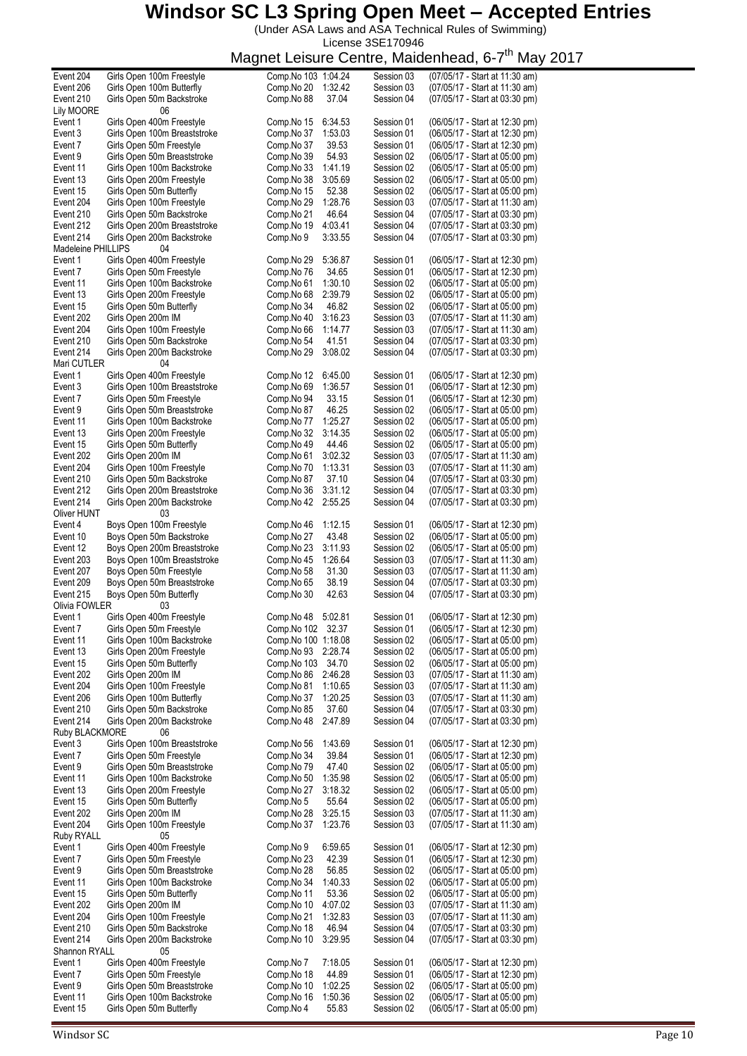# Windsor SC L3 Spring Open Meet – Accepted Entries

(Under ASA Laws and ASA Technical Rules of Swimming)
License 3SE170946
Magnet Leisure Centre, Maidenhead, 6-7th May 2017

| Event | Description | Comp. No | Time | Session | Start |
|---|---|---|---|---|---|
| Event 204 | Girls Open 100m Freestyle | Comp.No 103 | 1:04.24 | Session 03 | (07/05/17 - Start at 11:30 am) |
| Event 206 | Girls Open 100m Butterfly | Comp.No 20 | 1:32.42 | Session 03 | (07/05/17 - Start at 11:30 am) |
| Event 210 | Girls Open 50m Backstroke | Comp.No 88 | 37.04 | Session 04 | (07/05/17 - Start at 03:30 pm) |
| **Lily MOORE** | **06** | | | | |
| Event 1 | Girls Open 400m Freestyle | Comp.No 15 | 6:34.53 | Session 01 | (06/05/17 - Start at 12:30 pm) |
| Event 3 | Girls Open 100m Breaststroke | Comp.No 37 | 1:53.03 | Session 01 | (06/05/17 - Start at 12:30 pm) |
| Event 7 | Girls Open 50m Freestyle | Comp.No 37 | 39.53 | Session 01 | (06/05/17 - Start at 12:30 pm) |
| Event 9 | Girls Open 50m Breaststroke | Comp.No 39 | 54.93 | Session 02 | (06/05/17 - Start at 05:00 pm) |
| Event 11 | Girls Open 100m Backstroke | Comp.No 33 | 1:41.19 | Session 02 | (06/05/17 - Start at 05:00 pm) |
| Event 13 | Girls Open 200m Freestyle | Comp.No 38 | 3:05.69 | Session 02 | (06/05/17 - Start at 05:00 pm) |
| Event 15 | Girls Open 50m Butterfly | Comp.No 15 | 52.38 | Session 02 | (06/05/17 - Start at 05:00 pm) |
| Event 204 | Girls Open 100m Freestyle | Comp.No 29 | 1:28.76 | Session 03 | (07/05/17 - Start at 11:30 am) |
| Event 210 | Girls Open 50m Backstroke | Comp.No 21 | 46.64 | Session 04 | (07/05/17 - Start at 03:30 pm) |
| Event 212 | Girls Open 200m Breaststroke | Comp.No 19 | 4:03.41 | Session 04 | (07/05/17 - Start at 03:30 pm) |
| Event 214 | Girls Open 200m Backstroke | Comp.No 9 | 3:33.55 | Session 04 | (07/05/17 - Start at 03:30 pm) |
| **Madeleine PHILLIPS** | **04** | | | | |
| Event 1 | Girls Open 400m Freestyle | Comp.No 29 | 5:36.87 | Session 01 | (06/05/17 - Start at 12:30 pm) |
| Event 7 | Girls Open 50m Freestyle | Comp.No 76 | 34.65 | Session 01 | (06/05/17 - Start at 12:30 pm) |
| Event 11 | Girls Open 100m Backstroke | Comp.No 61 | 1:30.10 | Session 02 | (06/05/17 - Start at 05:00 pm) |
| Event 13 | Girls Open 200m Freestyle | Comp.No 68 | 2:39.79 | Session 02 | (06/05/17 - Start at 05:00 pm) |
| Event 15 | Girls Open 50m Butterfly | Comp.No 34 | 46.82 | Session 02 | (06/05/17 - Start at 05:00 pm) |
| Event 202 | Girls Open 200m IM | Comp.No 40 | 3:16.23 | Session 03 | (07/05/17 - Start at 11:30 am) |
| Event 204 | Girls Open 100m Freestyle | Comp.No 66 | 1:14.77 | Session 03 | (07/05/17 - Start at 11:30 am) |
| Event 210 | Girls Open 50m Backstroke | Comp.No 54 | 41.51 | Session 04 | (07/05/17 - Start at 03:30 pm) |
| Event 214 | Girls Open 200m Backstroke | Comp.No 29 | 3:08.02 | Session 04 | (07/05/17 - Start at 03:30 pm) |
| **Mari CUTLER** | **04** | | | | |
| Event 1 | Girls Open 400m Freestyle | Comp.No 12 | 6:45.00 | Session 01 | (06/05/17 - Start at 12:30 pm) |
| Event 3 | Girls Open 100m Breaststroke | Comp.No 69 | 1:36.57 | Session 01 | (06/05/17 - Start at 12:30 pm) |
| Event 7 | Girls Open 50m Freestyle | Comp.No 94 | 33.15 | Session 01 | (06/05/17 - Start at 12:30 pm) |
| Event 9 | Girls Open 50m Breaststroke | Comp.No 87 | 46.25 | Session 02 | (06/05/17 - Start at 05:00 pm) |
| Event 11 | Girls Open 100m Backstroke | Comp.No 77 | 1:25.27 | Session 02 | (06/05/17 - Start at 05:00 pm) |
| Event 13 | Girls Open 200m Freestyle | Comp.No 32 | 3:14.35 | Session 02 | (06/05/17 - Start at 05:00 pm) |
| Event 15 | Girls Open 50m Butterfly | Comp.No 49 | 44.46 | Session 02 | (06/05/17 - Start at 05:00 pm) |
| Event 202 | Girls Open 200m IM | Comp.No 61 | 3:02.32 | Session 03 | (07/05/17 - Start at 11:30 am) |
| Event 204 | Girls Open 100m Freestyle | Comp.No 70 | 1:13.31 | Session 03 | (07/05/17 - Start at 11:30 am) |
| Event 210 | Girls Open 50m Backstroke | Comp.No 87 | 37.10 | Session 04 | (07/05/17 - Start at 03:30 pm) |
| Event 212 | Girls Open 200m Breaststroke | Comp.No 36 | 3:31.12 | Session 04 | (07/05/17 - Start at 03:30 pm) |
| Event 214 | Girls Open 200m Backstroke | Comp.No 42 | 2:55.25 | Session 04 | (07/05/17 - Start at 03:30 pm) |
| **Oliver HUNT** | **03** | | | | |
| Event 4 | Boys Open 100m Freestyle | Comp.No 46 | 1:12.15 | Session 01 | (06/05/17 - Start at 12:30 pm) |
| Event 10 | Boys Open 50m Backstroke | Comp.No 27 | 43.48 | Session 02 | (06/05/17 - Start at 05:00 pm) |
| Event 12 | Boys Open 200m Breaststroke | Comp.No 23 | 3:11.93 | Session 02 | (06/05/17 - Start at 05:00 pm) |
| Event 203 | Boys Open 100m Breaststroke | Comp.No 45 | 1:26.64 | Session 03 | (07/05/17 - Start at 11:30 am) |
| Event 207 | Boys Open 50m Freestyle | Comp.No 58 | 31.30 | Session 03 | (07/05/17 - Start at 11:30 am) |
| Event 209 | Boys Open 50m Breaststroke | Comp.No 65 | 38.19 | Session 04 | (07/05/17 - Start at 03:30 pm) |
| Event 215 | Boys Open 50m Butterfly | Comp.No 30 | 42.63 | Session 04 | (07/05/17 - Start at 03:30 pm) |
| **Olivia FOWLER** | **03** | | | | |
| Event 1 | Girls Open 400m Freestyle | Comp.No 48 | 5:02.81 | Session 01 | (06/05/17 - Start at 12:30 pm) |
| Event 7 | Girls Open 50m Freestyle | Comp.No 102 | 32.37 | Session 01 | (06/05/17 - Start at 12:30 pm) |
| Event 11 | Girls Open 100m Backstroke | Comp.No 100 | 1:18.08 | Session 02 | (06/05/17 - Start at 05:00 pm) |
| Event 13 | Girls Open 200m Freestyle | Comp.No 93 | 2:28.74 | Session 02 | (06/05/17 - Start at 05:00 pm) |
| Event 15 | Girls Open 50m Butterfly | Comp.No 103 | 34.70 | Session 02 | (06/05/17 - Start at 05:00 pm) |
| Event 202 | Girls Open 200m IM | Comp.No 86 | 2:46.28 | Session 03 | (07/05/17 - Start at 11:30 am) |
| Event 204 | Girls Open 100m Freestyle | Comp.No 81 | 1:10.65 | Session 03 | (07/05/17 - Start at 11:30 am) |
| Event 206 | Girls Open 100m Butterfly | Comp.No 37 | 1:20.25 | Session 03 | (07/05/17 - Start at 11:30 am) |
| Event 210 | Girls Open 50m Backstroke | Comp.No 85 | 37.60 | Session 04 | (07/05/17 - Start at 03:30 pm) |
| Event 214 | Girls Open 200m Backstroke | Comp.No 48 | 2:47.89 | Session 04 | (07/05/17 - Start at 03:30 pm) |
| **Ruby BLACKMORE** | **06** | | | | |
| Event 3 | Girls Open 100m Breaststroke | Comp.No 56 | 1:43.69 | Session 01 | (06/05/17 - Start at 12:30 pm) |
| Event 7 | Girls Open 50m Freestyle | Comp.No 34 | 39.84 | Session 01 | (06/05/17 - Start at 12:30 pm) |
| Event 9 | Girls Open 50m Breaststroke | Comp.No 79 | 47.40 | Session 02 | (06/05/17 - Start at 05:00 pm) |
| Event 11 | Girls Open 100m Backstroke | Comp.No 50 | 1:35.98 | Session 02 | (06/05/17 - Start at 05:00 pm) |
| Event 13 | Girls Open 200m Freestyle | Comp.No 27 | 3:18.32 | Session 02 | (06/05/17 - Start at 05:00 pm) |
| Event 15 | Girls Open 50m Butterfly | Comp.No 5 | 55.64 | Session 02 | (06/05/17 - Start at 05:00 pm) |
| Event 202 | Girls Open 200m IM | Comp.No 28 | 3:25.15 | Session 03 | (07/05/17 - Start at 11:30 am) |
| Event 204 | Girls Open 100m Freestyle | Comp.No 37 | 1:23.76 | Session 03 | (07/05/17 - Start at 11:30 am) |
| **Ruby RYALL** | **05** | | | | |
| Event 1 | Girls Open 400m Freestyle | Comp.No 9 | 6:59.65 | Session 01 | (06/05/17 - Start at 12:30 pm) |
| Event 7 | Girls Open 50m Freestyle | Comp.No 23 | 42.39 | Session 01 | (06/05/17 - Start at 12:30 pm) |
| Event 9 | Girls Open 50m Breaststroke | Comp.No 28 | 56.85 | Session 02 | (06/05/17 - Start at 05:00 pm) |
| Event 11 | Girls Open 100m Backstroke | Comp.No 34 | 1:40.33 | Session 02 | (06/05/17 - Start at 05:00 pm) |
| Event 15 | Girls Open 50m Butterfly | Comp.No 11 | 53.36 | Session 02 | (06/05/17 - Start at 05:00 pm) |
| Event 202 | Girls Open 200m IM | Comp.No 10 | 4:07.02 | Session 03 | (07/05/17 - Start at 11:30 am) |
| Event 204 | Girls Open 100m Freestyle | Comp.No 21 | 1:32.83 | Session 03 | (07/05/17 - Start at 11:30 am) |
| Event 210 | Girls Open 50m Backstroke | Comp.No 18 | 46.94 | Session 04 | (07/05/17 - Start at 03:30 pm) |
| Event 214 | Girls Open 200m Backstroke | Comp.No 10 | 3:29.95 | Session 04 | (07/05/17 - Start at 03:30 pm) |
| **Shannon RYALL** | **05** | | | | |
| Event 1 | Girls Open 400m Freestyle | Comp.No 7 | 7:18.05 | Session 01 | (06/05/17 - Start at 12:30 pm) |
| Event 7 | Girls Open 50m Freestyle | Comp.No 18 | 44.89 | Session 01 | (06/05/17 - Start at 12:30 pm) |
| Event 9 | Girls Open 50m Breaststroke | Comp.No 10 | 1:02.25 | Session 02 | (06/05/17 - Start at 05:00 pm) |
| Event 11 | Girls Open 100m Backstroke | Comp.No 16 | 1:50.36 | Session 02 | (06/05/17 - Start at 05:00 pm) |
| Event 15 | Girls Open 50m Butterfly | Comp.No 4 | 55.83 | Session 02 | (06/05/17 - Start at 05:00 pm) |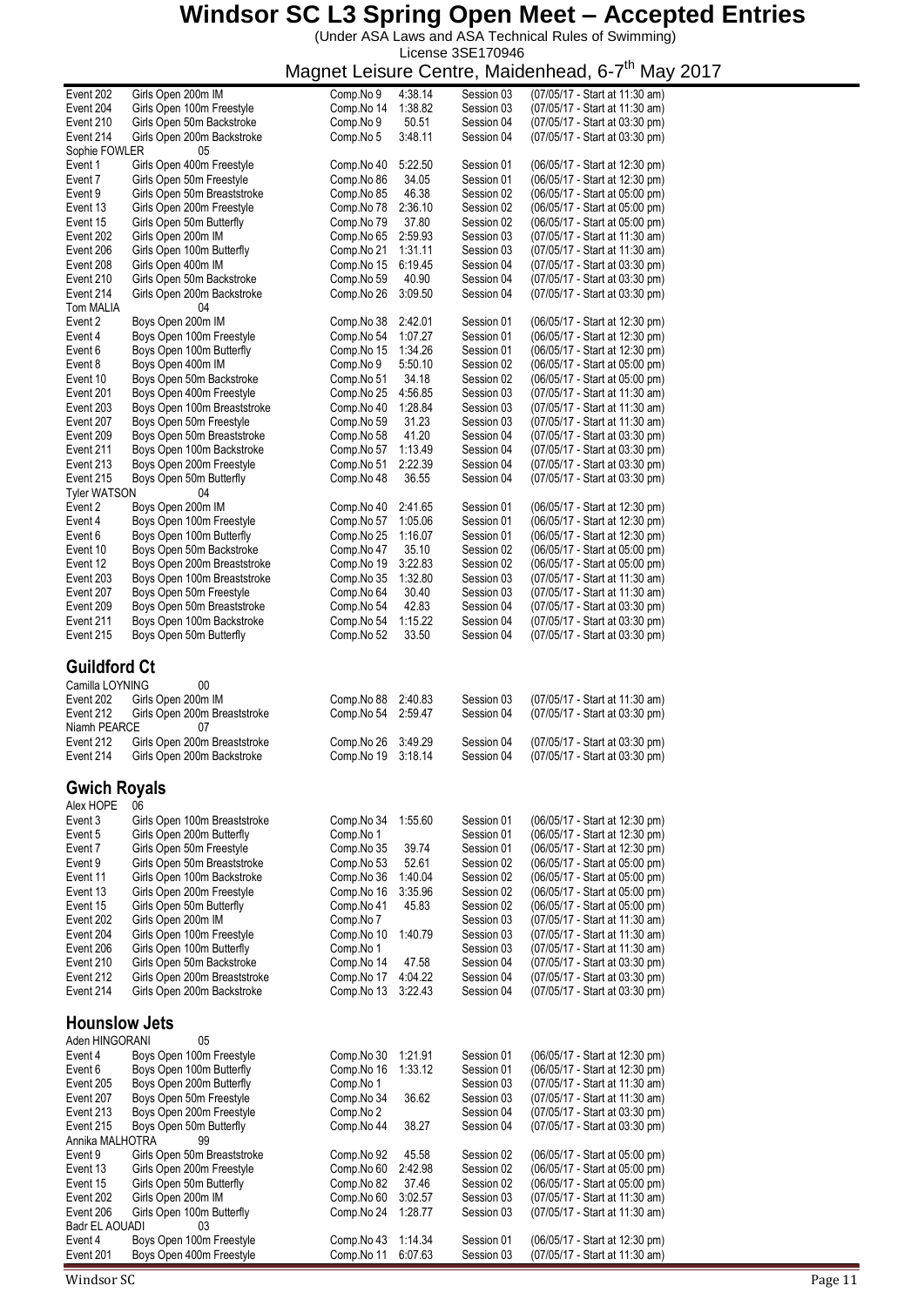# Windsor SC L3 Spring Open Meet – Accepted Entries

(Under ASA Laws and ASA Technical Rules of Swimming)

License 3SE170946

Magnet Leisure Centre, Maidenhead, 6-7th May 2017

| | | | | | |
|---|---|---|---|---|---|
| Event 202 | Girls Open 200m IM | Comp.No 9 | 4:38.14 | Session 03 | (07/05/17 - Start at 11:30 am) |
| Event 204 | Girls Open 100m Freestyle | Comp.No 14 | 1:38.82 | Session 03 | (07/05/17 - Start at 11:30 am) |
| Event 210 | Girls Open 50m Backstroke | Comp.No 9 | 50.51 | Session 04 | (07/05/17 - Start at 03:30 pm) |
| Event 214 | Girls Open 200m Backstroke | Comp.No 5 | 3:48.11 | Session 04 | (07/05/17 - Start at 03:30 pm) |

Sophie FOWLER 05

| | | | | | |
|---|---|---|---|---|---|
| Event 1 | Girls Open 400m Freestyle | Comp.No 40 | 5:22.50 | Session 01 | (06/05/17 - Start at 12:30 pm) |
| Event 7 | Girls Open 50m Freestyle | Comp.No 86 | 34.05 | Session 01 | (06/05/17 - Start at 12:30 pm) |
| Event 9 | Girls Open 50m Breaststroke | Comp.No 85 | 46.38 | Session 02 | (06/05/17 - Start at 05:00 pm) |
| Event 13 | Girls Open 200m Freestyle | Comp.No 78 | 2:36.10 | Session 02 | (06/05/17 - Start at 05:00 pm) |
| Event 15 | Girls Open 50m Butterfly | Comp.No 79 | 37.80 | Session 02 | (06/05/17 - Start at 05:00 pm) |
| Event 202 | Girls Open 200m IM | Comp.No 65 | 2:59.93 | Session 03 | (07/05/17 - Start at 11:30 am) |
| Event 206 | Girls Open 100m Butterfly | Comp.No 21 | 1:31.11 | Session 03 | (07/05/17 - Start at 11:30 am) |
| Event 208 | Girls Open 400m IM | Comp.No 15 | 6:19.45 | Session 04 | (07/05/17 - Start at 03:30 pm) |
| Event 210 | Girls Open 50m Backstroke | Comp.No 59 | 40.90 | Session 04 | (07/05/17 - Start at 03:30 pm) |
| Event 214 | Girls Open 200m Backstroke | Comp.No 26 | 3:09.50 | Session 04 | (07/05/17 - Start at 03:30 pm) |

Tom MALIA 04

| | | | | | |
|---|---|---|---|---|---|
| Event 2 | Boys Open 200m IM | Comp.No 38 | 2:42.01 | Session 01 | (06/05/17 - Start at 12:30 pm) |
| Event 4 | Boys Open 100m Freestyle | Comp.No 54 | 1:07.27 | Session 01 | (06/05/17 - Start at 12:30 pm) |
| Event 6 | Boys Open 100m Butterfly | Comp.No 15 | 1:34.26 | Session 01 | (06/05/17 - Start at 12:30 pm) |
| Event 8 | Boys Open 400m IM | Comp.No 9 | 5:50.10 | Session 02 | (06/05/17 - Start at 05:00 pm) |
| Event 10 | Boys Open 50m Backstroke | Comp.No 51 | 34.18 | Session 02 | (06/05/17 - Start at 05:00 pm) |
| Event 201 | Boys Open 400m Freestyle | Comp.No 25 | 4:56.85 | Session 03 | (07/05/17 - Start at 11:30 am) |
| Event 203 | Boys Open 100m Breaststroke | Comp.No 40 | 1:28.84 | Session 03 | (07/05/17 - Start at 11:30 am) |
| Event 207 | Boys Open 50m Freestyle | Comp.No 59 | 31.23 | Session 03 | (07/05/17 - Start at 11:30 am) |
| Event 209 | Boys Open 50m Breaststroke | Comp.No 58 | 41.20 | Session 04 | (07/05/17 - Start at 03:30 pm) |
| Event 211 | Boys Open 100m Backstroke | Comp.No 57 | 1:13.49 | Session 04 | (07/05/17 - Start at 03:30 pm) |
| Event 213 | Boys Open 200m Freestyle | Comp.No 51 | 2:22.39 | Session 04 | (07/05/17 - Start at 03:30 pm) |
| Event 215 | Boys Open 50m Butterfly | Comp.No 48 | 36.55 | Session 04 | (07/05/17 - Start at 03:30 pm) |

Tyler WATSON 04

| | | | | | |
|---|---|---|---|---|---|
| Event 2 | Boys Open 200m IM | Comp.No 40 | 2:41.65 | Session 01 | (06/05/17 - Start at 12:30 pm) |
| Event 4 | Boys Open 100m Freestyle | Comp.No 57 | 1:05.06 | Session 01 | (06/05/17 - Start at 12:30 pm) |
| Event 6 | Boys Open 100m Butterfly | Comp.No 25 | 1:16.07 | Session 01 | (06/05/17 - Start at 12:30 pm) |
| Event 10 | Boys Open 50m Backstroke | Comp.No 47 | 35.10 | Session 02 | (06/05/17 - Start at 05:00 pm) |
| Event 12 | Boys Open 200m Breaststroke | Comp.No 19 | 3:22.83 | Session 02 | (06/05/17 - Start at 05:00 pm) |
| Event 203 | Boys Open 100m Breaststroke | Comp.No 35 | 1:32.80 | Session 03 | (07/05/17 - Start at 11:30 am) |
| Event 207 | Boys Open 50m Freestyle | Comp.No 64 | 30.40 | Session 03 | (07/05/17 - Start at 11:30 am) |
| Event 209 | Boys Open 50m Breaststroke | Comp.No 54 | 42.83 | Session 04 | (07/05/17 - Start at 03:30 pm) |
| Event 211 | Boys Open 100m Backstroke | Comp.No 54 | 1:15.22 | Session 04 | (07/05/17 - Start at 03:30 pm) |
| Event 215 | Boys Open 50m Butterfly | Comp.No 52 | 33.50 | Session 04 | (07/05/17 - Start at 03:30 pm) |

## Guildford Ct

Camilla LOYNING 00

| | | | | | |
|---|---|---|---|---|---|
| Event 202 | Girls Open 200m IM | Comp.No 88 | 2:40.83 | Session 03 | (07/05/17 - Start at 11:30 am) |
| Event 212 | Girls Open 200m Breaststroke | Comp.No 54 | 2:59.47 | Session 04 | (07/05/17 - Start at 03:30 pm) |

Niamh PEARCE 07

| | | | | | |
|---|---|---|---|---|---|
| Event 212 | Girls Open 200m Breaststroke | Comp.No 26 | 3:49.29 | Session 04 | (07/05/17 - Start at 03:30 pm) |
| Event 214 | Girls Open 200m Backstroke | Comp.No 19 | 3:18.14 | Session 04 | (07/05/17 - Start at 03:30 pm) |

## Gwich Royals

Alex HOPE 06

| | | | | | |
|---|---|---|---|---|---|
| Event 3 | Girls Open 100m Breaststroke | Comp.No 34 | 1:55.60 | Session 01 | (06/05/17 - Start at 12:30 pm) |
| Event 5 | Girls Open 200m Butterfly | Comp.No 1 | | Session 01 | (06/05/17 - Start at 12:30 pm) |
| Event 7 | Girls Open 50m Freestyle | Comp.No 35 | 39.74 | Session 01 | (06/05/17 - Start at 12:30 pm) |
| Event 9 | Girls Open 50m Breaststroke | Comp.No 53 | 52.61 | Session 02 | (06/05/17 - Start at 05:00 pm) |
| Event 11 | Girls Open 100m Backstroke | Comp.No 36 | 1:40.04 | Session 02 | (06/05/17 - Start at 05:00 pm) |
| Event 13 | Girls Open 200m Freestyle | Comp.No 16 | 3:35.96 | Session 02 | (06/05/17 - Start at 05:00 pm) |
| Event 15 | Girls Open 50m Butterfly | Comp.No 41 | 45.83 | Session 02 | (06/05/17 - Start at 05:00 pm) |
| Event 202 | Girls Open 200m IM | Comp.No 7 | | Session 03 | (07/05/17 - Start at 11:30 am) |
| Event 204 | Girls Open 100m Freestyle | Comp.No 10 | 1:40.79 | Session 03 | (07/05/17 - Start at 11:30 am) |
| Event 206 | Girls Open 100m Butterfly | Comp.No 1 | | Session 03 | (07/05/17 - Start at 11:30 am) |
| Event 210 | Girls Open 50m Backstroke | Comp.No 14 | 47.58 | Session 04 | (07/05/17 - Start at 03:30 pm) |
| Event 212 | Girls Open 200m Breaststroke | Comp.No 17 | 4:04.22 | Session 04 | (07/05/17 - Start at 03:30 pm) |
| Event 214 | Girls Open 200m Backstroke | Comp.No 13 | 3:22.43 | Session 04 | (07/05/17 - Start at 03:30 pm) |

## Hounslow Jets

Aden HINGORANI 05

| | | | | | |
|---|---|---|---|---|---|
| Event 4 | Boys Open 100m Freestyle | Comp.No 30 | 1:21.91 | Session 01 | (06/05/17 - Start at 12:30 pm) |
| Event 6 | Boys Open 100m Butterfly | Comp.No 16 | 1:33.12 | Session 01 | (06/05/17 - Start at 12:30 pm) |
| Event 205 | Boys Open 200m Butterfly | Comp.No 1 | | Session 03 | (07/05/17 - Start at 11:30 am) |
| Event 207 | Boys Open 50m Freestyle | Comp.No 34 | 36.62 | Session 03 | (07/05/17 - Start at 11:30 am) |
| Event 213 | Boys Open 200m Freestyle | Comp.No 2 | | Session 04 | (07/05/17 - Start at 03:30 pm) |
| Event 215 | Boys Open 50m Butterfly | Comp.No 44 | 38.27 | Session 04 | (07/05/17 - Start at 03:30 pm) |

Annika MALHOTRA 99

| | | | | | |
|---|---|---|---|---|---|
| Event 9 | Girls Open 50m Breaststroke | Comp.No 92 | 45.58 | Session 02 | (06/05/17 - Start at 05:00 pm) |
| Event 13 | Girls Open 200m Freestyle | Comp.No 60 | 2:42.98 | Session 02 | (06/05/17 - Start at 05:00 pm) |
| Event 15 | Girls Open 50m Butterfly | Comp.No 82 | 37.46 | Session 02 | (06/05/17 - Start at 05:00 pm) |
| Event 202 | Girls Open 200m IM | Comp.No 60 | 3:02.57 | Session 03 | (07/05/17 - Start at 11:30 am) |
| Event 206 | Girls Open 100m Butterfly | Comp.No 24 | 1:28.77 | Session 03 | (07/05/17 - Start at 11:30 am) |

Badr EL AOUADI 03

| | | | | | |
|---|---|---|---|---|---|
| Event 4 | Boys Open 100m Freestyle | Comp.No 43 | 1:14.34 | Session 01 | (06/05/17 - Start at 12:30 pm) |
| Event 201 | Boys Open 400m Freestyle | Comp.No 11 | 6:07.63 | Session 03 | (07/05/17 - Start at 11:30 am) |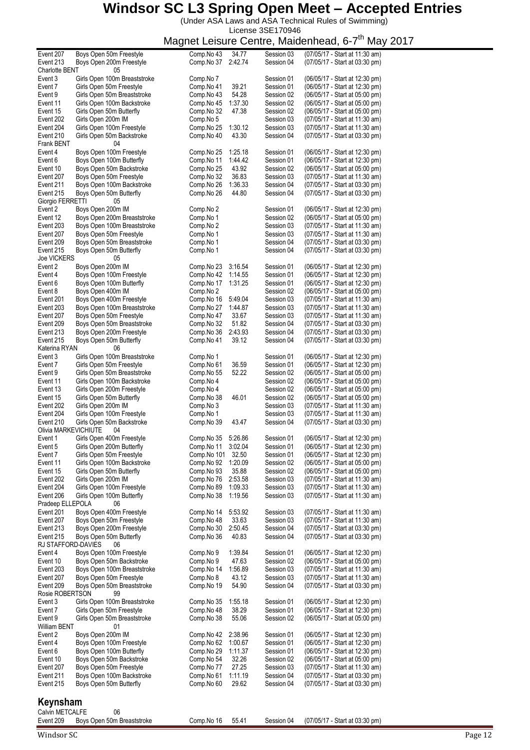# Windsor SC L3 Spring Open Meet – Accepted Entries

(Under ASA Laws and ASA Technical Rules of Swimming)
License 3SE170946
Magnet Leisure Centre, Maidenhead, 6-7th May 2017

| Event | Description | Comp.No | Time | Session | Date/Start |
|---|---|---|---|---|---|
| Event 207 | Boys Open 50m Freestyle | Comp.No 43 | 34.77 | Session 03 | (07/05/17 - Start at 11:30 am) |
| Event 213 | Boys Open 200m Freestyle | Comp.No 37 | 2:42.74 | Session 04 | (07/05/17 - Start at 03:30 pm) |
| **Charlotte BENT** | 05 | | | | |
| Event 3 | Girls Open 100m Breaststroke | Comp.No 7 | | Session 01 | (06/05/17 - Start at 12:30 pm) |
| Event 7 | Girls Open 50m Freestyle | Comp.No 41 | 39.21 | Session 01 | (06/05/17 - Start at 12:30 pm) |
| Event 9 | Girls Open 50m Breaststroke | Comp.No 43 | 54.28 | Session 02 | (06/05/17 - Start at 05:00 pm) |
| Event 11 | Girls Open 100m Backstroke | Comp.No 45 | 1:37.30 | Session 02 | (06/05/17 - Start at 05:00 pm) |
| Event 15 | Girls Open 50m Butterfly | Comp.No 32 | 47.38 | Session 02 | (06/05/17 - Start at 05:00 pm) |
| Event 202 | Girls Open 200m IM | Comp.No 5 | | Session 03 | (07/05/17 - Start at 11:30 am) |
| Event 204 | Girls Open 100m Freestyle | Comp.No 25 | 1:30.12 | Session 03 | (07/05/17 - Start at 11:30 am) |
| Event 210 | Girls Open 50m Backstroke | Comp.No 40 | 43.30 | Session 04 | (07/05/17 - Start at 03:30 pm) |
| **Frank BENT** | 04 | | | | |
| Event 4 | Boys Open 100m Freestyle | Comp.No 25 | 1:25.18 | Session 01 | (06/05/17 - Start at 12:30 pm) |
| Event 6 | Boys Open 100m Butterfly | Comp.No 11 | 1:44.42 | Session 01 | (06/05/17 - Start at 12:30 pm) |
| Event 10 | Boys Open 50m Backstroke | Comp.No 25 | 43.92 | Session 02 | (06/05/17 - Start at 05:00 pm) |
| Event 207 | Boys Open 50m Freestyle | Comp.No 32 | 36.83 | Session 03 | (07/05/17 - Start at 11:30 am) |
| Event 211 | Boys Open 100m Backstroke | Comp.No 26 | 1:36.33 | Session 04 | (07/05/17 - Start at 03:30 pm) |
| Event 215 | Boys Open 50m Butterfly | Comp.No 26 | 44.80 | Session 04 | (07/05/17 - Start at 03:30 pm) |
| **Giorgio FERRETTI** | 05 | | | | |
| Event 2 | Boys Open 200m IM | Comp.No 2 | | Session 01 | (06/05/17 - Start at 12:30 pm) |
| Event 12 | Boys Open 200m Breaststroke | Comp.No 1 | | Session 02 | (06/05/17 - Start at 05:00 pm) |
| Event 203 | Boys Open 100m Breaststroke | Comp.No 2 | | Session 03 | (07/05/17 - Start at 11:30 am) |
| Event 207 | Boys Open 50m Freestyle | Comp.No 1 | | Session 03 | (07/05/17 - Start at 11:30 am) |
| Event 209 | Boys Open 50m Breaststroke | Comp.No 1 | | Session 04 | (07/05/17 - Start at 03:30 pm) |
| Event 215 | Boys Open 50m Butterfly | Comp.No 1 | | Session 04 | (07/05/17 - Start at 03:30 pm) |
| **Joe VICKERS** | 05 | | | | |
| Event 2 | Boys Open 200m IM | Comp.No 23 | 3:16.54 | Session 01 | (06/05/17 - Start at 12:30 pm) |
| Event 4 | Boys Open 100m Freestyle | Comp.No 42 | 1:14.55 | Session 01 | (06/05/17 - Start at 12:30 pm) |
| Event 6 | Boys Open 100m Butterfly | Comp.No 17 | 1:31.25 | Session 01 | (06/05/17 - Start at 12:30 pm) |
| Event 8 | Boys Open 400m IM | Comp.No 2 | | Session 02 | (06/05/17 - Start at 05:00 pm) |
| Event 201 | Boys Open 400m Freestyle | Comp.No 16 | 5:49.04 | Session 03 | (07/05/17 - Start at 11:30 am) |
| Event 203 | Boys Open 100m Breaststroke | Comp.No 27 | 1:44.87 | Session 03 | (07/05/17 - Start at 11:30 am) |
| Event 207 | Boys Open 50m Freestyle | Comp.No 47 | 33.67 | Session 03 | (07/05/17 - Start at 11:30 am) |
| Event 209 | Boys Open 50m Breaststroke | Comp.No 32 | 51.82 | Session 04 | (07/05/17 - Start at 03:30 pm) |
| Event 213 | Boys Open 200m Freestyle | Comp.No 36 | 2:43.93 | Session 04 | (07/05/17 - Start at 03:30 pm) |
| Event 215 | Boys Open 50m Butterfly | Comp.No 41 | 39.12 | Session 04 | (07/05/17 - Start at 03:30 pm) |
| **Katerina RYAN** | 06 | | | | |
| Event 3 | Girls Open 100m Breaststroke | Comp.No 1 | | Session 01 | (06/05/17 - Start at 12:30 pm) |
| Event 7 | Girls Open 50m Freestyle | Comp.No 61 | 36.59 | Session 01 | (06/05/17 - Start at 12:30 pm) |
| Event 9 | Girls Open 50m Breaststroke | Comp.No 55 | 52.22 | Session 02 | (06/05/17 - Start at 05:00 pm) |
| Event 11 | Girls Open 100m Backstroke | Comp.No 4 | | Session 02 | (06/05/17 - Start at 05:00 pm) |
| Event 13 | Girls Open 200m Freestyle | Comp.No 4 | | Session 02 | (06/05/17 - Start at 05:00 pm) |
| Event 15 | Girls Open 50m Butterfly | Comp.No 38 | 46.01 | Session 02 | (06/05/17 - Start at 05:00 pm) |
| Event 202 | Girls Open 200m IM | Comp.No 3 | | Session 03 | (07/05/17 - Start at 11:30 am) |
| Event 204 | Girls Open 100m Freestyle | Comp.No 1 | | Session 03 | (07/05/17 - Start at 11:30 am) |
| Event 210 | Girls Open 50m Backstroke | Comp.No 39 | 43.47 | Session 04 | (07/05/17 - Start at 03:30 pm) |
| **Olivia MARKEVICHIUTE** | 04 | | | | |
| Event 1 | Girls Open 400m Freestyle | Comp.No 35 | 5:26.86 | Session 01 | (06/05/17 - Start at 12:30 pm) |
| Event 5 | Girls Open 200m Butterfly | Comp.No 11 | 3:02.04 | Session 01 | (06/05/17 - Start at 12:30 pm) |
| Event 7 | Girls Open 50m Freestyle | Comp.No 101 | 32.50 | Session 01 | (06/05/17 - Start at 12:30 pm) |
| Event 11 | Girls Open 100m Backstroke | Comp.No 92 | 1:20.09 | Session 02 | (06/05/17 - Start at 05:00 pm) |
| Event 15 | Girls Open 50m Butterfly | Comp.No 93 | 35.88 | Session 02 | (06/05/17 - Start at 05:00 pm) |
| Event 202 | Girls Open 200m IM | Comp.No 76 | 2:53.58 | Session 03 | (07/05/17 - Start at 11:30 am) |
| Event 204 | Girls Open 100m Freestyle | Comp.No 89 | 1:09.33 | Session 03 | (07/05/17 - Start at 11:30 am) |
| Event 206 | Girls Open 100m Butterfly | Comp.No 38 | 1:19.56 | Session 03 | (07/05/17 - Start at 11:30 am) |
| **Pradeep ELLEPOLA** | 06 | | | | |
| Event 201 | Boys Open 400m Freestyle | Comp.No 14 | 5:53.92 | Session 03 | (07/05/17 - Start at 11:30 am) |
| Event 207 | Boys Open 50m Freestyle | Comp.No 48 | 33.63 | Session 03 | (07/05/17 - Start at 11:30 am) |
| Event 213 | Boys Open 200m Freestyle | Comp.No 30 | 2:50.45 | Session 04 | (07/05/17 - Start at 03:30 pm) |
| Event 215 | Boys Open 50m Butterfly | Comp.No 36 | 40.83 | Session 04 | (07/05/17 - Start at 03:30 pm) |
| **RJ STAFFORD-DAVIES** | 06 | | | | |
| Event 4 | Boys Open 100m Freestyle | Comp.No 9 | 1:39.84 | Session 01 | (06/05/17 - Start at 12:30 pm) |
| Event 10 | Boys Open 50m Backstroke | Comp.No 9 | 47.63 | Session 02 | (06/05/17 - Start at 05:00 pm) |
| Event 203 | Boys Open 100m Breaststroke | Comp.No 14 | 1:56.89 | Session 03 | (07/05/17 - Start at 11:30 am) |
| Event 207 | Boys Open 50m Freestyle | Comp.No 8 | 43.12 | Session 03 | (07/05/17 - Start at 11:30 am) |
| Event 209 | Boys Open 50m Breaststroke | Comp.No 19 | 54.90 | Session 04 | (07/05/17 - Start at 03:30 pm) |
| **Rosie ROBERTSON** | 99 | | | | |
| Event 3 | Girls Open 100m Breaststroke | Comp.No 35 | 1:55.18 | Session 01 | (06/05/17 - Start at 12:30 pm) |
| Event 7 | Girls Open 50m Freestyle | Comp.No 48 | 38.29 | Session 01 | (06/05/17 - Start at 12:30 pm) |
| Event 9 | Girls Open 50m Breaststroke | Comp.No 38 | 55.06 | Session 02 | (06/05/17 - Start at 05:00 pm) |
| **William BENT** | 01 | | | | |
| Event 2 | Boys Open 200m IM | Comp.No 42 | 2:38.96 | Session 01 | (06/05/17 - Start at 12:30 pm) |
| Event 4 | Boys Open 100m Freestyle | Comp.No 62 | 1:00.67 | Session 01 | (06/05/17 - Start at 12:30 pm) |
| Event 6 | Boys Open 100m Butterfly | Comp.No 29 | 1:11.37 | Session 01 | (06/05/17 - Start at 12:30 pm) |
| Event 10 | Boys Open 50m Backstroke | Comp.No 54 | 32.26 | Session 02 | (06/05/17 - Start at 05:00 pm) |
| Event 207 | Boys Open 50m Freestyle | Comp.No 77 | 27.25 | Session 03 | (07/05/17 - Start at 11:30 am) |
| Event 211 | Boys Open 100m Backstroke | Comp.No 61 | 1:11.19 | Session 04 | (07/05/17 - Start at 03:30 pm) |
| Event 215 | Boys Open 50m Butterfly | Comp.No 60 | 29.62 | Session 04 | (07/05/17 - Start at 03:30 pm) |

## Keynsham

| Event | Description | Comp.No | Time | Session | Date/Start |
|---|---|---|---|---|---|
| **Calvin METCALFE** | 06 | | | | |
| Event 209 | Boys Open 50m Breaststroke | Comp.No 16 | 55.41 | Session 04 | (07/05/17 - Start at 03:30 pm) |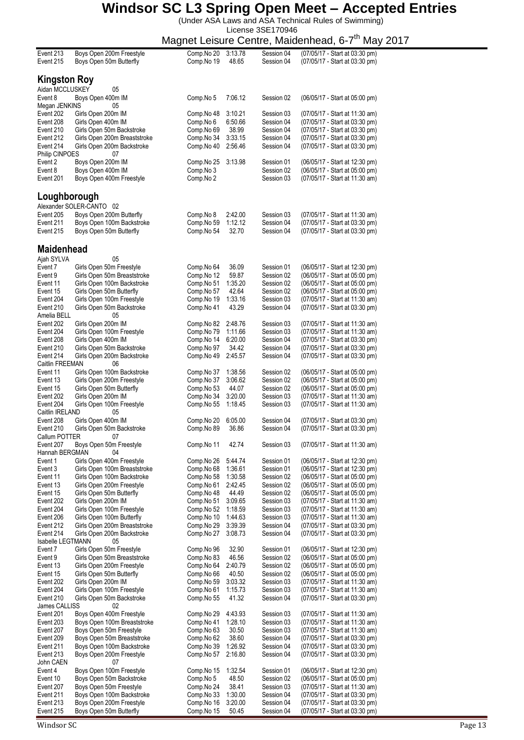# Windsor SC L3 Spring Open Meet – Accepted Entries

(Under ASA Laws and ASA Technical Rules of Swimming)
License 3SE170946

Magnet Leisure Centre, Maidenhead, 6-7th May 2017

| | | | | | |
|---|---|---|---|---|---|
| Event 213 | Boys Open 200m Freestyle | Comp.No 20 | 3:13.78 | Session 04 | (07/05/17 - Start at 03:30 pm) |
| Event 215 | Boys Open 50m Butterfly | Comp.No 19 | 48.65 | Session 04 | (07/05/17 - Start at 03:30 pm) |

## Kingston Roy

| | | | | | |
|---|---|---|---|---|---|
| Aidan MCCLUSKEY | 05 | | | | |
| Event 8 | Boys Open 400m IM | Comp.No 5 | 7:06.12 | Session 02 | (06/05/17 - Start at 05:00 pm) |
| Megan JENKINS | 05 | | | | |
| Event 202 | Girls Open 200m IM | Comp.No 48 | 3:10.21 | Session 03 | (07/05/17 - Start at 11:30 am) |
| Event 208 | Girls Open 400m IM | Comp.No 6 | 6:50.66 | Session 04 | (07/05/17 - Start at 03:30 pm) |
| Event 210 | Girls Open 50m Backstroke | Comp.No 69 | 38.99 | Session 04 | (07/05/17 - Start at 03:30 pm) |
| Event 212 | Girls Open 200m Breaststroke | Comp.No 34 | 3:33.15 | Session 04 | (07/05/17 - Start at 03:30 pm) |
| Event 214 | Girls Open 200m Backstroke | Comp.No 40 | 2:56.46 | Session 04 | (07/05/17 - Start at 03:30 pm) |
| Philip CINPOES | 07 | | | | |
| Event 2 | Boys Open 200m IM | Comp.No 25 | 3:13.98 | Session 01 | (06/05/17 - Start at 12:30 pm) |
| Event 8 | Boys Open 400m IM | Comp.No 3 | | Session 02 | (06/05/17 - Start at 05:00 pm) |
| Event 201 | Boys Open 400m Freestyle | Comp.No 2 | | Session 03 | (07/05/17 - Start at 11:30 am) |

## Loughborough

| | | | | | |
|---|---|---|---|---|---|
| Alexander SOLER-CANTO | 02 | | | | |
| Event 205 | Boys Open 200m Butterfly | Comp.No 8 | 2:42.00 | Session 03 | (07/05/17 - Start at 11:30 am) |
| Event 211 | Boys Open 100m Backstroke | Comp.No 59 | 1:12.12 | Session 04 | (07/05/17 - Start at 03:30 pm) |
| Event 215 | Boys Open 50m Butterfly | Comp.No 54 | 32.70 | Session 04 | (07/05/17 - Start at 03:30 pm) |

## Maidenhead

| | | | | | |
|---|---|---|---|---|---|
| Ajah SYLVA | 05 | | | | |
| Event 7 | Girls Open 50m Freestyle | Comp.No 64 | 36.09 | Session 01 | (06/05/17 - Start at 12:30 pm) |
| Event 9 | Girls Open 50m Breaststroke | Comp.No 12 | 59.87 | Session 02 | (06/05/17 - Start at 05:00 pm) |
| Event 11 | Girls Open 100m Backstroke | Comp.No 51 | 1:35.20 | Session 02 | (06/05/17 - Start at 05:00 pm) |
| Event 15 | Girls Open 50m Butterfly | Comp.No 57 | 42.64 | Session 02 | (06/05/17 - Start at 05:00 pm) |
| Event 204 | Girls Open 100m Freestyle | Comp.No 19 | 1:33.16 | Session 03 | (07/05/17 - Start at 11:30 am) |
| Event 210 | Girls Open 50m Backstroke | Comp.No 41 | 43.29 | Session 04 | (07/05/17 - Start at 03:30 pm) |
| Amelia BELL | 05 | | | | |
| Event 202 | Girls Open 200m IM | Comp.No 82 | 2:48.76 | Session 03 | (07/05/17 - Start at 11:30 am) |
| Event 204 | Girls Open 100m Freestyle | Comp.No 79 | 1:11.66 | Session 03 | (07/05/17 - Start at 11:30 am) |
| Event 208 | Girls Open 400m IM | Comp.No 14 | 6:20.00 | Session 04 | (07/05/17 - Start at 03:30 pm) |
| Event 210 | Girls Open 50m Backstroke | Comp.No 97 | 34.42 | Session 04 | (07/05/17 - Start at 03:30 pm) |
| Event 214 | Girls Open 200m Backstroke | Comp.No 49 | 2:45.57 | Session 04 | (07/05/17 - Start at 03:30 pm) |
| Caitlin FREEMAN | 06 | | | | |
| Event 11 | Girls Open 100m Backstroke | Comp.No 37 | 1:38.56 | Session 02 | (06/05/17 - Start at 05:00 pm) |
| Event 13 | Girls Open 200m Freestyle | Comp.No 37 | 3:06.62 | Session 02 | (06/05/17 - Start at 05:00 pm) |
| Event 15 | Girls Open 50m Butterfly | Comp.No 53 | 44.07 | Session 02 | (06/05/17 - Start at 05:00 pm) |
| Event 202 | Girls Open 200m IM | Comp.No 34 | 3:20.00 | Session 03 | (07/05/17 - Start at 11:30 am) |
| Event 204 | Girls Open 100m Freestyle | Comp.No 55 | 1:18.45 | Session 03 | (07/05/17 - Start at 11:30 am) |
| Caitlin IRELAND | 05 | | | | |
| Event 208 | Girls Open 400m IM | Comp.No 20 | 6:05.00 | Session 04 | (07/05/17 - Start at 03:30 pm) |
| Event 210 | Girls Open 50m Backstroke | Comp.No 89 | 36.86 | Session 04 | (07/05/17 - Start at 03:30 pm) |
| Callum POTTER | 07 | | | | |
| Event 207 | Boys Open 50m Freestyle | Comp.No 11 | 42.74 | Session 03 | (07/05/17 - Start at 11:30 am) |
| Hannah BERGMAN | 04 | | | | |
| Event 1 | Girls Open 400m Freestyle | Comp.No 26 | 5:44.74 | Session 01 | (06/05/17 - Start at 12:30 pm) |
| Event 3 | Girls Open 100m Breaststroke | Comp.No 68 | 1:36.61 | Session 01 | (06/05/17 - Start at 12:30 pm) |
| Event 11 | Girls Open 100m Backstroke | Comp.No 58 | 1:30.58 | Session 02 | (06/05/17 - Start at 05:00 pm) |
| Event 13 | Girls Open 200m Freestyle | Comp.No 61 | 2:42.45 | Session 02 | (06/05/17 - Start at 05:00 pm) |
| Event 15 | Girls Open 50m Butterfly | Comp.No 48 | 44.49 | Session 02 | (06/05/17 - Start at 05:00 pm) |
| Event 202 | Girls Open 200m IM | Comp.No 51 | 3:09.65 | Session 03 | (07/05/17 - Start at 11:30 am) |
| Event 204 | Girls Open 100m Freestyle | Comp.No 52 | 1:18.59 | Session 03 | (07/05/17 - Start at 11:30 am) |
| Event 206 | Girls Open 100m Butterfly | Comp.No 10 | 1:44.63 | Session 03 | (07/05/17 - Start at 11:30 am) |
| Event 212 | Girls Open 200m Breaststroke | Comp.No 29 | 3:39.39 | Session 04 | (07/05/17 - Start at 03:30 pm) |
| Event 214 | Girls Open 200m Backstroke | Comp.No 27 | 3:08.73 | Session 04 | (07/05/17 - Start at 03:30 pm) |
| Isabelle LEGTMANN | 05 | | | | |
| Event 7 | Girls Open 50m Freestyle | Comp.No 96 | 32.90 | Session 01 | (06/05/17 - Start at 12:30 pm) |
| Event 9 | Girls Open 50m Breaststroke | Comp.No 83 | 46.56 | Session 02 | (06/05/17 - Start at 05:00 pm) |
| Event 13 | Girls Open 200m Freestyle | Comp.No 64 | 2:40.79 | Session 02 | (06/05/17 - Start at 05:00 pm) |
| Event 15 | Girls Open 50m Butterfly | Comp.No 66 | 40.50 | Session 02 | (06/05/17 - Start at 05:00 pm) |
| Event 202 | Girls Open 200m IM | Comp.No 59 | 3:03.32 | Session 03 | (07/05/17 - Start at 11:30 am) |
| Event 204 | Girls Open 100m Freestyle | Comp.No 61 | 1:15.73 | Session 03 | (07/05/17 - Start at 11:30 am) |
| Event 210 | Girls Open 50m Backstroke | Comp.No 55 | 41.32 | Session 04 | (07/05/17 - Start at 03:30 pm) |
| James CALLISS | 02 | | | | |
| Event 201 | Boys Open 400m Freestyle | Comp.No 29 | 4:43.93 | Session 03 | (07/05/17 - Start at 11:30 am) |
| Event 203 | Boys Open 100m Breaststroke | Comp.No 41 | 1:28.10 | Session 03 | (07/05/17 - Start at 11:30 am) |
| Event 207 | Boys Open 50m Freestyle | Comp.No 63 | 30.50 | Session 03 | (07/05/17 - Start at 11:30 am) |
| Event 209 | Boys Open 50m Breaststroke | Comp.No 62 | 38.60 | Session 04 | (07/05/17 - Start at 03:30 pm) |
| Event 211 | Boys Open 100m Backstroke | Comp.No 39 | 1:26.92 | Session 04 | (07/05/17 - Start at 03:30 pm) |
| Event 213 | Boys Open 200m Freestyle | Comp.No 57 | 2:16.80 | Session 04 | (07/05/17 - Start at 03:30 pm) |
| John CAEN | 07 | | | | |
| Event 4 | Boys Open 100m Freestyle | Comp.No 15 | 1:32.54 | Session 01 | (06/05/17 - Start at 12:30 pm) |
| Event 10 | Boys Open 50m Backstroke | Comp.No 5 | 48.50 | Session 02 | (06/05/17 - Start at 05:00 pm) |
| Event 207 | Boys Open 50m Freestyle | Comp.No 24 | 38.41 | Session 03 | (07/05/17 - Start at 11:30 am) |
| Event 211 | Boys Open 100m Backstroke | Comp.No 33 | 1:30.00 | Session 04 | (07/05/17 - Start at 03:30 pm) |
| Event 213 | Boys Open 200m Freestyle | Comp.No 16 | 3:20.00 | Session 04 | (07/05/17 - Start at 03:30 pm) |
| Event 215 | Boys Open 50m Butterfly | Comp.No 15 | 50.45 | Session 04 | (07/05/17 - Start at 03:30 pm) |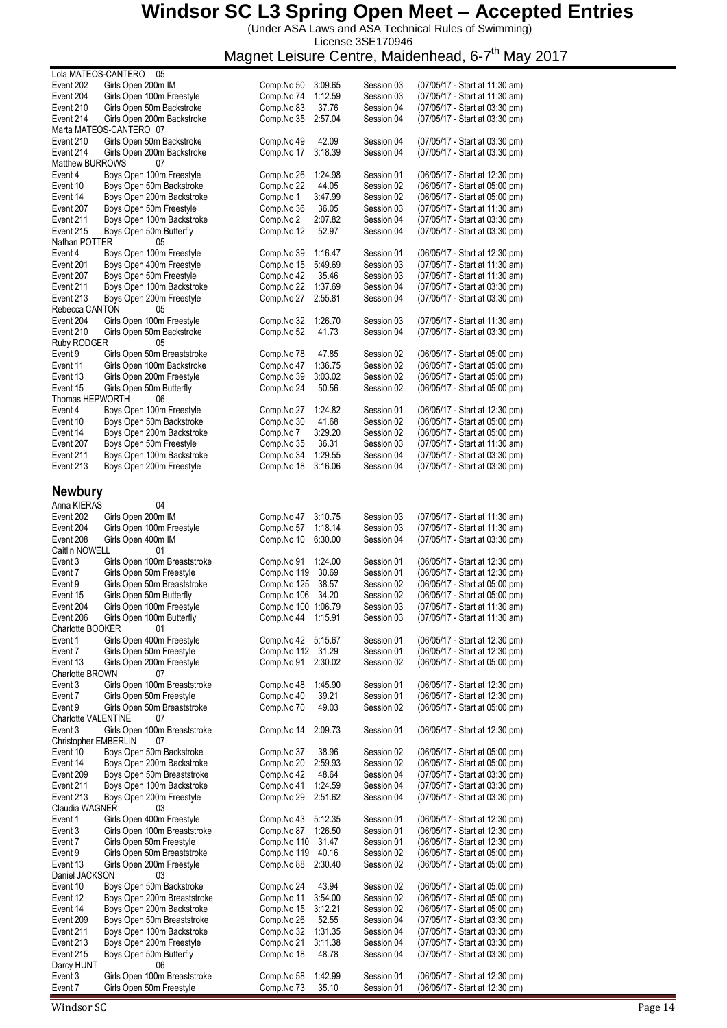# Windsor SC L3 Spring Open Meet – Accepted Entries

(Under ASA Laws and ASA Technical Rules of Swimming)
License 3SE170946
Magnet Leisure Centre, Maidenhead, 6-7th May 2017

**Lola MATEOS-CANTERO 05**

| Event | Description | Comp.No | Time | Session | Start |
|---|---|---|---|---|---|
| Event 202 | Girls Open 200m IM | Comp.No 50 | 3:09.65 | Session 03 | (07/05/17 - Start at 11:30 am) |
| Event 204 | Girls Open 100m Freestyle | Comp.No 74 | 1:12.59 | Session 03 | (07/05/17 - Start at 11:30 am) |
| Event 210 | Girls Open 50m Backstroke | Comp.No 83 | 37.76 | Session 04 | (07/05/17 - Start at 03:30 pm) |
| Event 214 | Girls Open 200m Backstroke | Comp.No 35 | 2:57.04 | Session 04 | (07/05/17 - Start at 03:30 pm) |

**Marta MATEOS-CANTERO 07**

| Event | Description | Comp.No | Time | Session | Start |
|---|---|---|---|---|---|
| Event 210 | Girls Open 50m Backstroke | Comp.No 49 | 42.09 | Session 04 | (07/05/17 - Start at 03:30 pm) |
| Event 214 | Girls Open 200m Backstroke | Comp.No 17 | 3:18.39 | Session 04 | (07/05/17 - Start at 03:30 pm) |

**Matthew BURROWS 07**

| Event | Description | Comp.No | Time | Session | Start |
|---|---|---|---|---|---|
| Event 4 | Boys Open 100m Freestyle | Comp.No 26 | 1:24.98 | Session 01 | (06/05/17 - Start at 12:30 pm) |
| Event 10 | Boys Open 50m Backstroke | Comp.No 22 | 44.05 | Session 02 | (06/05/17 - Start at 05:00 pm) |
| Event 14 | Boys Open 200m Backstroke | Comp.No 1 | 3:47.99 | Session 02 | (06/05/17 - Start at 05:00 pm) |
| Event 207 | Boys Open 50m Freestyle | Comp.No 36 | 36.05 | Session 03 | (07/05/17 - Start at 11:30 am) |
| Event 211 | Boys Open 100m Backstroke | Comp.No 2 | 2:07.82 | Session 04 | (07/05/17 - Start at 03:30 pm) |
| Event 215 | Boys Open 50m Butterfly | Comp.No 12 | 52.97 | Session 04 | (07/05/17 - Start at 03:30 pm) |

**Nathan POTTER 05**

| Event | Description | Comp.No | Time | Session | Start |
|---|---|---|---|---|---|
| Event 4 | Boys Open 100m Freestyle | Comp.No 39 | 1:16.47 | Session 01 | (06/05/17 - Start at 12:30 pm) |
| Event 201 | Boys Open 400m Freestyle | Comp.No 15 | 5:49.69 | Session 03 | (07/05/17 - Start at 11:30 am) |
| Event 207 | Boys Open 50m Freestyle | Comp.No 42 | 35.46 | Session 03 | (07/05/17 - Start at 11:30 am) |
| Event 211 | Boys Open 100m Backstroke | Comp.No 22 | 1:37.69 | Session 04 | (07/05/17 - Start at 03:30 pm) |
| Event 213 | Boys Open 200m Freestyle | Comp.No 27 | 2:55.81 | Session 04 | (07/05/17 - Start at 03:30 pm) |

**Rebecca CANTON 05**

| Event | Description | Comp.No | Time | Session | Start |
|---|---|---|---|---|---|
| Event 204 | Girls Open 100m Freestyle | Comp.No 32 | 1:26.70 | Session 03 | (07/05/17 - Start at 11:30 am) |
| Event 210 | Girls Open 50m Backstroke | Comp.No 52 | 41.73 | Session 04 | (07/05/17 - Start at 03:30 pm) |

**Ruby RODGER 05**

| Event | Description | Comp.No | Time | Session | Start |
|---|---|---|---|---|---|
| Event 9 | Girls Open 50m Breaststroke | Comp.No 78 | 47.85 | Session 02 | (06/05/17 - Start at 05:00 pm) |
| Event 11 | Girls Open 100m Backstroke | Comp.No 47 | 1:36.75 | Session 02 | (06/05/17 - Start at 05:00 pm) |
| Event 13 | Girls Open 200m Freestyle | Comp.No 39 | 3:03.02 | Session 02 | (06/05/17 - Start at 05:00 pm) |
| Event 15 | Girls Open 50m Butterfly | Comp.No 24 | 50.56 | Session 02 | (06/05/17 - Start at 05:00 pm) |

**Thomas HEPWORTH 06**

| Event | Description | Comp.No | Time | Session | Start |
|---|---|---|---|---|---|
| Event 4 | Boys Open 100m Freestyle | Comp.No 27 | 1:24.82 | Session 01 | (06/05/17 - Start at 12:30 pm) |
| Event 10 | Boys Open 50m Backstroke | Comp.No 30 | 41.68 | Session 02 | (06/05/17 - Start at 05:00 pm) |
| Event 14 | Boys Open 200m Backstroke | Comp.No 7 | 3:29.20 | Session 02 | (06/05/17 - Start at 05:00 pm) |
| Event 207 | Boys Open 50m Freestyle | Comp.No 35 | 36.31 | Session 03 | (07/05/17 - Start at 11:30 am) |
| Event 211 | Boys Open 100m Backstroke | Comp.No 34 | 1:29.55 | Session 04 | (07/05/17 - Start at 03:30 pm) |
| Event 213 | Boys Open 200m Freestyle | Comp.No 18 | 3:16.06 | Session 04 | (07/05/17 - Start at 03:30 pm) |

## Newbury

**Anna KIERAS 04**

| Event | Description | Comp.No | Time | Session | Start |
|---|---|---|---|---|---|
| Event 202 | Girls Open 200m IM | Comp.No 47 | 3:10.75 | Session 03 | (07/05/17 - Start at 11:30 am) |
| Event 204 | Girls Open 100m Freestyle | Comp.No 57 | 1:18.14 | Session 03 | (07/05/17 - Start at 11:30 am) |
| Event 208 | Girls Open 400m IM | Comp.No 10 | 6:30.00 | Session 04 | (07/05/17 - Start at 03:30 pm) |

**Caitlin NOWELL 01**

| Event | Description | Comp.No | Time | Session | Start |
|---|---|---|---|---|---|
| Event 3 | Girls Open 100m Breaststroke | Comp.No 91 | 1:24.00 | Session 01 | (06/05/17 - Start at 12:30 pm) |
| Event 7 | Girls Open 50m Freestyle | Comp.No 119 | 30.69 | Session 01 | (06/05/17 - Start at 12:30 pm) |
| Event 9 | Girls Open 50m Breaststroke | Comp.No 125 | 38.57 | Session 02 | (06/05/17 - Start at 05:00 pm) |
| Event 15 | Girls Open 50m Butterfly | Comp.No 106 | 34.20 | Session 02 | (06/05/17 - Start at 05:00 pm) |
| Event 204 | Girls Open 100m Freestyle | Comp.No 100 | 1:06.79 | Session 03 | (07/05/17 - Start at 11:30 am) |
| Event 206 | Girls Open 100m Butterfly | Comp.No 44 | 1:15.91 | Session 03 | (07/05/17 - Start at 11:30 am) |

**Charlotte BOOKER 01**

| Event | Description | Comp.No | Time | Session | Start |
|---|---|---|---|---|---|
| Event 1 | Girls Open 400m Freestyle | Comp.No 42 | 5:15.67 | Session 01 | (06/05/17 - Start at 12:30 pm) |
| Event 7 | Girls Open 50m Freestyle | Comp.No 112 | 31.29 | Session 01 | (06/05/17 - Start at 12:30 pm) |
| Event 13 | Girls Open 200m Freestyle | Comp.No 91 | 2:30.02 | Session 02 | (06/05/17 - Start at 05:00 pm) |

**Charlotte BROWN 07**

| Event | Description | Comp.No | Time | Session | Start |
|---|---|---|---|---|---|
| Event 3 | Girls Open 100m Breaststroke | Comp.No 48 | 1:45.90 | Session 01 | (06/05/17 - Start at 12:30 pm) |
| Event 7 | Girls Open 50m Freestyle | Comp.No 40 | 39.21 | Session 01 | (06/05/17 - Start at 12:30 pm) |
| Event 9 | Girls Open 50m Breaststroke | Comp.No 70 | 49.03 | Session 02 | (06/05/17 - Start at 05:00 pm) |

**Charlotte VALENTINE 07**

| Event | Description | Comp.No | Time | Session | Start |
|---|---|---|---|---|---|
| Event 3 | Girls Open 100m Breaststroke | Comp.No 14 | 2:09.73 | Session 01 | (06/05/17 - Start at 12:30 pm) |

**Christopher EMBERLIN 07**

| Event | Description | Comp.No | Time | Session | Start |
|---|---|---|---|---|---|
| Event 10 | Boys Open 50m Backstroke | Comp.No 37 | 38.96 | Session 02 | (06/05/17 - Start at 05:00 pm) |
| Event 14 | Boys Open 200m Backstroke | Comp.No 20 | 2:59.93 | Session 02 | (06/05/17 - Start at 05:00 pm) |
| Event 209 | Boys Open 50m Breaststroke | Comp.No 42 | 48.64 | Session 04 | (07/05/17 - Start at 03:30 pm) |
| Event 211 | Boys Open 100m Backstroke | Comp.No 41 | 1:24.59 | Session 04 | (07/05/17 - Start at 03:30 pm) |
| Event 213 | Boys Open 200m Freestyle | Comp.No 29 | 2:51.62 | Session 04 | (07/05/17 - Start at 03:30 pm) |

**Claudia WAGNER 03**

| Event | Description | Comp.No | Time | Session | Start |
|---|---|---|---|---|---|
| Event 1 | Girls Open 400m Freestyle | Comp.No 43 | 5:12.35 | Session 01 | (06/05/17 - Start at 12:30 pm) |
| Event 3 | Girls Open 100m Breaststroke | Comp.No 87 | 1:26.50 | Session 01 | (06/05/17 - Start at 12:30 pm) |
| Event 7 | Girls Open 50m Freestyle | Comp.No 110 | 31.47 | Session 01 | (06/05/17 - Start at 12:30 pm) |
| Event 9 | Girls Open 50m Breaststroke | Comp.No 119 | 40.16 | Session 02 | (06/05/17 - Start at 05:00 pm) |
| Event 13 | Girls Open 200m Freestyle | Comp.No 88 | 2:30.40 | Session 02 | (06/05/17 - Start at 05:00 pm) |

**Daniel JACKSON 03**

| Event | Description | Comp.No | Time | Session | Start |
|---|---|---|---|---|---|
| Event 10 | Boys Open 50m Backstroke | Comp.No 24 | 43.94 | Session 02 | (06/05/17 - Start at 05:00 pm) |
| Event 12 | Boys Open 200m Breaststroke | Comp.No 11 | 3:54.00 | Session 02 | (06/05/17 - Start at 05:00 pm) |
| Event 14 | Boys Open 200m Backstroke | Comp.No 15 | 3:12.21 | Session 02 | (06/05/17 - Start at 05:00 pm) |
| Event 209 | Boys Open 50m Breaststroke | Comp.No 26 | 52.55 | Session 04 | (07/05/17 - Start at 03:30 pm) |
| Event 211 | Boys Open 100m Backstroke | Comp.No 32 | 1:31.35 | Session 04 | (07/05/17 - Start at 03:30 pm) |
| Event 213 | Boys Open 200m Freestyle | Comp.No 21 | 3:11.38 | Session 04 | (07/05/17 - Start at 03:30 pm) |
| Event 215 | Boys Open 50m Butterfly | Comp.No 18 | 48.78 | Session 04 | (07/05/17 - Start at 03:30 pm) |

**Darcy HUNT 06**

| Event | Description | Comp.No | Time | Session | Start |
|---|---|---|---|---|---|
| Event 3 | Girls Open 100m Breaststroke | Comp.No 58 | 1:42.99 | Session 01 | (06/05/17 - Start at 12:30 pm) |
| Event 7 | Girls Open 50m Freestyle | Comp.No 73 | 35.10 | Session 01 | (06/05/17 - Start at 12:30 pm) |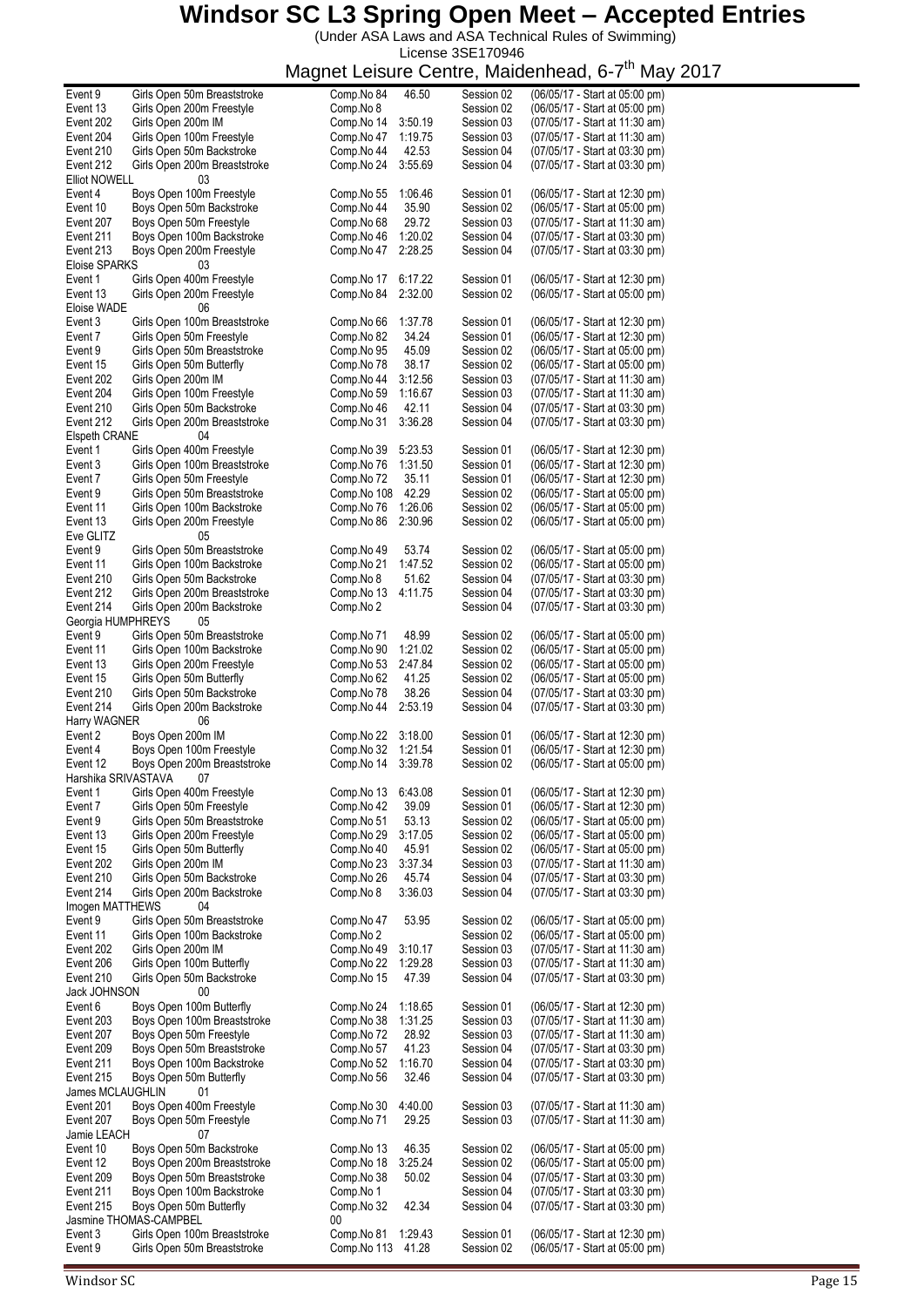# Windsor SC L3 Spring Open Meet – Accepted Entries

(Under ASA Laws and ASA Technical Rules of Swimming)

License 3SE170946

Magnet Leisure Centre, Maidenhead, 6-7th May 2017

| | | | | | |
|---|---|---|---|---|---|
| Event 9 | Girls Open 50m Breaststroke | Comp.No 84 | 46.50 | Session 02 | (06/05/17 - Start at 05:00 pm) |
| Event 13 | Girls Open 200m Freestyle | Comp.No 8 | | Session 02 | (06/05/17 - Start at 05:00 pm) |
| Event 202 | Girls Open 200m IM | Comp.No 14 | 3:50.19 | Session 03 | (07/05/17 - Start at 11:30 am) |
| Event 204 | Girls Open 100m Freestyle | Comp.No 47 | 1:19.75 | Session 03 | (07/05/17 - Start at 11:30 am) |
| Event 210 | Girls Open 50m Backstroke | Comp.No 44 | 42.53 | Session 04 | (07/05/17 - Start at 03:30 pm) |
| Event 212 | Girls Open 200m Breaststroke | Comp.No 24 | 3:55.69 | Session 04 | (07/05/17 - Start at 03:30 pm) |
| **Elliot NOWELL** | 03 | | | | |
| Event 4 | Boys Open 100m Freestyle | Comp.No 55 | 1:06.46 | Session 01 | (06/05/17 - Start at 12:30 pm) |
| Event 10 | Boys Open 50m Backstroke | Comp.No 44 | 35.90 | Session 02 | (06/05/17 - Start at 05:00 pm) |
| Event 207 | Boys Open 50m Freestyle | Comp.No 68 | 29.72 | Session 03 | (07/05/17 - Start at 11:30 am) |
| Event 211 | Boys Open 100m Backstroke | Comp.No 46 | 1:20.02 | Session 04 | (07/05/17 - Start at 03:30 pm) |
| Event 213 | Boys Open 200m Freestyle | Comp.No 47 | 2:28.25 | Session 04 | (07/05/17 - Start at 03:30 pm) |
| **Eloise SPARKS** | 03 | | | | |
| Event 1 | Girls Open 400m Freestyle | Comp.No 17 | 6:17.22 | Session 01 | (06/05/17 - Start at 12:30 pm) |
| Event 13 | Girls Open 200m Freestyle | Comp.No 84 | 2:32.00 | Session 02 | (06/05/17 - Start at 05:00 pm) |
| **Eloise WADE** | 06 | | | | |
| Event 3 | Girls Open 100m Breaststroke | Comp.No 66 | 1:37.78 | Session 01 | (06/05/17 - Start at 12:30 pm) |
| Event 7 | Girls Open 50m Freestyle | Comp.No 82 | 34.24 | Session 01 | (06/05/17 - Start at 12:30 pm) |
| Event 9 | Girls Open 50m Breaststroke | Comp.No 95 | 45.09 | Session 02 | (06/05/17 - Start at 05:00 pm) |
| Event 15 | Girls Open 50m Butterfly | Comp.No 78 | 38.17 | Session 02 | (06/05/17 - Start at 05:00 pm) |
| Event 202 | Girls Open 200m IM | Comp.No 44 | 3:12.56 | Session 03 | (07/05/17 - Start at 11:30 am) |
| Event 204 | Girls Open 100m Freestyle | Comp.No 59 | 1:16.67 | Session 03 | (07/05/17 - Start at 11:30 am) |
| Event 210 | Girls Open 50m Backstroke | Comp.No 46 | 42.11 | Session 04 | (07/05/17 - Start at 03:30 pm) |
| Event 212 | Girls Open 200m Breaststroke | Comp.No 31 | 3:36.28 | Session 04 | (07/05/17 - Start at 03:30 pm) |
| **Elspeth CRANE** | 04 | | | | |
| Event 1 | Girls Open 400m Freestyle | Comp.No 39 | 5:23.53 | Session 01 | (06/05/17 - Start at 12:30 pm) |
| Event 3 | Girls Open 100m Breaststroke | Comp.No 76 | 1:31.50 | Session 01 | (06/05/17 - Start at 12:30 pm) |
| Event 7 | Girls Open 50m Freestyle | Comp.No 72 | 35.11 | Session 01 | (06/05/17 - Start at 12:30 pm) |
| Event 9 | Girls Open 50m Breaststroke | Comp.No 108 | 42.29 | Session 02 | (06/05/17 - Start at 05:00 pm) |
| Event 11 | Girls Open 100m Backstroke | Comp.No 76 | 1:26.06 | Session 02 | (06/05/17 - Start at 05:00 pm) |
| Event 13 | Girls Open 200m Freestyle | Comp.No 86 | 2:30.96 | Session 02 | (06/05/17 - Start at 05:00 pm) |
| **Eve GLITZ** | 05 | | | | |
| Event 9 | Girls Open 50m Breaststroke | Comp.No 49 | 53.74 | Session 02 | (06/05/17 - Start at 05:00 pm) |
| Event 11 | Girls Open 100m Backstroke | Comp.No 21 | 1:47.52 | Session 02 | (06/05/17 - Start at 05:00 pm) |
| Event 210 | Girls Open 50m Backstroke | Comp.No 8 | 51.62 | Session 04 | (07/05/17 - Start at 03:30 pm) |
| Event 212 | Girls Open 200m Breaststroke | Comp.No 13 | 4:11.75 | Session 04 | (07/05/17 - Start at 03:30 pm) |
| Event 214 | Girls Open 200m Backstroke | Comp.No 2 | | Session 04 | (07/05/17 - Start at 03:30 pm) |
| **Georgia HUMPHREYS** | 05 | | | | |
| Event 9 | Girls Open 50m Breaststroke | Comp.No 71 | 48.99 | Session 02 | (06/05/17 - Start at 05:00 pm) |
| Event 11 | Girls Open 100m Backstroke | Comp.No 90 | 1:21.02 | Session 02 | (06/05/17 - Start at 05:00 pm) |
| Event 13 | Girls Open 200m Freestyle | Comp.No 53 | 2:47.84 | Session 02 | (06/05/17 - Start at 05:00 pm) |
| Event 15 | Girls Open 50m Butterfly | Comp.No 62 | 41.25 | Session 02 | (06/05/17 - Start at 05:00 pm) |
| Event 210 | Girls Open 50m Backstroke | Comp.No 78 | 38.26 | Session 04 | (07/05/17 - Start at 03:30 pm) |
| Event 214 | Girls Open 200m Backstroke | Comp.No 44 | 2:53.19 | Session 04 | (07/05/17 - Start at 03:30 pm) |
| **Harry WAGNER** | 06 | | | | |
| Event 2 | Boys Open 200m IM | Comp.No 22 | 3:18.00 | Session 01 | (06/05/17 - Start at 12:30 pm) |
| Event 4 | Boys Open 100m Freestyle | Comp.No 32 | 1:21.54 | Session 01 | (06/05/17 - Start at 12:30 pm) |
| Event 12 | Boys Open 200m Breaststroke | Comp.No 14 | 3:39.78 | Session 02 | (06/05/17 - Start at 05:00 pm) |
| **Harshika SRIVASTAVA** | 07 | | | | |
| Event 1 | Girls Open 400m Freestyle | Comp.No 13 | 6:43.08 | Session 01 | (06/05/17 - Start at 12:30 pm) |
| Event 7 | Girls Open 50m Freestyle | Comp.No 42 | 39.09 | Session 01 | (06/05/17 - Start at 12:30 pm) |
| Event 9 | Girls Open 50m Breaststroke | Comp.No 51 | 53.13 | Session 02 | (06/05/17 - Start at 05:00 pm) |
| Event 13 | Girls Open 200m Freestyle | Comp.No 29 | 3:17.05 | Session 02 | (06/05/17 - Start at 05:00 pm) |
| Event 15 | Girls Open 50m Butterfly | Comp.No 40 | 45.91 | Session 02 | (06/05/17 - Start at 05:00 pm) |
| Event 202 | Girls Open 200m IM | Comp.No 23 | 3:37.34 | Session 03 | (07/05/17 - Start at 11:30 am) |
| Event 210 | Girls Open 50m Backstroke | Comp.No 26 | 45.74 | Session 04 | (07/05/17 - Start at 03:30 pm) |
| Event 214 | Girls Open 200m Backstroke | Comp.No 8 | 3:36.03 | Session 04 | (07/05/17 - Start at 03:30 pm) |
| **Imogen MATTHEWS** | 04 | | | | |
| Event 9 | Girls Open 50m Breaststroke | Comp.No 47 | 53.95 | Session 02 | (06/05/17 - Start at 05:00 pm) |
| Event 11 | Girls Open 100m Backstroke | Comp.No 2 | | Session 02 | (06/05/17 - Start at 05:00 pm) |
| Event 202 | Girls Open 200m IM | Comp.No 49 | 3:10.17 | Session 03 | (07/05/17 - Start at 11:30 am) |
| Event 206 | Girls Open 100m Butterfly | Comp.No 22 | 1:29.28 | Session 03 | (07/05/17 - Start at 11:30 am) |
| Event 210 | Girls Open 50m Backstroke | Comp.No 15 | 47.39 | Session 04 | (07/05/17 - Start at 03:30 pm) |
| **Jack JOHNSON** | 00 | | | | |
| Event 6 | Boys Open 100m Butterfly | Comp.No 24 | 1:18.65 | Session 01 | (06/05/17 - Start at 12:30 pm) |
| Event 203 | Boys Open 100m Breaststroke | Comp.No 38 | 1:31.25 | Session 03 | (07/05/17 - Start at 11:30 am) |
| Event 207 | Boys Open 50m Freestyle | Comp.No 72 | 28.92 | Session 03 | (07/05/17 - Start at 11:30 am) |
| Event 209 | Boys Open 50m Breaststroke | Comp.No 57 | 41.23 | Session 04 | (07/05/17 - Start at 03:30 pm) |
| Event 211 | Boys Open 100m Backstroke | Comp.No 52 | 1:16.70 | Session 04 | (07/05/17 - Start at 03:30 pm) |
| Event 215 | Boys Open 50m Butterfly | Comp.No 56 | 32.46 | Session 04 | (07/05/17 - Start at 03:30 pm) |
| **James MCLAUGHLIN** | 01 | | | | |
| Event 201 | Boys Open 400m Freestyle | Comp.No 30 | 4:40.00 | Session 03 | (07/05/17 - Start at 11:30 am) |
| Event 207 | Boys Open 50m Freestyle | Comp.No 71 | 29.25 | Session 03 | (07/05/17 - Start at 11:30 am) |
| **Jamie LEACH** | 07 | | | | |
| Event 10 | Boys Open 50m Backstroke | Comp.No 13 | 46.35 | Session 02 | (06/05/17 - Start at 05:00 pm) |
| Event 12 | Boys Open 200m Breaststroke | Comp.No 18 | 3:25.24 | Session 02 | (06/05/17 - Start at 05:00 pm) |
| Event 209 | Boys Open 50m Breaststroke | Comp.No 38 | 50.02 | Session 04 | (07/05/17 - Start at 03:30 pm) |
| Event 211 | Boys Open 100m Backstroke | Comp.No 1 | | Session 04 | (07/05/17 - Start at 03:30 pm) |
| Event 215 | Boys Open 50m Butterfly | Comp.No 32 | 42.34 | Session 04 | (07/05/17 - Start at 03:30 pm) |
| **Jasmine THOMAS-CAMPBEL** | 00 | | | | |
| Event 3 | Girls Open 100m Breaststroke | Comp.No 81 | 1:29.43 | Session 01 | (06/05/17 - Start at 12:30 pm) |
| Event 9 | Girls Open 50m Breaststroke | Comp.No 113 | 41.28 | Session 02 | (06/05/17 - Start at 05:00 pm) |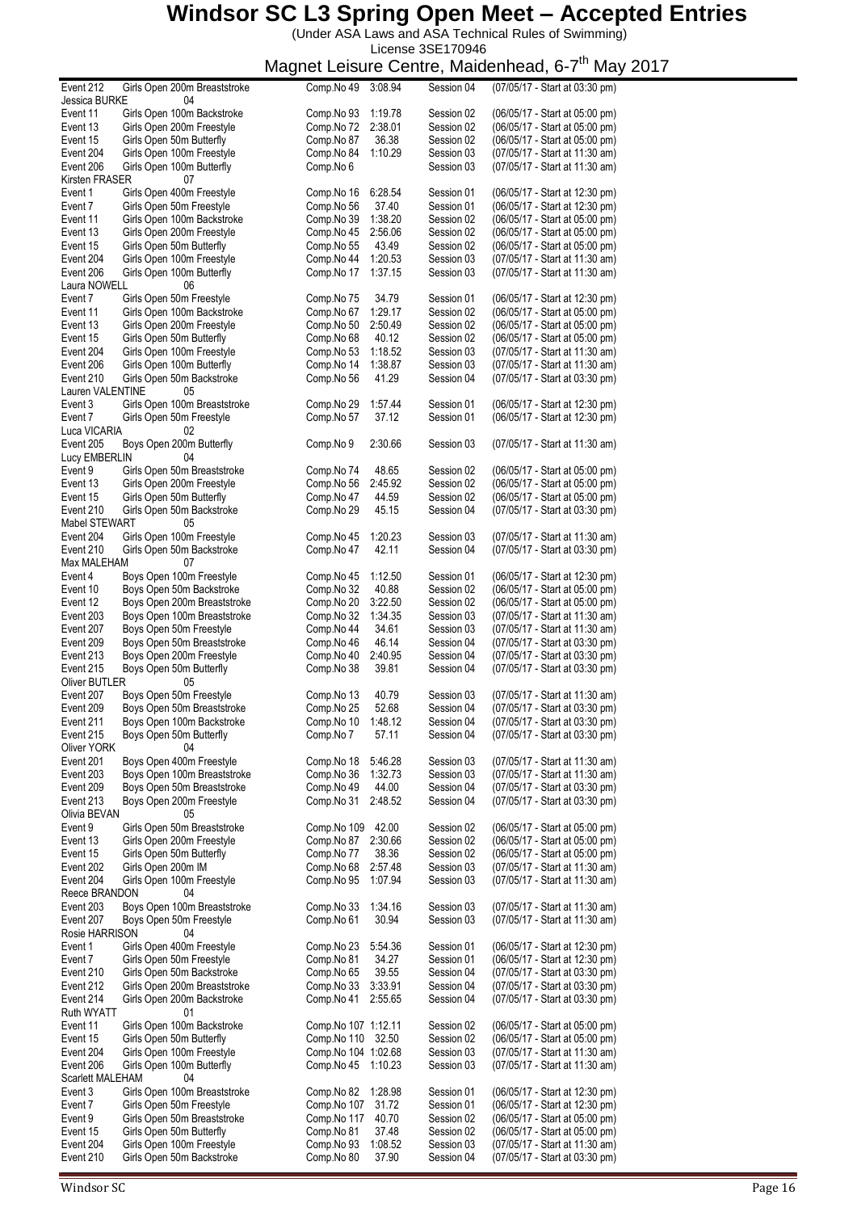# Windsor SC L3 Spring Open Meet – Accepted Entries

(Under ASA Laws and ASA Technical Rules of Swimming)
License 3SE170946
Magnet Leisure Centre, Maidenhead, 6-7th May 2017

| Event | Description | Comp. No | Time | Session | Start |
|---|---|---|---|---|---|
| Event 212 | Girls Open 200m Breaststroke | Comp.No 49 | 3:08.94 | Session 04 | (07/05/17 - Start at 03:30 pm) |
| Jessica BURKE | 04 | | | | |
| Event 11 | Girls Open 100m Backstroke | Comp.No 93 | 1:19.78 | Session 02 | (06/05/17 - Start at 05:00 pm) |
| Event 13 | Girls Open 200m Freestyle | Comp.No 72 | 2:38.01 | Session 02 | (06/05/17 - Start at 05:00 pm) |
| Event 15 | Girls Open 50m Butterfly | Comp.No 87 | 36.38 | Session 02 | (06/05/17 - Start at 05:00 pm) |
| Event 204 | Girls Open 100m Freestyle | Comp.No 84 | 1:10.29 | Session 03 | (07/05/17 - Start at 11:30 am) |
| Event 206 | Girls Open 100m Butterfly | Comp.No 6 | | Session 03 | (07/05/17 - Start at 11:30 am) |
| Kirsten FRASER | 07 | | | | |
| Event 1 | Girls Open 400m Freestyle | Comp.No 16 | 6:28.54 | Session 01 | (06/05/17 - Start at 12:30 pm) |
| Event 7 | Girls Open 50m Freestyle | Comp.No 56 | 37.40 | Session 01 | (06/05/17 - Start at 12:30 pm) |
| Event 11 | Girls Open 100m Backstroke | Comp.No 39 | 1:38.20 | Session 02 | (06/05/17 - Start at 05:00 pm) |
| Event 13 | Girls Open 200m Freestyle | Comp.No 45 | 2:56.06 | Session 02 | (06/05/17 - Start at 05:00 pm) |
| Event 15 | Girls Open 50m Butterfly | Comp.No 55 | 43.49 | Session 02 | (06/05/17 - Start at 05:00 pm) |
| Event 204 | Girls Open 100m Freestyle | Comp.No 44 | 1:20.53 | Session 03 | (07/05/17 - Start at 11:30 am) |
| Event 206 | Girls Open 100m Butterfly | Comp.No 17 | 1:37.15 | Session 03 | (07/05/17 - Start at 11:30 am) |
| Laura NOWELL | 06 | | | | |
| Event 7 | Girls Open 50m Freestyle | Comp.No 75 | 34.79 | Session 01 | (06/05/17 - Start at 12:30 pm) |
| Event 11 | Girls Open 100m Backstroke | Comp.No 67 | 1:29.17 | Session 02 | (06/05/17 - Start at 05:00 pm) |
| Event 13 | Girls Open 200m Freestyle | Comp.No 50 | 2:50.49 | Session 02 | (06/05/17 - Start at 05:00 pm) |
| Event 15 | Girls Open 50m Butterfly | Comp.No 68 | 40.12 | Session 02 | (06/05/17 - Start at 05:00 pm) |
| Event 204 | Girls Open 100m Freestyle | Comp.No 53 | 1:18.52 | Session 03 | (07/05/17 - Start at 11:30 am) |
| Event 206 | Girls Open 100m Butterfly | Comp.No 14 | 1:38.87 | Session 03 | (07/05/17 - Start at 11:30 am) |
| Event 210 | Girls Open 50m Backstroke | Comp.No 56 | 41.29 | Session 04 | (07/05/17 - Start at 03:30 pm) |
| Lauren VALENTINE | 05 | | | | |
| Event 3 | Girls Open 100m Breaststroke | Comp.No 29 | 1:57.44 | Session 01 | (06/05/17 - Start at 12:30 pm) |
| Event 7 | Girls Open 50m Freestyle | Comp.No 57 | 37.12 | Session 01 | (06/05/17 - Start at 12:30 pm) |
| Luca VICARIA | 02 | | | | |
| Event 205 | Boys Open 200m Butterfly | Comp.No 9 | 2:30.66 | Session 03 | (07/05/17 - Start at 11:30 am) |
| Lucy EMBERLIN | 04 | | | | |
| Event 9 | Girls Open 50m Breaststroke | Comp.No 74 | 48.65 | Session 02 | (06/05/17 - Start at 05:00 pm) |
| Event 13 | Girls Open 200m Freestyle | Comp.No 56 | 2:45.92 | Session 02 | (06/05/17 - Start at 05:00 pm) |
| Event 15 | Girls Open 50m Butterfly | Comp.No 47 | 44.59 | Session 02 | (06/05/17 - Start at 05:00 pm) |
| Event 210 | Girls Open 50m Backstroke | Comp.No 29 | 45.15 | Session 04 | (07/05/17 - Start at 03:30 pm) |
| Mabel STEWART | 05 | | | | |
| Event 204 | Girls Open 100m Freestyle | Comp.No 45 | 1:20.23 | Session 03 | (07/05/17 - Start at 11:30 am) |
| Event 210 | Girls Open 50m Backstroke | Comp.No 47 | 42.11 | Session 04 | (07/05/17 - Start at 03:30 pm) |
| Max MALEHAM | 07 | | | | |
| Event 4 | Boys Open 100m Freestyle | Comp.No 45 | 1:12.50 | Session 01 | (06/05/17 - Start at 12:30 pm) |
| Event 10 | Boys Open 50m Backstroke | Comp.No 32 | 40.88 | Session 02 | (06/05/17 - Start at 05:00 pm) |
| Event 12 | Boys Open 200m Breaststroke | Comp.No 20 | 3:22.50 | Session 02 | (06/05/17 - Start at 05:00 pm) |
| Event 203 | Boys Open 100m Breaststroke | Comp.No 32 | 1:34.35 | Session 03 | (07/05/17 - Start at 11:30 am) |
| Event 207 | Boys Open 50m Freestyle | Comp.No 44 | 34.61 | Session 03 | (07/05/17 - Start at 11:30 am) |
| Event 209 | Boys Open 50m Breaststroke | Comp.No 46 | 46.14 | Session 04 | (07/05/17 - Start at 03:30 pm) |
| Event 213 | Boys Open 200m Freestyle | Comp.No 40 | 2:40.95 | Session 04 | (07/05/17 - Start at 03:30 pm) |
| Event 215 | Boys Open 50m Butterfly | Comp.No 38 | 39.81 | Session 04 | (07/05/17 - Start at 03:30 pm) |
| Oliver BUTLER | 05 | | | | |
| Event 207 | Boys Open 50m Freestyle | Comp.No 13 | 40.79 | Session 03 | (07/05/17 - Start at 11:30 am) |
| Event 209 | Boys Open 50m Breaststroke | Comp.No 25 | 52.68 | Session 04 | (07/05/17 - Start at 03:30 pm) |
| Event 211 | Boys Open 100m Backstroke | Comp.No 10 | 1:48.12 | Session 04 | (07/05/17 - Start at 03:30 pm) |
| Event 215 | Boys Open 50m Butterfly | Comp.No 7 | 57.11 | Session 04 | (07/05/17 - Start at 03:30 pm) |
| Oliver YORK | 04 | | | | |
| Event 201 | Boys Open 400m Freestyle | Comp.No 18 | 5:46.28 | Session 03 | (07/05/17 - Start at 11:30 am) |
| Event 203 | Boys Open 100m Breaststroke | Comp.No 36 | 1:32.73 | Session 03 | (07/05/17 - Start at 11:30 am) |
| Event 209 | Boys Open 50m Breaststroke | Comp.No 49 | 44.00 | Session 04 | (07/05/17 - Start at 03:30 pm) |
| Event 213 | Boys Open 200m Freestyle | Comp.No 31 | 2:48.52 | Session 04 | (07/05/17 - Start at 03:30 pm) |
| Olivia BEVAN | 05 | | | | |
| Event 9 | Girls Open 50m Breaststroke | Comp.No 109 | 42.00 | Session 02 | (06/05/17 - Start at 05:00 pm) |
| Event 13 | Girls Open 200m Freestyle | Comp.No 87 | 2:30.66 | Session 02 | (06/05/17 - Start at 05:00 pm) |
| Event 15 | Girls Open 50m Butterfly | Comp.No 77 | 38.36 | Session 02 | (06/05/17 - Start at 05:00 pm) |
| Event 202 | Girls Open 200m IM | Comp.No 68 | 2:57.48 | Session 03 | (07/05/17 - Start at 11:30 am) |
| Event 204 | Girls Open 100m Freestyle | Comp.No 95 | 1:07.94 | Session 03 | (07/05/17 - Start at 11:30 am) |
| Reece BRANDON | 04 | | | | |
| Event 203 | Boys Open 100m Breaststroke | Comp.No 33 | 1:34.16 | Session 03 | (07/05/17 - Start at 11:30 am) |
| Event 207 | Boys Open 50m Freestyle | Comp.No 61 | 30.94 | Session 03 | (07/05/17 - Start at 11:30 am) |
| Rosie HARRISON | 04 | | | | |
| Event 1 | Girls Open 400m Freestyle | Comp.No 23 | 5:54.36 | Session 01 | (06/05/17 - Start at 12:30 pm) |
| Event 7 | Girls Open 50m Freestyle | Comp.No 81 | 34.27 | Session 01 | (06/05/17 - Start at 12:30 pm) |
| Event 210 | Girls Open 50m Backstroke | Comp.No 65 | 39.55 | Session 04 | (07/05/17 - Start at 03:30 pm) |
| Event 212 | Girls Open 200m Breaststroke | Comp.No 33 | 3:33.91 | Session 04 | (07/05/17 - Start at 03:30 pm) |
| Event 214 | Girls Open 200m Backstroke | Comp.No 41 | 2:55.65 | Session 04 | (07/05/17 - Start at 03:30 pm) |
| Ruth WYATT | 01 | | | | |
| Event 11 | Girls Open 100m Backstroke | Comp.No 107 | 1:12.11 | Session 02 | (06/05/17 - Start at 05:00 pm) |
| Event 15 | Girls Open 50m Butterfly | Comp.No 110 | 32.50 | Session 02 | (06/05/17 - Start at 05:00 pm) |
| Event 204 | Girls Open 100m Freestyle | Comp.No 104 | 1:02.68 | Session 03 | (07/05/17 - Start at 11:30 am) |
| Event 206 | Girls Open 100m Butterfly | Comp.No 45 | 1:10.23 | Session 03 | (07/05/17 - Start at 11:30 am) |
| Scarlett MALEHAM | 04 | | | | |
| Event 3 | Girls Open 100m Breaststroke | Comp.No 82 | 1:28.98 | Session 01 | (06/05/17 - Start at 12:30 pm) |
| Event 7 | Girls Open 50m Freestyle | Comp.No 107 | 31.72 | Session 01 | (06/05/17 - Start at 12:30 pm) |
| Event 9 | Girls Open 50m Breaststroke | Comp.No 117 | 40.70 | Session 02 | (06/05/17 - Start at 05:00 pm) |
| Event 15 | Girls Open 50m Butterfly | Comp.No 81 | 37.48 | Session 02 | (06/05/17 - Start at 05:00 pm) |
| Event 204 | Girls Open 100m Freestyle | Comp.No 93 | 1:08.52 | Session 03 | (07/05/17 - Start at 11:30 am) |
| Event 210 | Girls Open 50m Backstroke | Comp.No 80 | 37.90 | Session 04 | (07/05/17 - Start at 03:30 pm) |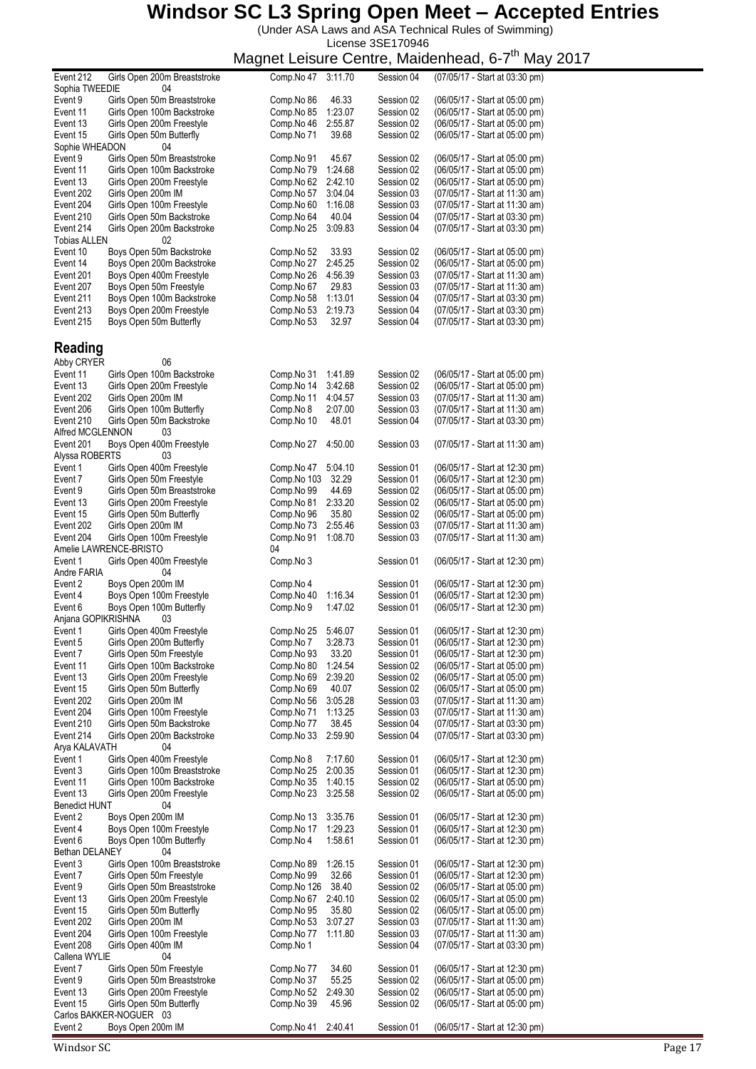# Windsor SC L3 Spring Open Meet – Accepted Entries

(Under ASA Laws and ASA Technical Rules of Swimming)

License 3SE170946

Magnet Leisure Centre, Maidenhead, 6-7th May 2017

| Event | Description | Comp. No | Time | Session | Date/Start |
|---|---|---|---|---|---|
| Event 212 | Girls Open 200m Breaststroke | Comp.No 47 | 3:11.70 | Session 04 | (07/05/17 - Start at 03:30 pm) |

**Sophia TWEEDIE** 04

| Event | Description | Comp. No | Time | Session | Date/Start |
|---|---|---|---|---|---|
| Event 9 | Girls Open 50m Breaststroke | Comp.No 86 | 46.33 | Session 02 | (06/05/17 - Start at 05:00 pm) |
| Event 11 | Girls Open 100m Backstroke | Comp.No 85 | 1:23.07 | Session 02 | (06/05/17 - Start at 05:00 pm) |
| Event 13 | Girls Open 200m Freestyle | Comp.No 46 | 2:55.87 | Session 02 | (06/05/17 - Start at 05:00 pm) |
| Event 15 | Girls Open 50m Butterfly | Comp.No 71 | 39.68 | Session 02 | (06/05/17 - Start at 05:00 pm) |

**Sophie WHEADON** 04

| Event | Description | Comp. No | Time | Session | Date/Start |
|---|---|---|---|---|---|
| Event 9 | Girls Open 50m Breaststroke | Comp.No 91 | 45.67 | Session 02 | (06/05/17 - Start at 05:00 pm) |
| Event 11 | Girls Open 100m Backstroke | Comp.No 79 | 1:24.68 | Session 02 | (06/05/17 - Start at 05:00 pm) |
| Event 13 | Girls Open 200m Freestyle | Comp.No 62 | 2:42.10 | Session 02 | (06/05/17 - Start at 05:00 pm) |
| Event 202 | Girls Open 200m IM | Comp.No 57 | 3:04.04 | Session 03 | (07/05/17 - Start at 11:30 am) |
| Event 204 | Girls Open 100m Freestyle | Comp.No 60 | 1:16.08 | Session 03 | (07/05/17 - Start at 11:30 am) |
| Event 210 | Girls Open 50m Backstroke | Comp.No 64 | 40.04 | Session 04 | (07/05/17 - Start at 03:30 pm) |
| Event 214 | Girls Open 200m Backstroke | Comp.No 25 | 3:09.83 | Session 04 | (07/05/17 - Start at 03:30 pm) |

**Tobias ALLEN** 02

| Event | Description | Comp. No | Time | Session | Date/Start |
|---|---|---|---|---|---|
| Event 10 | Boys Open 50m Backstroke | Comp.No 52 | 33.93 | Session 02 | (06/05/17 - Start at 05:00 pm) |
| Event 14 | Boys Open 200m Backstroke | Comp.No 27 | 2:45.25 | Session 02 | (06/05/17 - Start at 05:00 pm) |
| Event 201 | Boys Open 400m Freestyle | Comp.No 26 | 4:56.39 | Session 03 | (07/05/17 - Start at 11:30 am) |
| Event 207 | Boys Open 50m Freestyle | Comp.No 67 | 29.83 | Session 03 | (07/05/17 - Start at 11:30 am) |
| Event 211 | Boys Open 100m Backstroke | Comp.No 58 | 1:13.01 | Session 04 | (07/05/17 - Start at 03:30 pm) |
| Event 213 | Boys Open 200m Freestyle | Comp.No 53 | 2:19.73 | Session 04 | (07/05/17 - Start at 03:30 pm) |
| Event 215 | Boys Open 50m Butterfly | Comp.No 53 | 32.97 | Session 04 | (07/05/17 - Start at 03:30 pm) |

## Reading

**Abby CRYER** 06

| Event | Description | Comp. No | Time | Session | Date/Start |
|---|---|---|---|---|---|
| Event 11 | Girls Open 100m Backstroke | Comp.No 31 | 1:41.89 | Session 02 | (06/05/17 - Start at 05:00 pm) |
| Event 13 | Girls Open 200m Freestyle | Comp.No 14 | 3:42.68 | Session 02 | (06/05/17 - Start at 05:00 pm) |
| Event 202 | Girls Open 200m IM | Comp.No 11 | 4:04.57 | Session 03 | (07/05/17 - Start at 11:30 am) |
| Event 206 | Girls Open 100m Butterfly | Comp.No 8 | 2:07.00 | Session 03 | (07/05/17 - Start at 11:30 am) |
| Event 210 | Girls Open 50m Backstroke | Comp.No 10 | 48.01 | Session 04 | (07/05/17 - Start at 03:30 pm) |

**Alfred MCGLENNON** 03

| Event | Description | Comp. No | Time | Session | Date/Start |
|---|---|---|---|---|---|
| Event 201 | Boys Open 400m Freestyle | Comp.No 27 | 4:50.00 | Session 03 | (07/05/17 - Start at 11:30 am) |

**Alyssa ROBERTS** 03

| Event | Description | Comp. No | Time | Session | Date/Start |
|---|---|---|---|---|---|
| Event 1 | Girls Open 400m Freestyle | Comp.No 47 | 5:04.10 | Session 01 | (06/05/17 - Start at 12:30 pm) |
| Event 7 | Girls Open 50m Freestyle | Comp.No 103 | 32.29 | Session 01 | (06/05/17 - Start at 12:30 pm) |
| Event 9 | Girls Open 50m Breaststroke | Comp.No 99 | 44.69 | Session 02 | (06/05/17 - Start at 05:00 pm) |
| Event 13 | Girls Open 200m Freestyle | Comp.No 81 | 2:33.20 | Session 02 | (06/05/17 - Start at 05:00 pm) |
| Event 15 | Girls Open 50m Butterfly | Comp.No 96 | 35.80 | Session 02 | (06/05/17 - Start at 05:00 pm) |
| Event 202 | Girls Open 200m IM | Comp.No 73 | 2:55.46 | Session 03 | (07/05/17 - Start at 11:30 am) |
| Event 204 | Girls Open 100m Freestyle | Comp.No 91 | 1:08.70 | Session 03 | (07/05/17 - Start at 11:30 am) |

**Amelie LAWRENCE-BRISTO** 04

| Event | Description | Comp. No | Time | Session | Date/Start |
|---|---|---|---|---|---|
| Event 1 | Girls Open 400m Freestyle | Comp.No 3 | | Session 01 | (06/05/17 - Start at 12:30 pm) |

**Andre FARIA** 04

| Event | Description | Comp. No | Time | Session | Date/Start |
|---|---|---|---|---|---|
| Event 2 | Boys Open 200m IM | Comp.No 4 | | Session 01 | (06/05/17 - Start at 12:30 pm) |
| Event 4 | Boys Open 100m Freestyle | Comp.No 40 | 1:16.34 | Session 01 | (06/05/17 - Start at 12:30 pm) |
| Event 6 | Boys Open 100m Butterfly | Comp.No 9 | 1:47.02 | Session 01 | (06/05/17 - Start at 12:30 pm) |

**Anjana GOPIKRISHNA** 03

| Event | Description | Comp. No | Time | Session | Date/Start |
|---|---|---|---|---|---|
| Event 1 | Girls Open 400m Freestyle | Comp.No 25 | 5:46.07 | Session 01 | (06/05/17 - Start at 12:30 pm) |
| Event 5 | Girls Open 200m Butterfly | Comp.No 7 | 3:28.73 | Session 01 | (06/05/17 - Start at 12:30 pm) |
| Event 7 | Girls Open 50m Freestyle | Comp.No 93 | 33.20 | Session 01 | (06/05/17 - Start at 12:30 pm) |
| Event 11 | Girls Open 100m Backstroke | Comp.No 80 | 1:24.54 | Session 02 | (06/05/17 - Start at 05:00 pm) |
| Event 13 | Girls Open 200m Freestyle | Comp.No 69 | 2:39.20 | Session 02 | (06/05/17 - Start at 05:00 pm) |
| Event 15 | Girls Open 50m Butterfly | Comp.No 69 | 40.07 | Session 02 | (06/05/17 - Start at 05:00 pm) |
| Event 202 | Girls Open 200m IM | Comp.No 56 | 3:05.28 | Session 03 | (07/05/17 - Start at 11:30 am) |
| Event 204 | Girls Open 100m Freestyle | Comp.No 71 | 1:13.25 | Session 03 | (07/05/17 - Start at 11:30 am) |
| Event 210 | Girls Open 50m Backstroke | Comp.No 77 | 38.45 | Session 04 | (07/05/17 - Start at 03:30 pm) |
| Event 214 | Girls Open 200m Backstroke | Comp.No 33 | 2:59.90 | Session 04 | (07/05/17 - Start at 03:30 pm) |

**Arya KALAVATH** 04

| Event | Description | Comp. No | Time | Session | Date/Start |
|---|---|---|---|---|---|
| Event 1 | Girls Open 400m Freestyle | Comp.No 8 | 7:17.60 | Session 01 | (06/05/17 - Start at 12:30 pm) |
| Event 3 | Girls Open 100m Breaststroke | Comp.No 25 | 2:00.35 | Session 01 | (06/05/17 - Start at 12:30 pm) |
| Event 11 | Girls Open 100m Backstroke | Comp.No 35 | 1:40.15 | Session 02 | (06/05/17 - Start at 05:00 pm) |
| Event 13 | Girls Open 200m Freestyle | Comp.No 23 | 3:25.58 | Session 02 | (06/05/17 - Start at 05:00 pm) |

**Benedict HUNT** 04

| Event | Description | Comp. No | Time | Session | Date/Start |
|---|---|---|---|---|---|
| Event 2 | Boys Open 200m IM | Comp.No 13 | 3:35.76 | Session 01 | (06/05/17 - Start at 12:30 pm) |
| Event 4 | Boys Open 100m Freestyle | Comp.No 17 | 1:29.23 | Session 01 | (06/05/17 - Start at 12:30 pm) |
| Event 6 | Boys Open 100m Butterfly | Comp.No 4 | 1:58.61 | Session 01 | (06/05/17 - Start at 12:30 pm) |

**Bethan DELANEY** 04

| Event | Description | Comp. No | Time | Session | Date/Start |
|---|---|---|---|---|---|
| Event 3 | Girls Open 100m Breaststroke | Comp.No 89 | 1:26.15 | Session 01 | (06/05/17 - Start at 12:30 pm) |
| Event 7 | Girls Open 50m Freestyle | Comp.No 99 | 32.66 | Session 01 | (06/05/17 - Start at 12:30 pm) |
| Event 9 | Girls Open 50m Breaststroke | Comp.No 126 | 38.40 | Session 02 | (06/05/17 - Start at 05:00 pm) |
| Event 13 | Girls Open 200m Freestyle | Comp.No 67 | 2:40.10 | Session 02 | (06/05/17 - Start at 05:00 pm) |
| Event 15 | Girls Open 50m Butterfly | Comp.No 95 | 35.80 | Session 02 | (06/05/17 - Start at 05:00 pm) |
| Event 202 | Girls Open 200m IM | Comp.No 53 | 3:07.27 | Session 03 | (07/05/17 - Start at 11:30 am) |
| Event 204 | Girls Open 100m Freestyle | Comp.No 77 | 1:11.80 | Session 03 | (07/05/17 - Start at 11:30 am) |
| Event 208 | Girls Open 400m IM | Comp.No 1 | | Session 04 | (07/05/17 - Start at 03:30 pm) |

**Callena WYLIE** 04

| Event | Description | Comp. No | Time | Session | Date/Start |
|---|---|---|---|---|---|
| Event 7 | Girls Open 50m Freestyle | Comp.No 77 | 34.60 | Session 01 | (06/05/17 - Start at 12:30 pm) |
| Event 9 | Girls Open 50m Breaststroke | Comp.No 37 | 55.25 | Session 02 | (06/05/17 - Start at 05:00 pm) |
| Event 13 | Girls Open 200m Freestyle | Comp.No 52 | 2:49.30 | Session 02 | (06/05/17 - Start at 05:00 pm) |
| Event 15 | Girls Open 50m Butterfly | Comp.No 39 | 45.96 | Session 02 | (06/05/17 - Start at 05:00 pm) |

**Carlos BAKKER-NOGUER** 03

| Event | Description | Comp. No | Time | Session | Date/Start |
|---|---|---|---|---|---|
| Event 2 | Boys Open 200m IM | Comp.No 41 | 2:40.41 | Session 01 | (06/05/17 - Start at 12:30 pm) |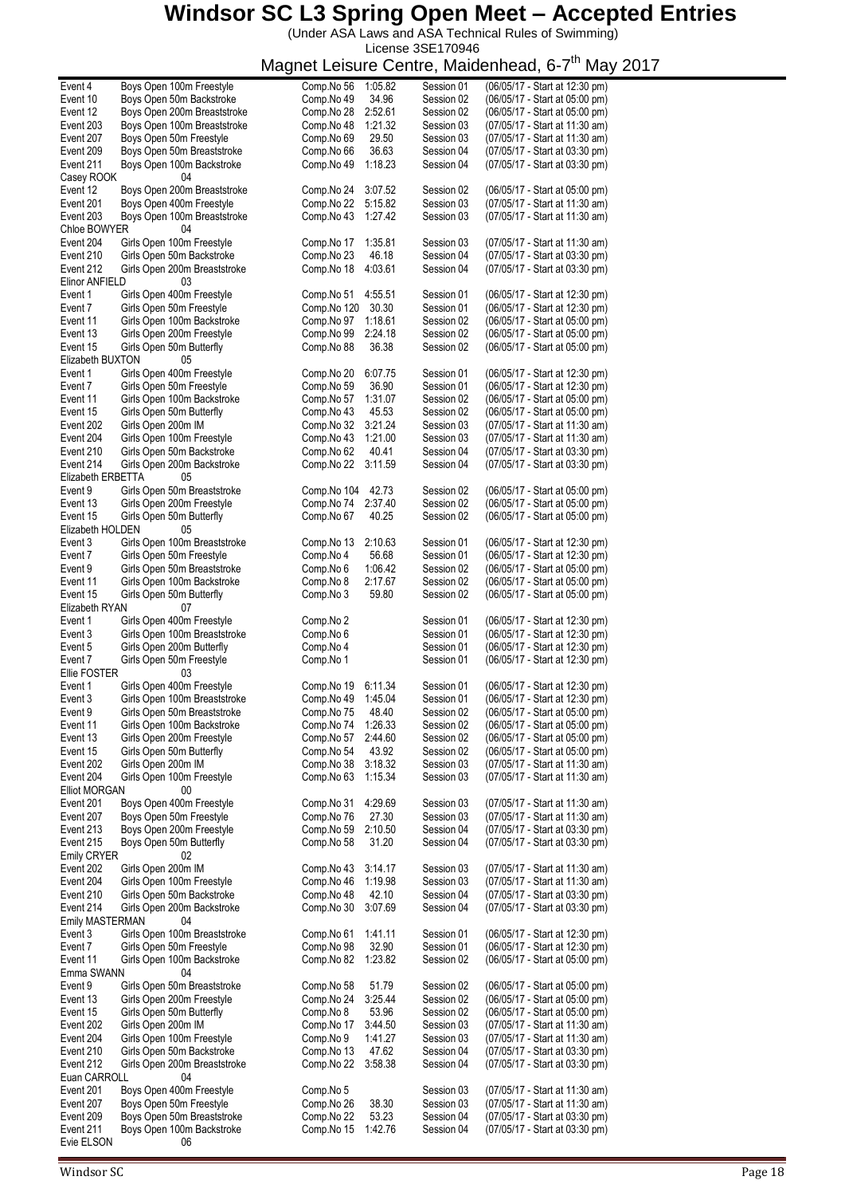# Windsor SC L3 Spring Open Meet – Accepted Entries

(Under ASA Laws and ASA Technical Rules of Swimming)

License 3SE170946

Magnet Leisure Centre, Maidenhead, 6-7th May 2017

| Event | Description | Comp. No | Time | Session | Date/Start |
|---|---|---|---|---|---|
| Event 4 | Boys Open 100m Freestyle | Comp.No 56 | 1:05.82 | Session 01 | (06/05/17 - Start at 12:30 pm) |
| Event 10 | Boys Open 50m Backstroke | Comp.No 49 | 34.96 | Session 02 | (06/05/17 - Start at 05:00 pm) |
| Event 12 | Boys Open 200m Breaststroke | Comp.No 28 | 2:52.61 | Session 02 | (06/05/17 - Start at 05:00 pm) |
| Event 203 | Boys Open 100m Breaststroke | Comp.No 48 | 1:21.32 | Session 03 | (07/05/17 - Start at 11:30 am) |
| Event 207 | Boys Open 50m Freestyle | Comp.No 69 | 29.50 | Session 03 | (07/05/17 - Start at 11:30 am) |
| Event 209 | Boys Open 50m Breaststroke | Comp.No 66 | 36.63 | Session 04 | (07/05/17 - Start at 03:30 pm) |
| Event 211 | Boys Open 100m Backstroke | Comp.No 49 | 1:18.23 | Session 04 | (07/05/17 - Start at 03:30 pm) |
| **Casey ROOK** | **04** | | | | |
| Event 12 | Boys Open 200m Breaststroke | Comp.No 24 | 3:07.52 | Session 02 | (06/05/17 - Start at 05:00 pm) |
| Event 201 | Boys Open 400m Freestyle | Comp.No 22 | 5:15.82 | Session 03 | (07/05/17 - Start at 11:30 am) |
| Event 203 | Boys Open 100m Breaststroke | Comp.No 43 | 1:27.42 | Session 03 | (07/05/17 - Start at 11:30 am) |
| **Chloe BOWYER** | **04** | | | | |
| Event 204 | Girls Open 100m Freestyle | Comp.No 17 | 1:35.81 | Session 03 | (07/05/17 - Start at 11:30 am) |
| Event 210 | Girls Open 50m Backstroke | Comp.No 23 | 46.18 | Session 04 | (07/05/17 - Start at 03:30 pm) |
| Event 212 | Girls Open 200m Breaststroke | Comp.No 18 | 4:03.61 | Session 04 | (07/05/17 - Start at 03:30 pm) |
| **Elinor ANFIELD** | **03** | | | | |
| Event 1 | Girls Open 400m Freestyle | Comp.No 51 | 4:55.51 | Session 01 | (06/05/17 - Start at 12:30 pm) |
| Event 7 | Girls Open 50m Freestyle | Comp.No 120 | 30.30 | Session 01 | (06/05/17 - Start at 12:30 pm) |
| Event 11 | Girls Open 100m Backstroke | Comp.No 97 | 1:18.61 | Session 02 | (06/05/17 - Start at 05:00 pm) |
| Event 13 | Girls Open 200m Freestyle | Comp.No 99 | 2:24.18 | Session 02 | (06/05/17 - Start at 05:00 pm) |
| Event 15 | Girls Open 50m Butterfly | Comp.No 88 | 36.38 | Session 02 | (06/05/17 - Start at 05:00 pm) |
| **Elizabeth BUXTON** | **05** | | | | |
| Event 1 | Girls Open 400m Freestyle | Comp.No 20 | 6:07.75 | Session 01 | (06/05/17 - Start at 12:30 pm) |
| Event 7 | Girls Open 50m Freestyle | Comp.No 59 | 36.90 | Session 01 | (06/05/17 - Start at 12:30 pm) |
| Event 11 | Girls Open 100m Backstroke | Comp.No 57 | 1:31.07 | Session 02 | (06/05/17 - Start at 05:00 pm) |
| Event 15 | Girls Open 50m Butterfly | Comp.No 43 | 45.53 | Session 02 | (06/05/17 - Start at 05:00 pm) |
| Event 202 | Girls Open 200m IM | Comp.No 32 | 3:21.24 | Session 03 | (07/05/17 - Start at 11:30 am) |
| Event 204 | Girls Open 100m Freestyle | Comp.No 43 | 1:21.00 | Session 03 | (07/05/17 - Start at 11:30 am) |
| Event 210 | Girls Open 50m Backstroke | Comp.No 62 | 40.41 | Session 04 | (07/05/17 - Start at 03:30 pm) |
| Event 214 | Girls Open 200m Backstroke | Comp.No 22 | 3:11.59 | Session 04 | (07/05/17 - Start at 03:30 pm) |
| **Elizabeth ERBETTA** | **05** | | | | |
| Event 9 | Girls Open 50m Breaststroke | Comp.No 104 | 42.73 | Session 02 | (06/05/17 - Start at 05:00 pm) |
| Event 13 | Girls Open 200m Freestyle | Comp.No 74 | 2:37.40 | Session 02 | (06/05/17 - Start at 05:00 pm) |
| Event 15 | Girls Open 50m Butterfly | Comp.No 67 | 40.25 | Session 02 | (06/05/17 - Start at 05:00 pm) |
| **Elizabeth HOLDEN** | **05** | | | | |
| Event 3 | Girls Open 100m Breaststroke | Comp.No 13 | 2:10.63 | Session 01 | (06/05/17 - Start at 12:30 pm) |
| Event 7 | Girls Open 50m Freestyle | Comp.No 4 | 56.68 | Session 01 | (06/05/17 - Start at 12:30 pm) |
| Event 9 | Girls Open 50m Breaststroke | Comp.No 6 | 1:06.42 | Session 02 | (06/05/17 - Start at 05:00 pm) |
| Event 11 | Girls Open 100m Backstroke | Comp.No 8 | 2:17.67 | Session 02 | (06/05/17 - Start at 05:00 pm) |
| Event 15 | Girls Open 50m Butterfly | Comp.No 3 | 59.80 | Session 02 | (06/05/17 - Start at 05:00 pm) |
| **Elizabeth RYAN** | **07** | | | | |
| Event 1 | Girls Open 400m Freestyle | Comp.No 2 | | Session 01 | (06/05/17 - Start at 12:30 pm) |
| Event 3 | Girls Open 100m Breaststroke | Comp.No 6 | | Session 01 | (06/05/17 - Start at 12:30 pm) |
| Event 5 | Girls Open 200m Butterfly | Comp.No 4 | | Session 01 | (06/05/17 - Start at 12:30 pm) |
| Event 7 | Girls Open 50m Freestyle | Comp.No 1 | | Session 01 | (06/05/17 - Start at 12:30 pm) |
| **Ellie FOSTER** | **03** | | | | |
| Event 1 | Girls Open 400m Freestyle | Comp.No 19 | 6:11.34 | Session 01 | (06/05/17 - Start at 12:30 pm) |
| Event 3 | Girls Open 100m Breaststroke | Comp.No 49 | 1:45.04 | Session 01 | (06/05/17 - Start at 12:30 pm) |
| Event 9 | Girls Open 50m Breaststroke | Comp.No 75 | 48.40 | Session 02 | (06/05/17 - Start at 05:00 pm) |
| Event 11 | Girls Open 100m Backstroke | Comp.No 74 | 1:26.33 | Session 02 | (06/05/17 - Start at 05:00 pm) |
| Event 13 | Girls Open 200m Freestyle | Comp.No 57 | 2:44.60 | Session 02 | (06/05/17 - Start at 05:00 pm) |
| Event 15 | Girls Open 50m Butterfly | Comp.No 54 | 43.92 | Session 02 | (06/05/17 - Start at 05:00 pm) |
| Event 202 | Girls Open 200m IM | Comp.No 38 | 3:18.32 | Session 03 | (07/05/17 - Start at 11:30 am) |
| Event 204 | Girls Open 100m Freestyle | Comp.No 63 | 1:15.34 | Session 03 | (07/05/17 - Start at 11:30 am) |
| **Elliot MORGAN** | **00** | | | | |
| Event 201 | Boys Open 400m Freestyle | Comp.No 31 | 4:29.69 | Session 03 | (07/05/17 - Start at 11:30 am) |
| Event 207 | Boys Open 50m Freestyle | Comp.No 76 | 27.30 | Session 03 | (07/05/17 - Start at 11:30 am) |
| Event 213 | Boys Open 200m Freestyle | Comp.No 59 | 2:10.50 | Session 04 | (07/05/17 - Start at 03:30 pm) |
| Event 215 | Boys Open 50m Butterfly | Comp.No 58 | 31.20 | Session 04 | (07/05/17 - Start at 03:30 pm) |
| **Emily CRYER** | **02** | | | | |
| Event 202 | Girls Open 200m IM | Comp.No 43 | 3:14.17 | Session 03 | (07/05/17 - Start at 11:30 am) |
| Event 204 | Girls Open 100m Freestyle | Comp.No 46 | 1:19.98 | Session 03 | (07/05/17 - Start at 11:30 am) |
| Event 210 | Girls Open 50m Backstroke | Comp.No 48 | 42.10 | Session 04 | (07/05/17 - Start at 03:30 pm) |
| Event 214 | Girls Open 200m Backstroke | Comp.No 30 | 3:07.69 | Session 04 | (07/05/17 - Start at 03:30 pm) |
| **Emily MASTERMAN** | **04** | | | | |
| Event 3 | Girls Open 100m Breaststroke | Comp.No 61 | 1:41.11 | Session 01 | (06/05/17 - Start at 12:30 pm) |
| Event 7 | Girls Open 50m Freestyle | Comp.No 98 | 32.90 | Session 01 | (06/05/17 - Start at 12:30 pm) |
| Event 11 | Girls Open 100m Backstroke | Comp.No 82 | 1:23.82 | Session 02 | (06/05/17 - Start at 05:00 pm) |
| **Emma SWANN** | **04** | | | | |
| Event 9 | Girls Open 50m Breaststroke | Comp.No 58 | 51.79 | Session 02 | (06/05/17 - Start at 05:00 pm) |
| Event 13 | Girls Open 200m Freestyle | Comp.No 24 | 3:25.44 | Session 02 | (06/05/17 - Start at 05:00 pm) |
| Event 15 | Girls Open 50m Butterfly | Comp.No 8 | 53.96 | Session 02 | (06/05/17 - Start at 05:00 pm) |
| Event 202 | Girls Open 200m IM | Comp.No 17 | 3:44.50 | Session 03 | (07/05/17 - Start at 11:30 am) |
| Event 204 | Girls Open 100m Freestyle | Comp.No 9 | 1:41.27 | Session 03 | (07/05/17 - Start at 11:30 am) |
| Event 210 | Girls Open 50m Backstroke | Comp.No 13 | 47.62 | Session 04 | (07/05/17 - Start at 03:30 pm) |
| Event 212 | Girls Open 200m Breaststroke | Comp.No 22 | 3:58.38 | Session 04 | (07/05/17 - Start at 03:30 pm) |
| **Euan CARROLL** | **04** | | | | |
| Event 201 | Boys Open 400m Freestyle | Comp.No 5 | | Session 03 | (07/05/17 - Start at 11:30 am) |
| Event 207 | Boys Open 50m Freestyle | Comp.No 26 | 38.30 | Session 03 | (07/05/17 - Start at 11:30 am) |
| Event 209 | Boys Open 50m Breaststroke | Comp.No 22 | 53.23 | Session 04 | (07/05/17 - Start at 03:30 pm) |
| Event 211 | Boys Open 100m Backstroke | Comp.No 15 | 1:42.76 | Session 04 | (07/05/17 - Start at 03:30 pm) |
| **Evie ELSON** | **06** | | | | |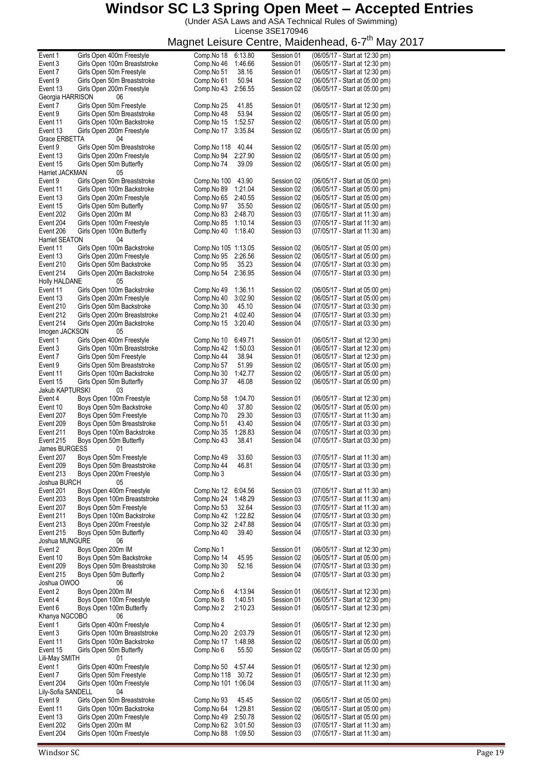# Windsor SC L3 Spring Open Meet – Accepted Entries

(Under ASA Laws and ASA Technical Rules of Swimming)

License 3SE170946

Magnet Leisure Centre, Maidenhead, 6-7th May 2017

| | | | | | |
|---|---|---|---|---|---|
| Event 1 | Girls Open 400m Freestyle | Comp.No 18 | 6:13.80 | Session 01 | (06/05/17 - Start at 12:30 pm) |
| Event 3 | Girls Open 100m Breaststroke | Comp.No 46 | 1:46.66 | Session 01 | (06/05/17 - Start at 12:30 pm) |
| Event 7 | Girls Open 50m Freestyle | Comp.No 51 | 38.16 | Session 01 | (06/05/17 - Start at 12:30 pm) |
| Event 9 | Girls Open 50m Breaststroke | Comp.No 61 | 50.94 | Session 02 | (06/05/17 - Start at 05:00 pm) |
| Event 13 | Girls Open 200m Freestyle | Comp.No 43 | 2:56.55 | Session 02 | (06/05/17 - Start at 05:00 pm) |
| **Georgia HARRISON** | 06 | | | | |
| Event 7 | Girls Open 50m Freestyle | Comp.No 25 | 41.85 | Session 01 | (06/05/17 - Start at 12:30 pm) |
| Event 9 | Girls Open 50m Breaststroke | Comp.No 48 | 53.94 | Session 02 | (06/05/17 - Start at 05:00 pm) |
| Event 11 | Girls Open 100m Backstroke | Comp.No 15 | 1:52.57 | Session 02 | (06/05/17 - Start at 05:00 pm) |
| Event 13 | Girls Open 200m Freestyle | Comp.No 17 | 3:35.84 | Session 02 | (06/05/17 - Start at 05:00 pm) |
| **Grace ERBETTA** | 04 | | | | |
| Event 9 | Girls Open 50m Breaststroke | Comp.No 118 | 40.44 | Session 02 | (06/05/17 - Start at 05:00 pm) |
| Event 13 | Girls Open 200m Freestyle | Comp.No 94 | 2:27.90 | Session 02 | (06/05/17 - Start at 05:00 pm) |
| Event 15 | Girls Open 50m Butterfly | Comp.No 74 | 39.09 | Session 02 | (06/05/17 - Start at 05:00 pm) |
| **Harriet JACKMAN** | 05 | | | | |
| Event 9 | Girls Open 50m Breaststroke | Comp.No 100 | 43.90 | Session 02 | (06/05/17 - Start at 05:00 pm) |
| Event 11 | Girls Open 100m Backstroke | Comp.No 89 | 1:21.04 | Session 02 | (06/05/17 - Start at 05:00 pm) |
| Event 13 | Girls Open 200m Freestyle | Comp.No 65 | 2:40.55 | Session 02 | (06/05/17 - Start at 05:00 pm) |
| Event 15 | Girls Open 50m Butterfly | Comp.No 97 | 35.50 | Session 02 | (06/05/17 - Start at 05:00 pm) |
| Event 202 | Girls Open 200m IM | Comp.No 83 | 2:48.70 | Session 03 | (07/05/17 - Start at 11:30 am) |
| Event 204 | Girls Open 100m Freestyle | Comp.No 85 | 1:10.14 | Session 03 | (07/05/17 - Start at 11:30 am) |
| Event 206 | Girls Open 100m Butterfly | Comp.No 40 | 1:18.40 | Session 03 | (07/05/17 - Start at 11:30 am) |
| **Harriet SEATON** | 04 | | | | |
| Event 11 | Girls Open 100m Backstroke | Comp.No 105 | 1:13.05 | Session 02 | (06/05/17 - Start at 05:00 pm) |
| Event 13 | Girls Open 200m Freestyle | Comp.No 95 | 2:26.56 | Session 02 | (06/05/17 - Start at 05:00 pm) |
| Event 210 | Girls Open 50m Backstroke | Comp.No 95 | 35.23 | Session 04 | (07/05/17 - Start at 03:30 pm) |
| Event 214 | Girls Open 200m Backstroke | Comp.No 54 | 2:36.95 | Session 04 | (07/05/17 - Start at 03:30 pm) |
| **Holly HALDANE** | 05 | | | | |
| Event 11 | Girls Open 100m Backstroke | Comp.No 49 | 1:36.11 | Session 02 | (06/05/17 - Start at 05:00 pm) |
| Event 13 | Girls Open 200m Freestyle | Comp.No 40 | 3:02.90 | Session 02 | (06/05/17 - Start at 05:00 pm) |
| Event 210 | Girls Open 50m Backstroke | Comp.No 30 | 45.10 | Session 04 | (07/05/17 - Start at 03:30 pm) |
| Event 212 | Girls Open 200m Breaststroke | Comp.No 21 | 4:02.40 | Session 04 | (07/05/17 - Start at 03:30 pm) |
| Event 214 | Girls Open 200m Backstroke | Comp.No 15 | 3:20.40 | Session 04 | (07/05/17 - Start at 03:30 pm) |
| **Imogen JACKSON** | 05 | | | | |
| Event 1 | Girls Open 400m Freestyle | Comp.No 10 | 6:49.71 | Session 01 | (06/05/17 - Start at 12:30 pm) |
| Event 3 | Girls Open 100m Breaststroke | Comp.No 42 | 1:50.03 | Session 01 | (06/05/17 - Start at 12:30 pm) |
| Event 7 | Girls Open 50m Freestyle | Comp.No 44 | 38.94 | Session 01 | (06/05/17 - Start at 12:30 pm) |
| Event 9 | Girls Open 50m Breaststroke | Comp.No 57 | 51.99 | Session 02 | (06/05/17 - Start at 05:00 pm) |
| Event 11 | Girls Open 100m Backstroke | Comp.No 30 | 1:42.77 | Session 02 | (06/05/17 - Start at 05:00 pm) |
| Event 15 | Girls Open 50m Butterfly | Comp.No 37 | 46.08 | Session 02 | (06/05/17 - Start at 05:00 pm) |
| **Jakub KAPTURSKI** | 03 | | | | |
| Event 4 | Boys Open 100m Freestyle | Comp.No 58 | 1:04.70 | Session 01 | (06/05/17 - Start at 12:30 pm) |
| Event 10 | Boys Open 50m Backstroke | Comp.No 40 | 37.80 | Session 02 | (06/05/17 - Start at 05:00 pm) |
| Event 207 | Boys Open 50m Freestyle | Comp.No 70 | 29.30 | Session 03 | (07/05/17 - Start at 11:30 am) |
| Event 209 | Boys Open 50m Breaststroke | Comp.No 51 | 43.40 | Session 04 | (07/05/17 - Start at 03:30 pm) |
| Event 211 | Boys Open 100m Backstroke | Comp.No 35 | 1:28.83 | Session 04 | (07/05/17 - Start at 03:30 pm) |
| Event 215 | Boys Open 50m Butterfly | Comp.No 43 | 38.41 | Session 04 | (07/05/17 - Start at 03:30 pm) |
| **James BURGESS** | 01 | | | | |
| Event 207 | Boys Open 50m Freestyle | Comp.No 49 | 33.60 | Session 03 | (07/05/17 - Start at 11:30 am) |
| Event 209 | Boys Open 50m Breaststroke | Comp.No 44 | 46.81 | Session 04 | (07/05/17 - Start at 03:30 pm) |
| Event 213 | Boys Open 200m Freestyle | Comp.No 3 | | Session 04 | (07/05/17 - Start at 03:30 pm) |
| **Joshua BURCH** | 05 | | | | |
| Event 201 | Boys Open 400m Freestyle | Comp.No 12 | 6:04.56 | Session 03 | (07/05/17 - Start at 11:30 am) |
| Event 203 | Boys Open 100m Breaststroke | Comp.No 24 | 1:48.29 | Session 03 | (07/05/17 - Start at 11:30 am) |
| Event 207 | Boys Open 50m Freestyle | Comp.No 53 | 32.64 | Session 03 | (07/05/17 - Start at 11:30 am) |
| Event 211 | Boys Open 100m Backstroke | Comp.No 42 | 1:22.82 | Session 04 | (07/05/17 - Start at 03:30 pm) |
| Event 213 | Boys Open 200m Freestyle | Comp.No 32 | 2:47.88 | Session 04 | (07/05/17 - Start at 03:30 pm) |
| Event 215 | Boys Open 50m Butterfly | Comp.No 40 | 39.40 | Session 04 | (07/05/17 - Start at 03:30 pm) |
| **Joshua MUNGURE** | 06 | | | | |
| Event 2 | Boys Open 200m IM | Comp.No 1 | | Session 01 | (06/05/17 - Start at 12:30 pm) |
| Event 10 | Boys Open 50m Backstroke | Comp.No 14 | 45.95 | Session 02 | (06/05/17 - Start at 05:00 pm) |
| Event 209 | Boys Open 50m Breaststroke | Comp.No 30 | 52.16 | Session 04 | (07/05/17 - Start at 03:30 pm) |
| Event 215 | Boys Open 50m Butterfly | Comp.No 2 | | Session 04 | (07/05/17 - Start at 03:30 pm) |
| **Joshua OWOO** | 06 | | | | |
| Event 2 | Boys Open 200m IM | Comp.No 6 | 4:13.94 | Session 01 | (06/05/17 - Start at 12:30 pm) |
| Event 4 | Boys Open 100m Freestyle | Comp.No 8 | 1:40.51 | Session 01 | (06/05/17 - Start at 12:30 pm) |
| Event 6 | Boys Open 100m Butterfly | Comp.No 2 | 2:10.23 | Session 01 | (06/05/17 - Start at 12:30 pm) |
| **Khanya NGCOBO** | 06 | | | | |
| Event 1 | Girls Open 400m Freestyle | Comp.No 4 | | Session 01 | (06/05/17 - Start at 12:30 pm) |
| Event 3 | Girls Open 100m Breaststroke | Comp.No 20 | 2:03.79 | Session 01 | (06/05/17 - Start at 12:30 pm) |
| Event 11 | Girls Open 100m Backstroke | Comp.No 17 | 1:48.98 | Session 02 | (06/05/17 - Start at 05:00 pm) |
| Event 15 | Girls Open 50m Butterfly | Comp.No 6 | 55.50 | Session 02 | (06/05/17 - Start at 05:00 pm) |
| **Lili-May SMITH** | 01 | | | | |
| Event 1 | Girls Open 400m Freestyle | Comp.No 50 | 4:57.44 | Session 01 | (06/05/17 - Start at 12:30 pm) |
| Event 7 | Girls Open 50m Freestyle | Comp.No 118 | 30.72 | Session 01 | (06/05/17 - Start at 12:30 pm) |
| Event 204 | Girls Open 100m Freestyle | Comp.No 101 | 1:06.04 | Session 03 | (07/05/17 - Start at 11:30 am) |
| **Lily-Sofia SANDELL** | 04 | | | | |
| Event 9 | Girls Open 50m Breaststroke | Comp.No 93 | 45.45 | Session 02 | (06/05/17 - Start at 05:00 pm) |
| Event 11 | Girls Open 100m Backstroke | Comp.No 64 | 1:29.81 | Session 02 | (06/05/17 - Start at 05:00 pm) |
| Event 13 | Girls Open 200m Freestyle | Comp.No 49 | 2:50.78 | Session 02 | (06/05/17 - Start at 05:00 pm) |
| Event 202 | Girls Open 200m IM | Comp.No 62 | 3:01.50 | Session 03 | (07/05/17 - Start at 11:30 am) |
| Event 204 | Girls Open 100m Freestyle | Comp.No 88 | 1:09.50 | Session 03 | (07/05/17 - Start at 11:30 am) |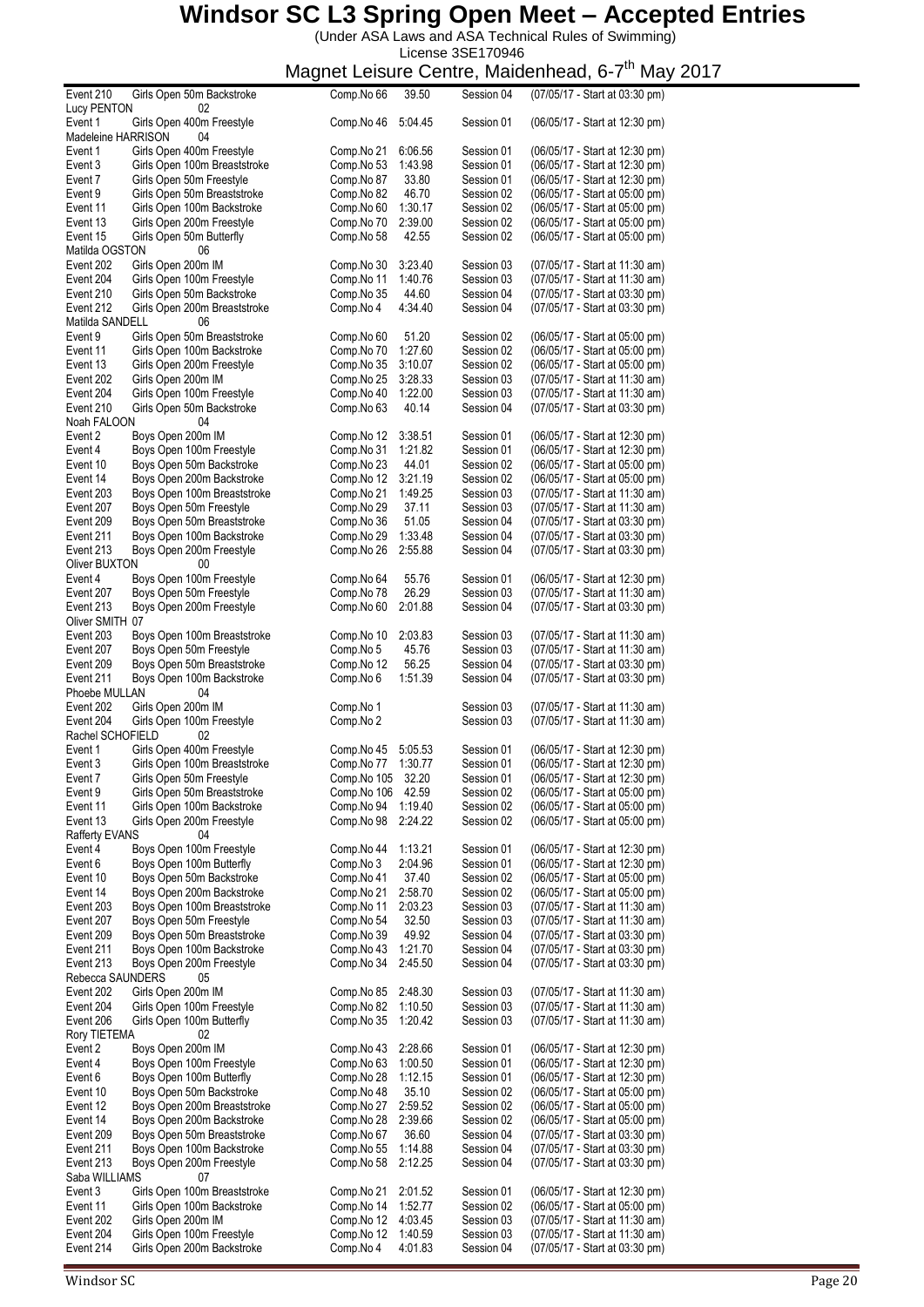# Windsor SC L3 Spring Open Meet – Accepted Entries

(Under ASA Laws and ASA Technical Rules of Swimming)

License 3SE170946

Magnet Leisure Centre, Maidenhead, 6-7th May 2017

| Event | Description | Comp.No | Time | Session | Date/Start |
|---|---|---|---|---|---|
| Event 210 | Girls Open 50m Backstroke | Comp.No 66 | 39.50 | Session 04 | (07/05/17 - Start at 03:30 pm) |
| **Lucy PENTON** | 02 | | | | |
| Event 1 | Girls Open 400m Freestyle | Comp.No 46 | 5:04.45 | Session 01 | (06/05/17 - Start at 12:30 pm) |
| **Madeleine HARRISON** | 04 | | | | |
| Event 1 | Girls Open 400m Freestyle | Comp.No 21 | 6:06.56 | Session 01 | (06/05/17 - Start at 12:30 pm) |
| Event 3 | Girls Open 100m Breaststroke | Comp.No 53 | 1:43.98 | Session 01 | (06/05/17 - Start at 12:30 pm) |
| Event 7 | Girls Open 50m Freestyle | Comp.No 87 | 33.80 | Session 01 | (06/05/17 - Start at 12:30 pm) |
| Event 9 | Girls Open 50m Breaststroke | Comp.No 82 | 46.70 | Session 02 | (06/05/17 - Start at 05:00 pm) |
| Event 11 | Girls Open 100m Backstroke | Comp.No 60 | 1:30.17 | Session 02 | (06/05/17 - Start at 05:00 pm) |
| Event 13 | Girls Open 200m Freestyle | Comp.No 70 | 2:39.00 | Session 02 | (06/05/17 - Start at 05:00 pm) |
| Event 15 | Girls Open 50m Butterfly | Comp.No 58 | 42.55 | Session 02 | (06/05/17 - Start at 05:00 pm) |
| **Matilda OGSTON** | 06 | | | | |
| Event 202 | Girls Open 200m IM | Comp.No 30 | 3:23.40 | Session 03 | (07/05/17 - Start at 11:30 am) |
| Event 204 | Girls Open 100m Freestyle | Comp.No 11 | 1:40.76 | Session 03 | (07/05/17 - Start at 11:30 am) |
| Event 210 | Girls Open 50m Backstroke | Comp.No 35 | 44.60 | Session 04 | (07/05/17 - Start at 03:30 pm) |
| Event 212 | Girls Open 200m Breaststroke | Comp.No 4 | 4:34.40 | Session 04 | (07/05/17 - Start at 03:30 pm) |
| **Matilda SANDELL** | 06 | | | | |
| Event 9 | Girls Open 50m Breaststroke | Comp.No 60 | 51.20 | Session 02 | (06/05/17 - Start at 05:00 pm) |
| Event 11 | Girls Open 100m Backstroke | Comp.No 70 | 1:27.60 | Session 02 | (06/05/17 - Start at 05:00 pm) |
| Event 13 | Girls Open 200m Freestyle | Comp.No 35 | 3:10.07 | Session 02 | (06/05/17 - Start at 05:00 pm) |
| Event 202 | Girls Open 200m IM | Comp.No 25 | 3:28.33 | Session 03 | (07/05/17 - Start at 11:30 am) |
| Event 204 | Girls Open 100m Freestyle | Comp.No 40 | 1:22.00 | Session 03 | (07/05/17 - Start at 11:30 am) |
| Event 210 | Girls Open 50m Backstroke | Comp.No 63 | 40.14 | Session 04 | (07/05/17 - Start at 03:30 pm) |
| **Noah FALOON** | 04 | | | | |
| Event 2 | Boys Open 200m IM | Comp.No 12 | 3:38.51 | Session 01 | (06/05/17 - Start at 12:30 pm) |
| Event 4 | Boys Open 100m Freestyle | Comp.No 31 | 1:21.82 | Session 01 | (06/05/17 - Start at 12:30 pm) |
| Event 10 | Boys Open 50m Backstroke | Comp.No 23 | 44.01 | Session 02 | (06/05/17 - Start at 05:00 pm) |
| Event 14 | Boys Open 200m Backstroke | Comp.No 12 | 3:21.19 | Session 02 | (06/05/17 - Start at 05:00 pm) |
| Event 203 | Boys Open 100m Breaststroke | Comp.No 21 | 1:49.25 | Session 03 | (07/05/17 - Start at 11:30 am) |
| Event 207 | Boys Open 50m Freestyle | Comp.No 29 | 37.11 | Session 03 | (07/05/17 - Start at 11:30 am) |
| Event 209 | Boys Open 50m Breaststroke | Comp.No 36 | 51.05 | Session 04 | (07/05/17 - Start at 03:30 pm) |
| Event 211 | Boys Open 100m Backstroke | Comp.No 29 | 1:33.48 | Session 04 | (07/05/17 - Start at 03:30 pm) |
| Event 213 | Boys Open 200m Freestyle | Comp.No 26 | 2:55.88 | Session 04 | (07/05/17 - Start at 03:30 pm) |
| **Oliver BUXTON** | 00 | | | | |
| Event 4 | Boys Open 100m Freestyle | Comp.No 64 | 55.76 | Session 01 | (06/05/17 - Start at 12:30 pm) |
| Event 207 | Boys Open 50m Freestyle | Comp.No 78 | 26.29 | Session 03 | (07/05/17 - Start at 11:30 am) |
| Event 213 | Boys Open 200m Freestyle | Comp.No 60 | 2:01.88 | Session 04 | (07/05/17 - Start at 03:30 pm) |
| **Oliver SMITH** | 07 | | | | |
| Event 203 | Boys Open 100m Breaststroke | Comp.No 10 | 2:03.83 | Session 03 | (07/05/17 - Start at 11:30 am) |
| Event 207 | Boys Open 50m Freestyle | Comp.No 5 | 45.76 | Session 03 | (07/05/17 - Start at 11:30 am) |
| Event 209 | Boys Open 50m Breaststroke | Comp.No 12 | 56.25 | Session 04 | (07/05/17 - Start at 03:30 pm) |
| Event 211 | Boys Open 100m Backstroke | Comp.No 6 | 1:51.39 | Session 04 | (07/05/17 - Start at 03:30 pm) |
| **Phoebe MULLAN** | 04 | | | | |
| Event 202 | Girls Open 200m IM | Comp.No 1 | | Session 03 | (07/05/17 - Start at 11:30 am) |
| Event 204 | Girls Open 100m Freestyle | Comp.No 2 | | Session 03 | (07/05/17 - Start at 11:30 am) |
| **Rachel SCHOFIELD** | 02 | | | | |
| Event 1 | Girls Open 400m Freestyle | Comp.No 45 | 5:05.53 | Session 01 | (06/05/17 - Start at 12:30 pm) |
| Event 3 | Girls Open 100m Breaststroke | Comp.No 77 | 1:30.77 | Session 01 | (06/05/17 - Start at 12:30 pm) |
| Event 7 | Girls Open 50m Freestyle | Comp.No 105 | 32.20 | Session 01 | (06/05/17 - Start at 12:30 pm) |
| Event 9 | Girls Open 50m Breaststroke | Comp.No 106 | 42.59 | Session 02 | (06/05/17 - Start at 05:00 pm) |
| Event 11 | Girls Open 100m Backstroke | Comp.No 94 | 1:19.40 | Session 02 | (06/05/17 - Start at 05:00 pm) |
| Event 13 | Girls Open 200m Freestyle | Comp.No 98 | 2:24.22 | Session 02 | (06/05/17 - Start at 05:00 pm) |
| **Rafferty EVANS** | 04 | | | | |
| Event 4 | Boys Open 100m Freestyle | Comp.No 44 | 1:13.21 | Session 01 | (06/05/17 - Start at 12:30 pm) |
| Event 6 | Boys Open 100m Butterfly | Comp.No 3 | 2:04.96 | Session 01 | (06/05/17 - Start at 12:30 pm) |
| Event 10 | Boys Open 50m Backstroke | Comp.No 41 | 37.40 | Session 02 | (06/05/17 - Start at 05:00 pm) |
| Event 14 | Boys Open 200m Backstroke | Comp.No 21 | 2:58.70 | Session 02 | (06/05/17 - Start at 05:00 pm) |
| Event 203 | Boys Open 100m Breaststroke | Comp.No 11 | 2:03.23 | Session 03 | (07/05/17 - Start at 11:30 am) |
| Event 207 | Boys Open 50m Freestyle | Comp.No 54 | 32.50 | Session 03 | (07/05/17 - Start at 11:30 am) |
| Event 209 | Boys Open 50m Breaststroke | Comp.No 39 | 49.92 | Session 04 | (07/05/17 - Start at 03:30 pm) |
| Event 211 | Boys Open 100m Backstroke | Comp.No 43 | 1:21.70 | Session 04 | (07/05/17 - Start at 03:30 pm) |
| Event 213 | Boys Open 200m Freestyle | Comp.No 34 | 2:45.50 | Session 04 | (07/05/17 - Start at 03:30 pm) |
| **Rebecca SAUNDERS** | 05 | | | | |
| Event 202 | Girls Open 200m IM | Comp.No 85 | 2:48.30 | Session 03 | (07/05/17 - Start at 11:30 am) |
| Event 204 | Girls Open 100m Freestyle | Comp.No 82 | 1:10.50 | Session 03 | (07/05/17 - Start at 11:30 am) |
| Event 206 | Girls Open 100m Butterfly | Comp.No 35 | 1:20.42 | Session 03 | (07/05/17 - Start at 11:30 am) |
| **Rory TIETEMA** | 02 | | | | |
| Event 2 | Boys Open 200m IM | Comp.No 43 | 2:28.66 | Session 01 | (06/05/17 - Start at 12:30 pm) |
| Event 4 | Boys Open 100m Freestyle | Comp.No 63 | 1:00.50 | Session 01 | (06/05/17 - Start at 12:30 pm) |
| Event 6 | Boys Open 100m Butterfly | Comp.No 28 | 1:12.15 | Session 01 | (06/05/17 - Start at 12:30 pm) |
| Event 10 | Boys Open 50m Backstroke | Comp.No 48 | 35.10 | Session 02 | (06/05/17 - Start at 05:00 pm) |
| Event 12 | Boys Open 200m Breaststroke | Comp.No 27 | 2:59.52 | Session 02 | (06/05/17 - Start at 05:00 pm) |
| Event 14 | Boys Open 200m Backstroke | Comp.No 28 | 2:39.66 | Session 02 | (06/05/17 - Start at 05:00 pm) |
| Event 209 | Boys Open 50m Breaststroke | Comp.No 67 | 36.60 | Session 04 | (07/05/17 - Start at 03:30 pm) |
| Event 211 | Boys Open 100m Backstroke | Comp.No 55 | 1:14.88 | Session 04 | (07/05/17 - Start at 03:30 pm) |
| Event 213 | Boys Open 200m Freestyle | Comp.No 58 | 2:12.25 | Session 04 | (07/05/17 - Start at 03:30 pm) |
| **Saba WILLIAMS** | 07 | | | | |
| Event 3 | Girls Open 100m Breaststroke | Comp.No 21 | 2:01.52 | Session 01 | (06/05/17 - Start at 12:30 pm) |
| Event 11 | Girls Open 100m Backstroke | Comp.No 14 | 1:52.77 | Session 02 | (06/05/17 - Start at 05:00 pm) |
| Event 202 | Girls Open 200m IM | Comp.No 12 | 4:03.45 | Session 03 | (07/05/17 - Start at 11:30 am) |
| Event 204 | Girls Open 100m Freestyle | Comp.No 12 | 1:40.59 | Session 03 | (07/05/17 - Start at 11:30 am) |
| Event 214 | Girls Open 200m Backstroke | Comp.No 4 | 4:01.83 | Session 04 | (07/05/17 - Start at 03:30 pm) |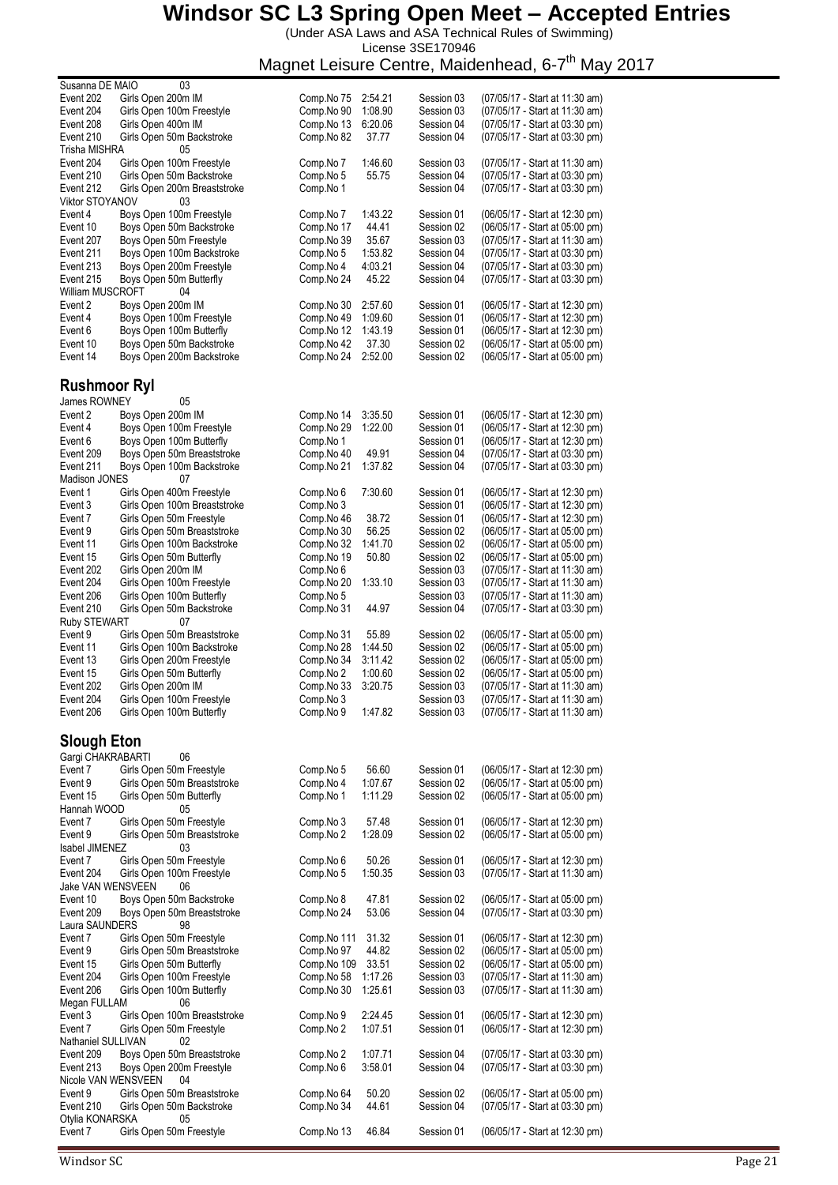# Windsor SC L3 Spring Open Meet – Accepted Entries

(Under ASA Laws and ASA Technical Rules of Swimming)
License 3SE170946
Magnet Leisure Centre, Maidenhead, 6-7th May 2017

**Susanna DE MAIO** 03

| Event | Description | Comp.No | Time | Session | Start |
|---|---|---|---|---|---|
| Event 202 | Girls Open 200m IM | Comp.No 75 | 2:54.21 | Session 03 | (07/05/17 - Start at 11:30 am) |
| Event 204 | Girls Open 100m Freestyle | Comp.No 90 | 1:08.90 | Session 03 | (07/05/17 - Start at 11:30 am) |
| Event 208 | Girls Open 400m IM | Comp.No 13 | 6:20.06 | Session 04 | (07/05/17 - Start at 03:30 pm) |
| Event 210 | Girls Open 50m Backstroke | Comp.No 82 | 37.77 | Session 04 | (07/05/17 - Start at 03:30 pm) |

**Trisha MISHRA** 05

| Event | Description | Comp.No | Time | Session | Start |
|---|---|---|---|---|---|
| Event 204 | Girls Open 100m Freestyle | Comp.No 7 | 1:46.60 | Session 03 | (07/05/17 - Start at 11:30 am) |
| Event 210 | Girls Open 50m Backstroke | Comp.No 5 | 55.75 | Session 04 | (07/05/17 - Start at 03:30 pm) |
| Event 212 | Girls Open 200m Breaststroke | Comp.No 1 | | Session 04 | (07/05/17 - Start at 03:30 pm) |

**Viktor STOYANOV** 03

| Event | Description | Comp.No | Time | Session | Start |
|---|---|---|---|---|---|
| Event 4 | Boys Open 100m Freestyle | Comp.No 7 | 1:43.22 | Session 01 | (06/05/17 - Start at 12:30 pm) |
| Event 10 | Boys Open 50m Backstroke | Comp.No 17 | 44.41 | Session 02 | (06/05/17 - Start at 05:00 pm) |
| Event 207 | Boys Open 50m Freestyle | Comp.No 39 | 35.67 | Session 03 | (07/05/17 - Start at 11:30 am) |
| Event 211 | Boys Open 100m Backstroke | Comp.No 5 | 1:53.82 | Session 04 | (07/05/17 - Start at 03:30 pm) |
| Event 213 | Boys Open 200m Freestyle | Comp.No 4 | 4:03.21 | Session 04 | (07/05/17 - Start at 03:30 pm) |
| Event 215 | Boys Open 50m Butterfly | Comp.No 24 | 45.22 | Session 04 | (07/05/17 - Start at 03:30 pm) |

**William MUSCROFT** 04

| Event | Description | Comp.No | Time | Session | Start |
|---|---|---|---|---|---|
| Event 2 | Boys Open 200m IM | Comp.No 30 | 2:57.60 | Session 01 | (06/05/17 - Start at 12:30 pm) |
| Event 4 | Boys Open 100m Freestyle | Comp.No 49 | 1:09.60 | Session 01 | (06/05/17 - Start at 12:30 pm) |
| Event 6 | Boys Open 100m Butterfly | Comp.No 12 | 1:43.19 | Session 01 | (06/05/17 - Start at 12:30 pm) |
| Event 10 | Boys Open 50m Backstroke | Comp.No 42 | 37.30 | Session 02 | (06/05/17 - Start at 05:00 pm) |
| Event 14 | Boys Open 200m Backstroke | Comp.No 24 | 2:52.00 | Session 02 | (06/05/17 - Start at 05:00 pm) |

## Rushmoor Ryl

**James ROWNEY** 05

| Event | Description | Comp.No | Time | Session | Start |
|---|---|---|---|---|---|
| Event 2 | Boys Open 200m IM | Comp.No 14 | 3:35.50 | Session 01 | (06/05/17 - Start at 12:30 pm) |
| Event 4 | Boys Open 100m Freestyle | Comp.No 29 | 1:22.00 | Session 01 | (06/05/17 - Start at 12:30 pm) |
| Event 6 | Boys Open 100m Butterfly | Comp.No 1 | | Session 01 | (06/05/17 - Start at 12:30 pm) |
| Event 209 | Boys Open 50m Breaststroke | Comp.No 40 | 49.91 | Session 04 | (07/05/17 - Start at 03:30 pm) |
| Event 211 | Boys Open 100m Backstroke | Comp.No 21 | 1:37.82 | Session 04 | (07/05/17 - Start at 03:30 pm) |

**Madison JONES** 07

| Event | Description | Comp.No | Time | Session | Start |
|---|---|---|---|---|---|
| Event 1 | Girls Open 400m Freestyle | Comp.No 6 | 7:30.60 | Session 01 | (06/05/17 - Start at 12:30 pm) |
| Event 3 | Girls Open 100m Breaststroke | Comp.No 3 | | Session 01 | (06/05/17 - Start at 12:30 pm) |
| Event 7 | Girls Open 50m Freestyle | Comp.No 46 | 38.72 | Session 01 | (06/05/17 - Start at 12:30 pm) |
| Event 9 | Girls Open 50m Breaststroke | Comp.No 30 | 56.25 | Session 02 | (06/05/17 - Start at 05:00 pm) |
| Event 11 | Girls Open 100m Backstroke | Comp.No 32 | 1:41.70 | Session 02 | (06/05/17 - Start at 05:00 pm) |
| Event 15 | Girls Open 50m Butterfly | Comp.No 19 | 50.80 | Session 02 | (06/05/17 - Start at 05:00 pm) |
| Event 202 | Girls Open 200m IM | Comp.No 6 | | Session 03 | (07/05/17 - Start at 11:30 am) |
| Event 204 | Girls Open 100m Freestyle | Comp.No 20 | 1:33.10 | Session 03 | (07/05/17 - Start at 11:30 am) |
| Event 206 | Girls Open 100m Butterfly | Comp.No 5 | | Session 03 | (07/05/17 - Start at 11:30 am) |
| Event 210 | Girls Open 50m Backstroke | Comp.No 31 | 44.97 | Session 04 | (07/05/17 - Start at 03:30 pm) |

**Ruby STEWART** 07

| Event | Description | Comp.No | Time | Session | Start |
|---|---|---|---|---|---|
| Event 9 | Girls Open 50m Breaststroke | Comp.No 31 | 55.89 | Session 02 | (06/05/17 - Start at 05:00 pm) |
| Event 11 | Girls Open 100m Backstroke | Comp.No 28 | 1:44.50 | Session 02 | (06/05/17 - Start at 05:00 pm) |
| Event 13 | Girls Open 200m Freestyle | Comp.No 34 | 3:11.42 | Session 02 | (06/05/17 - Start at 05:00 pm) |
| Event 15 | Girls Open 50m Butterfly | Comp.No 2 | 1:00.60 | Session 02 | (06/05/17 - Start at 05:00 pm) |
| Event 202 | Girls Open 200m IM | Comp.No 33 | 3:20.75 | Session 03 | (07/05/17 - Start at 11:30 am) |
| Event 204 | Girls Open 100m Freestyle | Comp.No 3 | | Session 03 | (07/05/17 - Start at 11:30 am) |
| Event 206 | Girls Open 100m Butterfly | Comp.No 9 | 1:47.82 | Session 03 | (07/05/17 - Start at 11:30 am) |

## Slough Eton

**Gargi CHAKRABARTI** 06

| Event | Description | Comp.No | Time | Session | Start |
|---|---|---|---|---|---|
| Event 7 | Girls Open 50m Freestyle | Comp.No 5 | 56.60 | Session 01 | (06/05/17 - Start at 12:30 pm) |
| Event 9 | Girls Open 50m Breaststroke | Comp.No 4 | 1:07.67 | Session 02 | (06/05/17 - Start at 05:00 pm) |
| Event 15 | Girls Open 50m Butterfly | Comp.No 1 | 1:11.29 | Session 02 | (06/05/17 - Start at 05:00 pm) |

**Hannah WOOD** 05

| Event | Description | Comp.No | Time | Session | Start |
|---|---|---|---|---|---|
| Event 7 | Girls Open 50m Freestyle | Comp.No 3 | 57.48 | Session 01 | (06/05/17 - Start at 12:30 pm) |
| Event 9 | Girls Open 50m Breaststroke | Comp.No 2 | 1:28.09 | Session 02 | (06/05/17 - Start at 05:00 pm) |

**Isabel JIMENEZ** 03

| Event | Description | Comp.No | Time | Session | Start |
|---|---|---|---|---|---|
| Event 7 | Girls Open 50m Freestyle | Comp.No 6 | 50.26 | Session 01 | (06/05/17 - Start at 12:30 pm) |
| Event 204 | Girls Open 100m Freestyle | Comp.No 5 | 1:50.35 | Session 03 | (07/05/17 - Start at 11:30 am) |

**Jake VAN WENSVEEN** 06

| Event | Description | Comp.No | Time | Session | Start |
|---|---|---|---|---|---|
| Event 10 | Boys Open 50m Backstroke | Comp.No 8 | 47.81 | Session 02 | (06/05/17 - Start at 05:00 pm) |
| Event 209 | Boys Open 50m Breaststroke | Comp.No 24 | 53.06 | Session 04 | (07/05/17 - Start at 03:30 pm) |

**Laura SAUNDERS** 98

| Event | Description | Comp.No | Time | Session | Start |
|---|---|---|---|---|---|
| Event 7 | Girls Open 50m Freestyle | Comp.No 111 | 31.32 | Session 01 | (06/05/17 - Start at 12:30 pm) |
| Event 9 | Girls Open 50m Breaststroke | Comp.No 97 | 44.82 | Session 02 | (06/05/17 - Start at 05:00 pm) |
| Event 15 | Girls Open 50m Butterfly | Comp.No 109 | 33.51 | Session 02 | (06/05/17 - Start at 05:00 pm) |
| Event 204 | Girls Open 100m Freestyle | Comp.No 58 | 1:17.26 | Session 03 | (07/05/17 - Start at 11:30 am) |
| Event 206 | Girls Open 100m Butterfly | Comp.No 30 | 1:25.61 | Session 03 | (07/05/17 - Start at 11:30 am) |

**Megan FULLAM** 06

| Event | Description | Comp.No | Time | Session | Start |
|---|---|---|---|---|---|
| Event 3 | Girls Open 100m Breaststroke | Comp.No 9 | 2:24.45 | Session 01 | (06/05/17 - Start at 12:30 pm) |
| Event 7 | Girls Open 50m Freestyle | Comp.No 2 | 1:07.51 | Session 01 | (06/05/17 - Start at 12:30 pm) |

**Nathaniel SULLIVAN** 02

| Event | Description | Comp.No | Time | Session | Start |
|---|---|---|---|---|---|
| Event 209 | Boys Open 50m Breaststroke | Comp.No 2 | 1:07.71 | Session 04 | (07/05/17 - Start at 03:30 pm) |
| Event 213 | Boys Open 200m Freestyle | Comp.No 6 | 3:58.01 | Session 04 | (07/05/17 - Start at 03:30 pm) |

**Nicole VAN WENSVEEN** 04

| Event | Description | Comp.No | Time | Session | Start |
|---|---|---|---|---|---|
| Event 9 | Girls Open 50m Breaststroke | Comp.No 64 | 50.20 | Session 02 | (06/05/17 - Start at 05:00 pm) |
| Event 210 | Girls Open 50m Backstroke | Comp.No 34 | 44.61 | Session 04 | (07/05/17 - Start at 03:30 pm) |

**Otylia KONARSKA** 05

| Event | Description | Comp.No | Time | Session | Start |
|---|---|---|---|---|---|
| Event 7 | Girls Open 50m Freestyle | Comp.No 13 | 46.84 | Session 01 | (06/05/17 - Start at 12:30 pm) |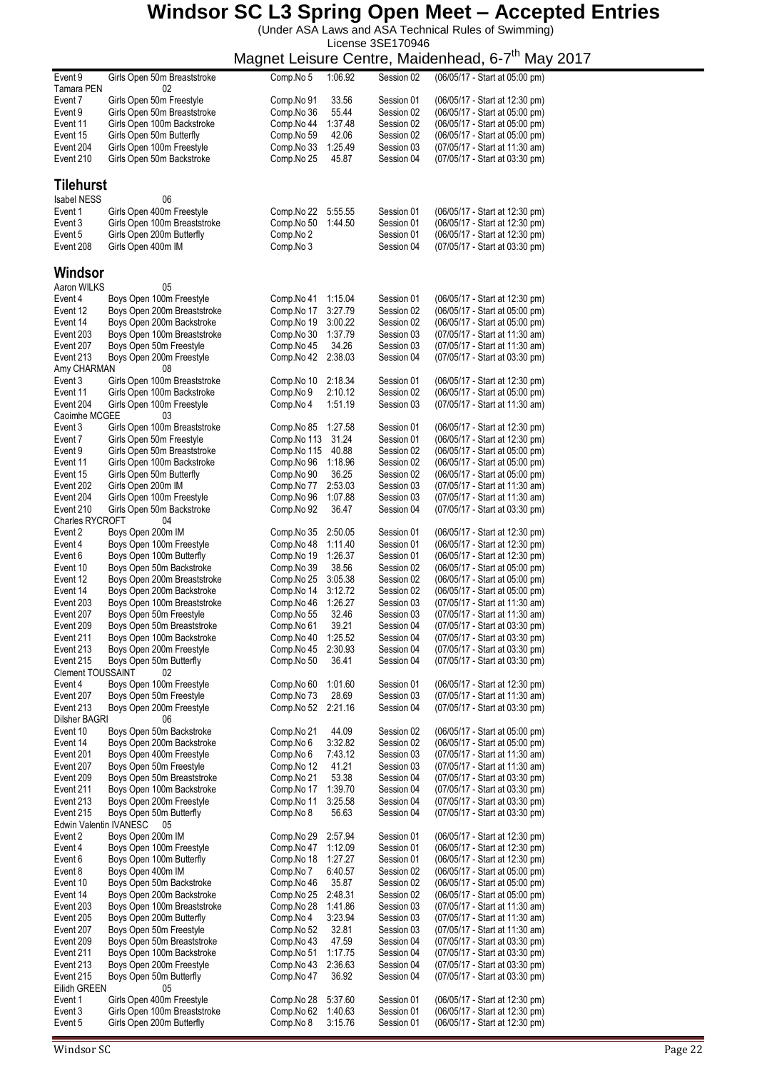# Windsor SC L3 Spring Open Meet – Accepted Entries

(Under ASA Laws and ASA Technical Rules of Swimming)

License 3SE170946

Magnet Leisure Centre, Maidenhead, 6-7th May 2017

| | | | | | |
|---|---|---|---|---|---|
| Event 9 | Girls Open 50m Breaststroke | Comp.No 5 | 1:06.92 | Session 02 | (06/05/17 - Start at 05:00 pm) |
| Tamara PEN | 02 | | | | |
| Event 7 | Girls Open 50m Freestyle | Comp.No 91 | 33.56 | Session 01 | (06/05/17 - Start at 12:30 pm) |
| Event 9 | Girls Open 50m Breaststroke | Comp.No 36 | 55.44 | Session 02 | (06/05/17 - Start at 05:00 pm) |
| Event 11 | Girls Open 100m Backstroke | Comp.No 44 | 1:37.48 | Session 02 | (06/05/17 - Start at 05:00 pm) |
| Event 15 | Girls Open 50m Butterfly | Comp.No 59 | 42.06 | Session 02 | (06/05/17 - Start at 05:00 pm) |
| Event 204 | Girls Open 100m Freestyle | Comp.No 33 | 1:25.49 | Session 03 | (07/05/17 - Start at 11:30 am) |
| Event 210 | Girls Open 50m Backstroke | Comp.No 25 | 45.87 | Session 04 | (07/05/17 - Start at 03:30 pm) |

## Tilehurst

| | | | | | |
|---|---|---|---|---|---|
| Isabel NESS | 06 | | | | |
| Event 1 | Girls Open 400m Freestyle | Comp.No 22 | 5:55.55 | Session 01 | (06/05/17 - Start at 12:30 pm) |
| Event 3 | Girls Open 100m Breaststroke | Comp.No 50 | 1:44.50 | Session 01 | (06/05/17 - Start at 12:30 pm) |
| Event 5 | Girls Open 200m Butterfly | Comp.No 2 | | Session 01 | (06/05/17 - Start at 12:30 pm) |
| Event 208 | Girls Open 400m IM | Comp.No 3 | | Session 04 | (07/05/17 - Start at 03:30 pm) |

## Windsor

| | | | | | |
|---|---|---|---|---|---|
| Aaron WILKS | 05 | | | | |
| Event 4 | Boys Open 100m Freestyle | Comp.No 41 | 1:15.04 | Session 01 | (06/05/17 - Start at 12:30 pm) |
| Event 12 | Boys Open 200m Breaststroke | Comp.No 17 | 3:27.79 | Session 02 | (06/05/17 - Start at 05:00 pm) |
| Event 14 | Boys Open 200m Backstroke | Comp.No 19 | 3:00.22 | Session 02 | (06/05/17 - Start at 05:00 pm) |
| Event 203 | Boys Open 100m Breaststroke | Comp.No 30 | 1:37.79 | Session 03 | (07/05/17 - Start at 11:30 am) |
| Event 207 | Boys Open 50m Freestyle | Comp.No 45 | 34.26 | Session 03 | (07/05/17 - Start at 11:30 am) |
| Event 213 | Boys Open 200m Freestyle | Comp.No 42 | 2:38.03 | Session 04 | (07/05/17 - Start at 03:30 pm) |
| Amy CHARMAN | 08 | | | | |
| Event 3 | Girls Open 100m Breaststroke | Comp.No 10 | 2:18.34 | Session 01 | (06/05/17 - Start at 12:30 pm) |
| Event 11 | Girls Open 100m Backstroke | Comp.No 9 | 2:10.12 | Session 02 | (06/05/17 - Start at 05:00 pm) |
| Event 204 | Girls Open 100m Freestyle | Comp.No 4 | 1:51.19 | Session 03 | (07/05/17 - Start at 11:30 am) |
| Caoimhe MCGEE | 03 | | | | |
| Event 3 | Girls Open 100m Breaststroke | Comp.No 85 | 1:27.58 | Session 01 | (06/05/17 - Start at 12:30 pm) |
| Event 7 | Girls Open 50m Freestyle | Comp.No 113 | 31.24 | Session 01 | (06/05/17 - Start at 12:30 pm) |
| Event 9 | Girls Open 50m Breaststroke | Comp.No 115 | 40.88 | Session 02 | (06/05/17 - Start at 05:00 pm) |
| Event 11 | Girls Open 100m Backstroke | Comp.No 96 | 1:18.96 | Session 02 | (06/05/17 - Start at 05:00 pm) |
| Event 15 | Girls Open 50m Butterfly | Comp.No 90 | 36.25 | Session 02 | (06/05/17 - Start at 05:00 pm) |
| Event 202 | Girls Open 200m IM | Comp.No 77 | 2:53.03 | Session 03 | (07/05/17 - Start at 11:30 am) |
| Event 204 | Girls Open 100m Freestyle | Comp.No 96 | 1:07.88 | Session 03 | (07/05/17 - Start at 11:30 am) |
| Event 210 | Girls Open 50m Backstroke | Comp.No 92 | 36.47 | Session 04 | (07/05/17 - Start at 03:30 pm) |
| Charles RYCROFT | 04 | | | | |
| Event 2 | Boys Open 200m IM | Comp.No 35 | 2:50.05 | Session 01 | (06/05/17 - Start at 12:30 pm) |
| Event 4 | Boys Open 100m Freestyle | Comp.No 48 | 1:11.40 | Session 01 | (06/05/17 - Start at 12:30 pm) |
| Event 6 | Boys Open 100m Butterfly | Comp.No 19 | 1:26.37 | Session 01 | (06/05/17 - Start at 12:30 pm) |
| Event 10 | Boys Open 50m Backstroke | Comp.No 39 | 38.56 | Session 02 | (06/05/17 - Start at 05:00 pm) |
| Event 12 | Boys Open 200m Breaststroke | Comp.No 25 | 3:05.38 | Session 02 | (06/05/17 - Start at 05:00 pm) |
| Event 14 | Boys Open 200m Backstroke | Comp.No 14 | 3:12.72 | Session 02 | (06/05/17 - Start at 05:00 pm) |
| Event 203 | Boys Open 100m Breaststroke | Comp.No 46 | 1:26.27 | Session 03 | (07/05/17 - Start at 11:30 am) |
| Event 207 | Boys Open 50m Freestyle | Comp.No 55 | 32.46 | Session 03 | (07/05/17 - Start at 11:30 am) |
| Event 209 | Boys Open 50m Breaststroke | Comp.No 61 | 39.21 | Session 04 | (07/05/17 - Start at 03:30 pm) |
| Event 211 | Boys Open 100m Backstroke | Comp.No 40 | 1:25.52 | Session 04 | (07/05/17 - Start at 03:30 pm) |
| Event 213 | Boys Open 200m Freestyle | Comp.No 45 | 2:30.93 | Session 04 | (07/05/17 - Start at 03:30 pm) |
| Event 215 | Boys Open 50m Butterfly | Comp.No 50 | 36.41 | Session 04 | (07/05/17 - Start at 03:30 pm) |
| Clement TOUSSAINT | 02 | | | | |
| Event 4 | Boys Open 100m Freestyle | Comp.No 60 | 1:01.60 | Session 01 | (06/05/17 - Start at 12:30 pm) |
| Event 207 | Boys Open 50m Freestyle | Comp.No 73 | 28.69 | Session 03 | (07/05/17 - Start at 11:30 am) |
| Event 213 | Boys Open 200m Freestyle | Comp.No 52 | 2:21.16 | Session 04 | (07/05/17 - Start at 03:30 pm) |
| Dilsher BAGRI | 06 | | | | |
| Event 10 | Boys Open 50m Backstroke | Comp.No 21 | 44.09 | Session 02 | (06/05/17 - Start at 05:00 pm) |
| Event 14 | Boys Open 200m Backstroke | Comp.No 6 | 3:32.82 | Session 02 | (06/05/17 - Start at 05:00 pm) |
| Event 201 | Boys Open 400m Freestyle | Comp.No 6 | 7:43.12 | Session 03 | (07/05/17 - Start at 11:30 am) |
| Event 207 | Boys Open 50m Freestyle | Comp.No 12 | 41.21 | Session 03 | (07/05/17 - Start at 11:30 am) |
| Event 209 | Boys Open 50m Breaststroke | Comp.No 21 | 53.38 | Session 04 | (07/05/17 - Start at 03:30 pm) |
| Event 211 | Boys Open 100m Backstroke | Comp.No 17 | 1:39.70 | Session 04 | (07/05/17 - Start at 03:30 pm) |
| Event 213 | Boys Open 200m Freestyle | Comp.No 11 | 3:25.58 | Session 04 | (07/05/17 - Start at 03:30 pm) |
| Event 215 | Boys Open 50m Butterfly | Comp.No 8 | 56.63 | Session 04 | (07/05/17 - Start at 03:30 pm) |
| Edwin Valentin IVANESC | 05 | | | | |
| Event 2 | Boys Open 200m IM | Comp.No 29 | 2:57.94 | Session 01 | (06/05/17 - Start at 12:30 pm) |
| Event 4 | Boys Open 100m Freestyle | Comp.No 47 | 1:12.09 | Session 01 | (06/05/17 - Start at 12:30 pm) |
| Event 6 | Boys Open 100m Butterfly | Comp.No 18 | 1:27.27 | Session 01 | (06/05/17 - Start at 12:30 pm) |
| Event 8 | Boys Open 400m IM | Comp.No 7 | 6:40.57 | Session 02 | (06/05/17 - Start at 05:00 pm) |
| Event 10 | Boys Open 50m Backstroke | Comp.No 46 | 35.87 | Session 02 | (06/05/17 - Start at 05:00 pm) |
| Event 14 | Boys Open 200m Backstroke | Comp.No 25 | 2:48.31 | Session 02 | (06/05/17 - Start at 05:00 pm) |
| Event 203 | Boys Open 100m Breaststroke | Comp.No 28 | 1:41.86 | Session 03 | (07/05/17 - Start at 11:30 am) |
| Event 205 | Boys Open 200m Butterfly | Comp.No 4 | 3:23.94 | Session 03 | (07/05/17 - Start at 11:30 am) |
| Event 207 | Boys Open 50m Freestyle | Comp.No 52 | 32.81 | Session 03 | (07/05/17 - Start at 11:30 am) |
| Event 209 | Boys Open 50m Breaststroke | Comp.No 43 | 47.59 | Session 04 | (07/05/17 - Start at 03:30 pm) |
| Event 211 | Boys Open 100m Backstroke | Comp.No 51 | 1:17.75 | Session 04 | (07/05/17 - Start at 03:30 pm) |
| Event 213 | Boys Open 200m Freestyle | Comp.No 43 | 2:36.63 | Session 04 | (07/05/17 - Start at 03:30 pm) |
| Event 215 | Boys Open 50m Butterfly | Comp.No 47 | 36.92 | Session 04 | (07/05/17 - Start at 03:30 pm) |
| Eilidh GREEN | 05 | | | | |
| Event 1 | Girls Open 400m Freestyle | Comp.No 28 | 5:37.60 | Session 01 | (06/05/17 - Start at 12:30 pm) |
| Event 3 | Girls Open 100m Breaststroke | Comp.No 62 | 1:40.63 | Session 01 | (06/05/17 - Start at 12:30 pm) |
| Event 5 | Girls Open 200m Butterfly | Comp.No 8 | 3:15.76 | Session 01 | (06/05/17 - Start at 12:30 pm) |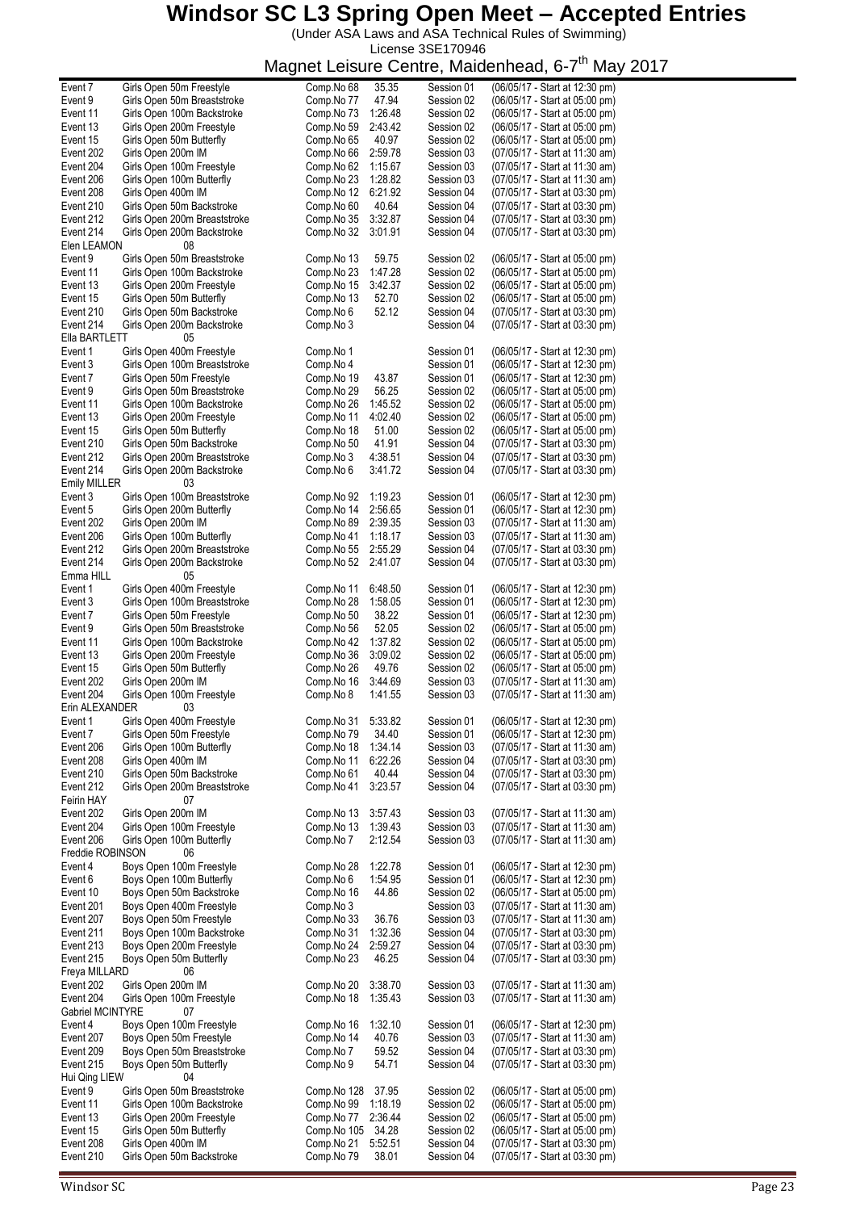# Windsor SC L3 Spring Open Meet – Accepted Entries

(Under ASA Laws and ASA Technical Rules of Swimming)

License 3SE170946

Magnet Leisure Centre, Maidenhead, 6-7th May 2017

| Event | Description | Comp.No | Time | Session | Date/Start |
|---|---|---|---|---|---|
| Event 7 | Girls Open 50m Freestyle | Comp.No 68 | 35.35 | Session 01 | (06/05/17 - Start at 12:30 pm) |
| Event 9 | Girls Open 50m Breaststroke | Comp.No 77 | 47.94 | Session 02 | (06/05/17 - Start at 05:00 pm) |
| Event 11 | Girls Open 100m Backstroke | Comp.No 73 | 1:26.48 | Session 02 | (06/05/17 - Start at 05:00 pm) |
| Event 13 | Girls Open 200m Freestyle | Comp.No 59 | 2:43.42 | Session 02 | (06/05/17 - Start at 05:00 pm) |
| Event 15 | Girls Open 50m Butterfly | Comp.No 65 | 40.97 | Session 02 | (06/05/17 - Start at 05:00 pm) |
| Event 202 | Girls Open 200m IM | Comp.No 66 | 2:59.78 | Session 03 | (07/05/17 - Start at 11:30 am) |
| Event 204 | Girls Open 100m Freestyle | Comp.No 62 | 1:15.67 | Session 03 | (07/05/17 - Start at 11:30 am) |
| Event 206 | Girls Open 100m Butterfly | Comp.No 23 | 1:28.82 | Session 03 | (07/05/17 - Start at 11:30 am) |
| Event 208 | Girls Open 400m IM | Comp.No 12 | 6:21.92 | Session 04 | (07/05/17 - Start at 03:30 pm) |
| Event 210 | Girls Open 50m Backstroke | Comp.No 60 | 40.64 | Session 04 | (07/05/17 - Start at 03:30 pm) |
| Event 212 | Girls Open 200m Breaststroke | Comp.No 35 | 3:32.87 | Session 04 | (07/05/17 - Start at 03:30 pm) |
| Event 214 | Girls Open 200m Backstroke | Comp.No 32 | 3:01.91 | Session 04 | (07/05/17 - Start at 03:30 pm) |
| **Elen LEAMON** | 08 | | | | |
| Event 9 | Girls Open 50m Breaststroke | Comp.No 13 | 59.75 | Session 02 | (06/05/17 - Start at 05:00 pm) |
| Event 11 | Girls Open 100m Backstroke | Comp.No 23 | 1:47.28 | Session 02 | (06/05/17 - Start at 05:00 pm) |
| Event 13 | Girls Open 200m Freestyle | Comp.No 15 | 3:42.37 | Session 02 | (06/05/17 - Start at 05:00 pm) |
| Event 15 | Girls Open 50m Butterfly | Comp.No 13 | 52.70 | Session 02 | (06/05/17 - Start at 05:00 pm) |
| Event 210 | Girls Open 50m Backstroke | Comp.No 6 | 52.12 | Session 04 | (07/05/17 - Start at 03:30 pm) |
| Event 214 | Girls Open 200m Backstroke | Comp.No 3 | | Session 04 | (07/05/17 - Start at 03:30 pm) |
| **Ella BARTLETT** | 05 | | | | |
| Event 1 | Girls Open 400m Freestyle | Comp.No 1 | | Session 01 | (06/05/17 - Start at 12:30 pm) |
| Event 3 | Girls Open 100m Breaststroke | Comp.No 4 | | Session 01 | (06/05/17 - Start at 12:30 pm) |
| Event 7 | Girls Open 50m Freestyle | Comp.No 19 | 43.87 | Session 01 | (06/05/17 - Start at 12:30 pm) |
| Event 9 | Girls Open 50m Breaststroke | Comp.No 29 | 56.25 | Session 02 | (06/05/17 - Start at 05:00 pm) |
| Event 11 | Girls Open 100m Backstroke | Comp.No 26 | 1:45.52 | Session 02 | (06/05/17 - Start at 05:00 pm) |
| Event 13 | Girls Open 200m Freestyle | Comp.No 11 | 4:02.40 | Session 02 | (06/05/17 - Start at 05:00 pm) |
| Event 15 | Girls Open 50m Butterfly | Comp.No 18 | 51.00 | Session 02 | (06/05/17 - Start at 05:00 pm) |
| Event 210 | Girls Open 50m Backstroke | Comp.No 50 | 41.91 | Session 04 | (07/05/17 - Start at 03:30 pm) |
| Event 212 | Girls Open 200m Breaststroke | Comp.No 3 | 4:38.51 | Session 04 | (07/05/17 - Start at 03:30 pm) |
| Event 214 | Girls Open 200m Backstroke | Comp.No 6 | 3:41.72 | Session 04 | (07/05/17 - Start at 03:30 pm) |
| **Emily MILLER** | 03 | | | | |
| Event 3 | Girls Open 100m Breaststroke | Comp.No 92 | 1:19.23 | Session 01 | (06/05/17 - Start at 12:30 pm) |
| Event 5 | Girls Open 200m Butterfly | Comp.No 14 | 2:56.65 | Session 01 | (06/05/17 - Start at 12:30 pm) |
| Event 202 | Girls Open 200m IM | Comp.No 89 | 2:39.35 | Session 03 | (07/05/17 - Start at 11:30 am) |
| Event 206 | Girls Open 100m Butterfly | Comp.No 41 | 1:18.17 | Session 03 | (07/05/17 - Start at 11:30 am) |
| Event 212 | Girls Open 200m Breaststroke | Comp.No 55 | 2:55.29 | Session 04 | (07/05/17 - Start at 03:30 pm) |
| Event 214 | Girls Open 200m Backstroke | Comp.No 52 | 2:41.07 | Session 04 | (07/05/17 - Start at 03:30 pm) |
| **Emma HILL** | 05 | | | | |
| Event 1 | Girls Open 400m Freestyle | Comp.No 11 | 6:48.50 | Session 01 | (06/05/17 - Start at 12:30 pm) |
| Event 3 | Girls Open 100m Breaststroke | Comp.No 28 | 1:58.05 | Session 01 | (06/05/17 - Start at 12:30 pm) |
| Event 7 | Girls Open 50m Freestyle | Comp.No 50 | 38.22 | Session 01 | (06/05/17 - Start at 12:30 pm) |
| Event 9 | Girls Open 50m Breaststroke | Comp.No 56 | 52.05 | Session 02 | (06/05/17 - Start at 05:00 pm) |
| Event 11 | Girls Open 100m Backstroke | Comp.No 42 | 1:37.82 | Session 02 | (06/05/17 - Start at 05:00 pm) |
| Event 13 | Girls Open 200m Freestyle | Comp.No 36 | 3:09.02 | Session 02 | (06/05/17 - Start at 05:00 pm) |
| Event 15 | Girls Open 50m Butterfly | Comp.No 26 | 49.76 | Session 02 | (06/05/17 - Start at 05:00 pm) |
| Event 202 | Girls Open 200m IM | Comp.No 16 | 3:44.69 | Session 03 | (07/05/17 - Start at 11:30 am) |
| Event 204 | Girls Open 100m Freestyle | Comp.No 8 | 1:41.55 | Session 03 | (07/05/17 - Start at 11:30 am) |
| **Erin ALEXANDER** | 03 | | | | |
| Event 1 | Girls Open 400m Freestyle | Comp.No 31 | 5:33.82 | Session 01 | (06/05/17 - Start at 12:30 pm) |
| Event 7 | Girls Open 50m Freestyle | Comp.No 79 | 34.40 | Session 01 | (06/05/17 - Start at 12:30 pm) |
| Event 206 | Girls Open 100m Butterfly | Comp.No 18 | 1:34.14 | Session 03 | (07/05/17 - Start at 11:30 am) |
| Event 208 | Girls Open 400m IM | Comp.No 11 | 6:22.26 | Session 04 | (07/05/17 - Start at 03:30 pm) |
| Event 210 | Girls Open 50m Backstroke | Comp.No 61 | 40.44 | Session 04 | (07/05/17 - Start at 03:30 pm) |
| Event 212 | Girls Open 200m Breaststroke | Comp.No 41 | 3:23.57 | Session 04 | (07/05/17 - Start at 03:30 pm) |
| **Feirin HAY** | 07 | | | | |
| Event 202 | Girls Open 200m IM | Comp.No 13 | 3:57.43 | Session 03 | (07/05/17 - Start at 11:30 am) |
| Event 204 | Girls Open 100m Freestyle | Comp.No 13 | 1:39.43 | Session 03 | (07/05/17 - Start at 11:30 am) |
| Event 206 | Girls Open 100m Butterfly | Comp.No 7 | 2:12.54 | Session 03 | (07/05/17 - Start at 11:30 am) |
| **Freddie ROBINSON** | 06 | | | | |
| Event 4 | Boys Open 100m Freestyle | Comp.No 28 | 1:22.78 | Session 01 | (06/05/17 - Start at 12:30 pm) |
| Event 6 | Boys Open 100m Butterfly | Comp.No 6 | 1:54.95 | Session 01 | (06/05/17 - Start at 12:30 pm) |
| Event 10 | Boys Open 50m Backstroke | Comp.No 16 | 44.86 | Session 02 | (06/05/17 - Start at 05:00 pm) |
| Event 201 | Boys Open 400m Freestyle | Comp.No 3 | | Session 03 | (07/05/17 - Start at 11:30 am) |
| Event 207 | Boys Open 50m Freestyle | Comp.No 33 | 36.76 | Session 03 | (07/05/17 - Start at 11:30 am) |
| Event 211 | Boys Open 100m Backstroke | Comp.No 31 | 1:32.36 | Session 04 | (07/05/17 - Start at 03:30 pm) |
| Event 213 | Boys Open 200m Freestyle | Comp.No 24 | 2:59.27 | Session 04 | (07/05/17 - Start at 03:30 pm) |
| Event 215 | Boys Open 50m Butterfly | Comp.No 23 | 46.25 | Session 04 | (07/05/17 - Start at 03:30 pm) |
| **Freya MILLARD** | 06 | | | | |
| Event 202 | Girls Open 200m IM | Comp.No 20 | 3:38.70 | Session 03 | (07/05/17 - Start at 11:30 am) |
| Event 204 | Girls Open 100m Freestyle | Comp.No 18 | 1:35.43 | Session 03 | (07/05/17 - Start at 11:30 am) |
| **Gabriel MCINTYRE** | 07 | | | | |
| Event 4 | Boys Open 100m Freestyle | Comp.No 16 | 1:32.10 | Session 01 | (06/05/17 - Start at 12:30 pm) |
| Event 207 | Boys Open 50m Freestyle | Comp.No 14 | 40.76 | Session 03 | (07/05/17 - Start at 11:30 am) |
| Event 209 | Boys Open 50m Breaststroke | Comp.No 7 | 59.52 | Session 04 | (07/05/17 - Start at 03:30 pm) |
| Event 215 | Boys Open 50m Butterfly | Comp.No 9 | 54.71 | Session 04 | (07/05/17 - Start at 03:30 pm) |
| **Hui Qing LIEW** | 04 | | | | |
| Event 9 | Girls Open 50m Breaststroke | Comp.No 128 | 37.95 | Session 02 | (06/05/17 - Start at 05:00 pm) |
| Event 11 | Girls Open 100m Backstroke | Comp.No 99 | 1:18.19 | Session 02 | (06/05/17 - Start at 05:00 pm) |
| Event 13 | Girls Open 200m Freestyle | Comp.No 77 | 2:36.44 | Session 02 | (06/05/17 - Start at 05:00 pm) |
| Event 15 | Girls Open 50m Butterfly | Comp.No 105 | 34.28 | Session 02 | (06/05/17 - Start at 05:00 pm) |
| Event 208 | Girls Open 400m IM | Comp.No 21 | 5:52.51 | Session 04 | (07/05/17 - Start at 03:30 pm) |
| Event 210 | Girls Open 50m Backstroke | Comp.No 79 | 38.01 | Session 04 | (07/05/17 - Start at 03:30 pm) |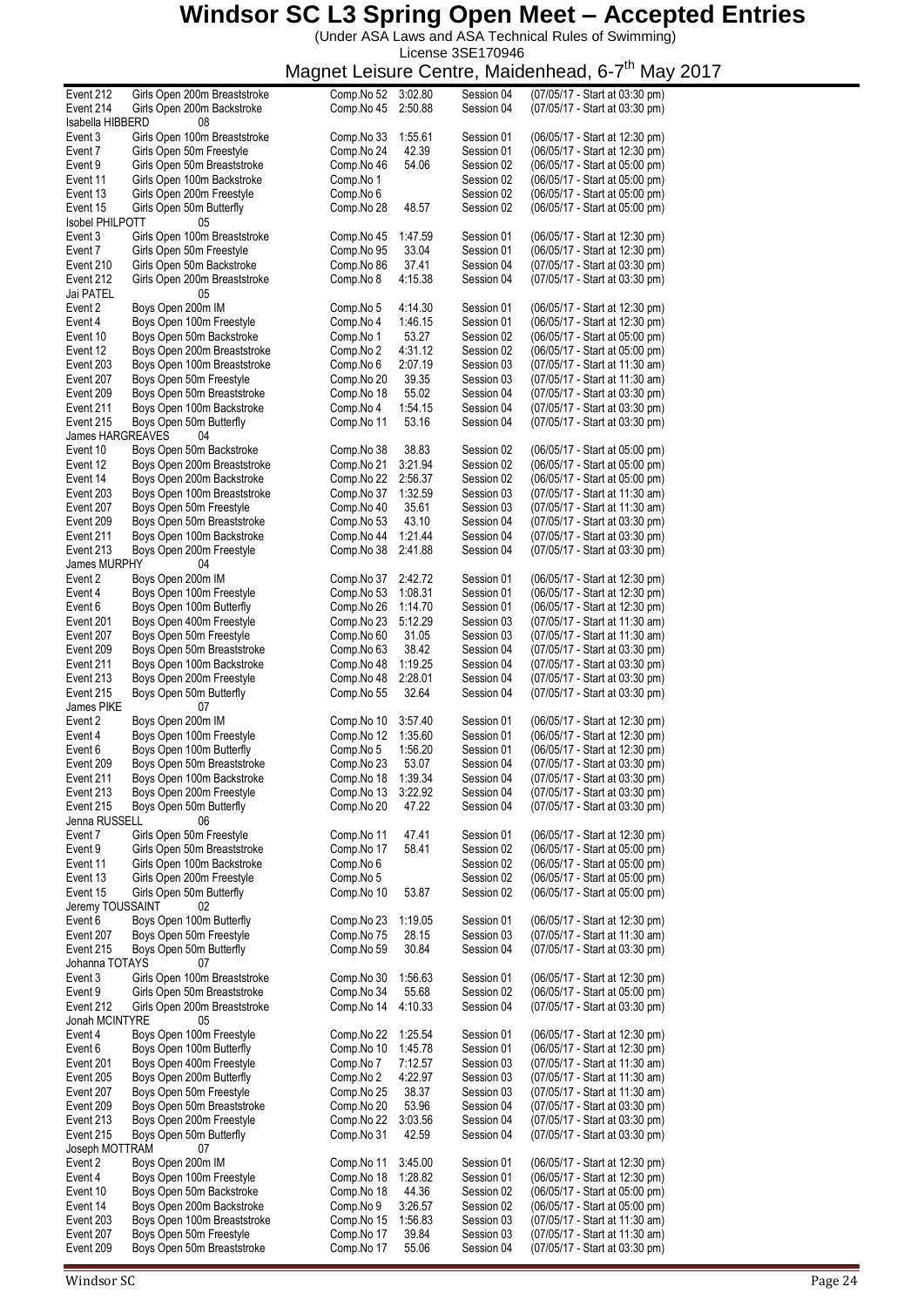# Windsor SC L3 Spring Open Meet – Accepted Entries

(Under ASA Laws and ASA Technical Rules of Swimming)
License 3SE170946
Magnet Leisure Centre, Maidenhead, 6-7th May 2017

| Event | Description | Comp.No | Time | Session | Date/Start |
|---|---|---|---|---|---|
| Event 212 | Girls Open 200m Breaststroke | Comp.No 52 | 3:02.80 | Session 04 | (07/05/17 - Start at 03:30 pm) |
| Event 214 | Girls Open 200m Backstroke | Comp.No 45 | 2:50.88 | Session 04 | (07/05/17 - Start at 03:30 pm) |
| **Isabella HIBBERD** | **08** | | | | |
| Event 3 | Girls Open 100m Breaststroke | Comp.No 33 | 1:55.61 | Session 01 | (06/05/17 - Start at 12:30 pm) |
| Event 7 | Girls Open 50m Freestyle | Comp.No 24 | 42.39 | Session 01 | (06/05/17 - Start at 12:30 pm) |
| Event 9 | Girls Open 50m Breaststroke | Comp.No 46 | 54.06 | Session 02 | (06/05/17 - Start at 05:00 pm) |
| Event 11 | Girls Open 100m Backstroke | Comp.No 1 | | Session 02 | (06/05/17 - Start at 05:00 pm) |
| Event 13 | Girls Open 200m Freestyle | Comp.No 6 | | Session 02 | (06/05/17 - Start at 05:00 pm) |
| Event 15 | Girls Open 50m Butterfly | Comp.No 28 | 48.57 | Session 02 | (06/05/17 - Start at 05:00 pm) |
| **Isobel PHILPOTT** | **05** | | | | |
| Event 3 | Girls Open 100m Breaststroke | Comp.No 45 | 1:47.59 | Session 01 | (06/05/17 - Start at 12:30 pm) |
| Event 7 | Girls Open 50m Freestyle | Comp.No 95 | 33.04 | Session 01 | (06/05/17 - Start at 12:30 pm) |
| Event 210 | Girls Open 50m Backstroke | Comp.No 86 | 37.41 | Session 04 | (07/05/17 - Start at 03:30 pm) |
| Event 212 | Girls Open 200m Breaststroke | Comp.No 8 | 4:15.38 | Session 04 | (07/05/17 - Start at 03:30 pm) |
| **Jai PATEL** | **05** | | | | |
| Event 2 | Boys Open 200m IM | Comp.No 5 | 4:14.30 | Session 01 | (06/05/17 - Start at 12:30 pm) |
| Event 4 | Boys Open 100m Freestyle | Comp.No 4 | 1:46.15 | Session 01 | (06/05/17 - Start at 12:30 pm) |
| Event 10 | Boys Open 50m Backstroke | Comp.No 1 | 53.27 | Session 02 | (06/05/17 - Start at 05:00 pm) |
| Event 12 | Boys Open 200m Breaststroke | Comp.No 2 | 4:31.12 | Session 02 | (06/05/17 - Start at 05:00 pm) |
| Event 203 | Boys Open 100m Breaststroke | Comp.No 6 | 2:07.19 | Session 03 | (07/05/17 - Start at 11:30 am) |
| Event 207 | Boys Open 50m Freestyle | Comp.No 20 | 39.35 | Session 03 | (07/05/17 - Start at 11:30 am) |
| Event 209 | Boys Open 50m Breaststroke | Comp.No 18 | 55.02 | Session 04 | (07/05/17 - Start at 03:30 pm) |
| Event 211 | Boys Open 100m Backstroke | Comp.No 4 | 1:54.15 | Session 04 | (07/05/17 - Start at 03:30 pm) |
| Event 215 | Boys Open 50m Butterfly | Comp.No 11 | 53.16 | Session 04 | (07/05/17 - Start at 03:30 pm) |
| **James HARGREAVES** | **04** | | | | |
| Event 10 | Boys Open 50m Backstroke | Comp.No 38 | 38.83 | Session 02 | (06/05/17 - Start at 05:00 pm) |
| Event 12 | Boys Open 200m Breaststroke | Comp.No 21 | 3:21.94 | Session 02 | (06/05/17 - Start at 05:00 pm) |
| Event 14 | Boys Open 200m Backstroke | Comp.No 22 | 2:56.37 | Session 02 | (06/05/17 - Start at 05:00 pm) |
| Event 203 | Boys Open 100m Breaststroke | Comp.No 37 | 1:32.59 | Session 03 | (07/05/17 - Start at 11:30 am) |
| Event 207 | Boys Open 50m Freestyle | Comp.No 40 | 35.61 | Session 03 | (07/05/17 - Start at 11:30 am) |
| Event 209 | Boys Open 50m Breaststroke | Comp.No 53 | 43.10 | Session 04 | (07/05/17 - Start at 03:30 pm) |
| Event 211 | Boys Open 100m Backstroke | Comp.No 44 | 1:21.44 | Session 04 | (07/05/17 - Start at 03:30 pm) |
| Event 213 | Boys Open 200m Freestyle | Comp.No 38 | 2:41.88 | Session 04 | (07/05/17 - Start at 03:30 pm) |
| **James MURPHY** | **04** | | | | |
| Event 2 | Boys Open 200m IM | Comp.No 37 | 2:42.72 | Session 01 | (06/05/17 - Start at 12:30 pm) |
| Event 4 | Boys Open 100m Freestyle | Comp.No 53 | 1:08.31 | Session 01 | (06/05/17 - Start at 12:30 pm) |
| Event 6 | Boys Open 100m Butterfly | Comp.No 26 | 1:14.70 | Session 01 | (06/05/17 - Start at 12:30 pm) |
| Event 201 | Boys Open 400m Freestyle | Comp.No 23 | 5:12.29 | Session 03 | (07/05/17 - Start at 11:30 am) |
| Event 207 | Boys Open 50m Freestyle | Comp.No 60 | 31.05 | Session 03 | (07/05/17 - Start at 11:30 am) |
| Event 209 | Boys Open 50m Breaststroke | Comp.No 63 | 38.42 | Session 04 | (07/05/17 - Start at 03:30 pm) |
| Event 211 | Boys Open 100m Backstroke | Comp.No 48 | 1:19.25 | Session 04 | (07/05/17 - Start at 03:30 pm) |
| Event 213 | Boys Open 200m Freestyle | Comp.No 48 | 2:28.01 | Session 04 | (07/05/17 - Start at 03:30 pm) |
| Event 215 | Boys Open 50m Butterfly | Comp.No 55 | 32.64 | Session 04 | (07/05/17 - Start at 03:30 pm) |
| **James PIKE** | **07** | | | | |
| Event 2 | Boys Open 200m IM | Comp.No 10 | 3:57.40 | Session 01 | (06/05/17 - Start at 12:30 pm) |
| Event 4 | Boys Open 100m Freestyle | Comp.No 12 | 1:35.60 | Session 01 | (06/05/17 - Start at 12:30 pm) |
| Event 6 | Boys Open 100m Butterfly | Comp.No 5 | 1:56.20 | Session 01 | (06/05/17 - Start at 12:30 pm) |
| Event 209 | Boys Open 50m Breaststroke | Comp.No 23 | 53.07 | Session 04 | (07/05/17 - Start at 03:30 pm) |
| Event 211 | Boys Open 100m Backstroke | Comp.No 18 | 1:39.34 | Session 04 | (07/05/17 - Start at 03:30 pm) |
| Event 213 | Boys Open 200m Freestyle | Comp.No 13 | 3:22.92 | Session 04 | (07/05/17 - Start at 03:30 pm) |
| Event 215 | Boys Open 50m Butterfly | Comp.No 20 | 47.22 | Session 04 | (07/05/17 - Start at 03:30 pm) |
| **Jenna RUSSELL** | **06** | | | | |
| Event 7 | Girls Open 50m Freestyle | Comp.No 11 | 47.41 | Session 01 | (06/05/17 - Start at 12:30 pm) |
| Event 9 | Girls Open 50m Breaststroke | Comp.No 17 | 58.41 | Session 02 | (06/05/17 - Start at 05:00 pm) |
| Event 11 | Girls Open 100m Backstroke | Comp.No 6 | | Session 02 | (06/05/17 - Start at 05:00 pm) |
| Event 13 | Girls Open 200m Freestyle | Comp.No 5 | | Session 02 | (06/05/17 - Start at 05:00 pm) |
| Event 15 | Girls Open 50m Butterfly | Comp.No 10 | 53.87 | Session 02 | (06/05/17 - Start at 05:00 pm) |
| **Jeremy TOUSSAINT** | **02** | | | | |
| Event 6 | Boys Open 100m Butterfly | Comp.No 23 | 1:19.05 | Session 01 | (06/05/17 - Start at 12:30 pm) |
| Event 207 | Boys Open 50m Freestyle | Comp.No 75 | 28.15 | Session 03 | (07/05/17 - Start at 11:30 am) |
| Event 215 | Boys Open 50m Butterfly | Comp.No 59 | 30.84 | Session 04 | (07/05/17 - Start at 03:30 pm) |
| **Johanna TOTAYS** | **07** | | | | |
| Event 3 | Girls Open 100m Breaststroke | Comp.No 30 | 1:56.63 | Session 01 | (06/05/17 - Start at 12:30 pm) |
| Event 9 | Girls Open 50m Breaststroke | Comp.No 34 | 55.68 | Session 02 | (06/05/17 - Start at 05:00 pm) |
| Event 212 | Girls Open 200m Breaststroke | Comp.No 14 | 4:10.33 | Session 04 | (07/05/17 - Start at 03:30 pm) |
| **Jonah MCINTYRE** | **05** | | | | |
| Event 4 | Boys Open 100m Freestyle | Comp.No 22 | 1:25.54 | Session 01 | (06/05/17 - Start at 12:30 pm) |
| Event 6 | Boys Open 100m Butterfly | Comp.No 10 | 1:45.78 | Session 01 | (06/05/17 - Start at 12:30 pm) |
| Event 201 | Boys Open 400m Freestyle | Comp.No 7 | 7:12.57 | Session 03 | (07/05/17 - Start at 11:30 am) |
| Event 205 | Boys Open 200m Butterfly | Comp.No 2 | 4:22.97 | Session 03 | (07/05/17 - Start at 11:30 am) |
| Event 207 | Boys Open 50m Freestyle | Comp.No 25 | 38.37 | Session 03 | (07/05/17 - Start at 11:30 am) |
| Event 209 | Boys Open 50m Breaststroke | Comp.No 20 | 53.96 | Session 04 | (07/05/17 - Start at 03:30 pm) |
| Event 213 | Boys Open 200m Freestyle | Comp.No 22 | 3:03.56 | Session 04 | (07/05/17 - Start at 03:30 pm) |
| Event 215 | Boys Open 50m Butterfly | Comp.No 31 | 42.59 | Session 04 | (07/05/17 - Start at 03:30 pm) |
| **Joseph MOTTRAM** | **07** | | | | |
| Event 2 | Boys Open 200m IM | Comp.No 11 | 3:45.00 | Session 01 | (06/05/17 - Start at 12:30 pm) |
| Event 4 | Boys Open 100m Freestyle | Comp.No 18 | 1:28.82 | Session 01 | (06/05/17 - Start at 12:30 pm) |
| Event 10 | Boys Open 50m Backstroke | Comp.No 18 | 44.36 | Session 02 | (06/05/17 - Start at 05:00 pm) |
| Event 14 | Boys Open 200m Backstroke | Comp.No 9 | 3:26.57 | Session 02 | (06/05/17 - Start at 05:00 pm) |
| Event 203 | Boys Open 100m Breaststroke | Comp.No 15 | 1:56.83 | Session 03 | (07/05/17 - Start at 11:30 am) |
| Event 207 | Boys Open 50m Freestyle | Comp.No 17 | 39.84 | Session 03 | (07/05/17 - Start at 11:30 am) |
| Event 209 | Boys Open 50m Breaststroke | Comp.No 17 | 55.06 | Session 04 | (07/05/17 - Start at 03:30 pm) |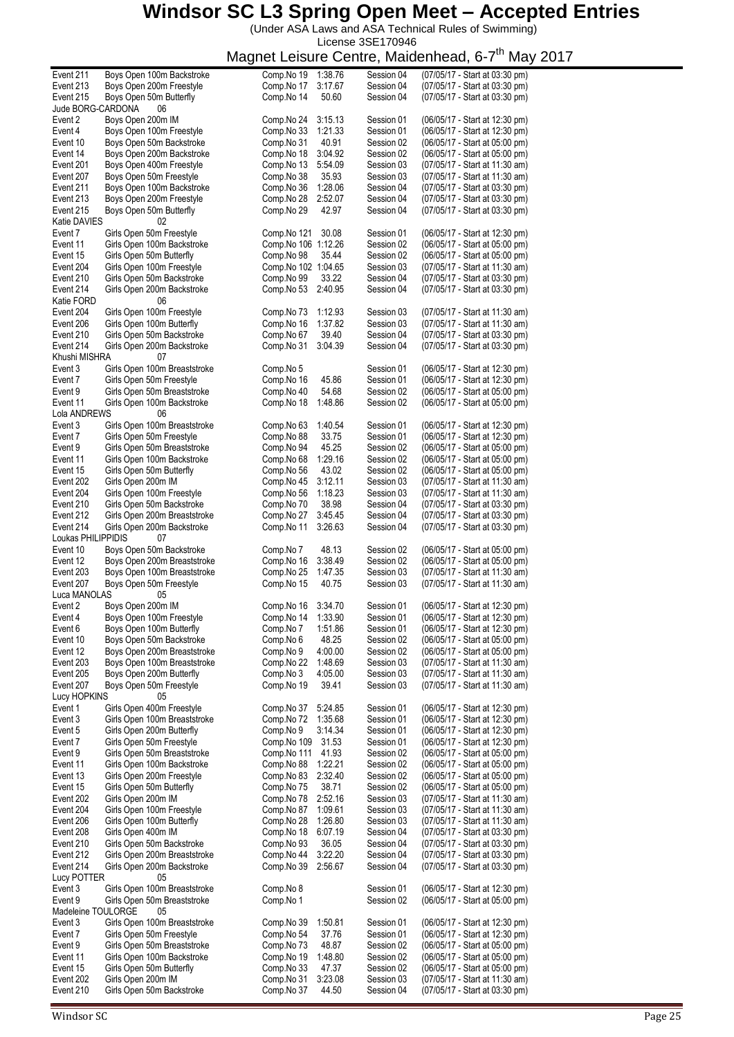# Windsor SC L3 Spring Open Meet – Accepted Entries

(Under ASA Laws and ASA Technical Rules of Swimming)
License 3SE170946
Magnet Leisure Centre, Maidenhead, 6-7th May 2017

| Event | Description | Comp.No | Time | Session | Date/Start |
|---|---|---|---|---|---|
| Event 211 | Boys Open 100m Backstroke | Comp.No 19 | 1:38.76 | Session 04 | (07/05/17 - Start at 03:30 pm) |
| Event 213 | Boys Open 200m Freestyle | Comp.No 17 | 3:17.67 | Session 04 | (07/05/17 - Start at 03:30 pm) |
| Event 215 | Boys Open 50m Butterfly | Comp.No 14 | 50.60 | Session 04 | (07/05/17 - Start at 03:30 pm) |
| Jude BORG-CARDONA | 06 | | | | |
| Event 2 | Boys Open 200m IM | Comp.No 24 | 3:15.13 | Session 01 | (06/05/17 - Start at 12:30 pm) |
| Event 4 | Boys Open 100m Freestyle | Comp.No 33 | 1:21.33 | Session 01 | (06/05/17 - Start at 12:30 pm) |
| Event 10 | Boys Open 50m Backstroke | Comp.No 31 | 40.91 | Session 02 | (06/05/17 - Start at 05:00 pm) |
| Event 14 | Boys Open 200m Backstroke | Comp.No 18 | 3:04.92 | Session 02 | (06/05/17 - Start at 05:00 pm) |
| Event 201 | Boys Open 400m Freestyle | Comp.No 13 | 5:54.09 | Session 03 | (07/05/17 - Start at 11:30 am) |
| Event 207 | Boys Open 50m Freestyle | Comp.No 38 | 35.93 | Session 03 | (07/05/17 - Start at 11:30 am) |
| Event 211 | Boys Open 100m Backstroke | Comp.No 36 | 1:28.06 | Session 04 | (07/05/17 - Start at 03:30 pm) |
| Event 213 | Boys Open 200m Freestyle | Comp.No 28 | 2:52.07 | Session 04 | (07/05/17 - Start at 03:30 pm) |
| Event 215 | Boys Open 50m Butterfly | Comp.No 29 | 42.97 | Session 04 | (07/05/17 - Start at 03:30 pm) |
| Katie DAVIES | 02 | | | | |
| Event 7 | Girls Open 50m Freestyle | Comp.No 121 | 30.08 | Session 01 | (06/05/17 - Start at 12:30 pm) |
| Event 11 | Girls Open 100m Backstroke | Comp.No 106 | 1:12.26 | Session 02 | (06/05/17 - Start at 05:00 pm) |
| Event 15 | Girls Open 50m Butterfly | Comp.No 98 | 35.44 | Session 02 | (06/05/17 - Start at 05:00 pm) |
| Event 204 | Girls Open 100m Freestyle | Comp.No 102 | 1:04.65 | Session 03 | (07/05/17 - Start at 11:30 am) |
| Event 210 | Girls Open 50m Backstroke | Comp.No 99 | 33.22 | Session 04 | (07/05/17 - Start at 03:30 pm) |
| Event 214 | Girls Open 200m Backstroke | Comp.No 53 | 2:40.95 | Session 04 | (07/05/17 - Start at 03:30 pm) |
| Katie FORD | 06 | | | | |
| Event 204 | Girls Open 100m Freestyle | Comp.No 73 | 1:12.93 | Session 03 | (07/05/17 - Start at 11:30 am) |
| Event 206 | Girls Open 100m Butterfly | Comp.No 16 | 1:37.82 | Session 03 | (07/05/17 - Start at 11:30 am) |
| Event 210 | Girls Open 50m Backstroke | Comp.No 67 | 39.40 | Session 04 | (07/05/17 - Start at 03:30 pm) |
| Event 214 | Girls Open 200m Backstroke | Comp.No 31 | 3:04.39 | Session 04 | (07/05/17 - Start at 03:30 pm) |
| Khushi MISHRA | 07 | | | | |
| Event 3 | Girls Open 100m Breaststroke | Comp.No 5 | | Session 01 | (06/05/17 - Start at 12:30 pm) |
| Event 7 | Girls Open 50m Freestyle | Comp.No 16 | 45.86 | Session 01 | (06/05/17 - Start at 12:30 pm) |
| Event 9 | Girls Open 50m Breaststroke | Comp.No 40 | 54.68 | Session 02 | (06/05/17 - Start at 05:00 pm) |
| Event 11 | Girls Open 100m Backstroke | Comp.No 18 | 1:48.86 | Session 02 | (06/05/17 - Start at 05:00 pm) |
| Lola ANDREWS | 06 | | | | |
| Event 3 | Girls Open 100m Breaststroke | Comp.No 63 | 1:40.54 | Session 01 | (06/05/17 - Start at 12:30 pm) |
| Event 7 | Girls Open 50m Freestyle | Comp.No 88 | 33.75 | Session 01 | (06/05/17 - Start at 12:30 pm) |
| Event 9 | Girls Open 50m Breaststroke | Comp.No 94 | 45.25 | Session 02 | (06/05/17 - Start at 05:00 pm) |
| Event 11 | Girls Open 100m Backstroke | Comp.No 68 | 1:29.16 | Session 02 | (06/05/17 - Start at 05:00 pm) |
| Event 15 | Girls Open 50m Butterfly | Comp.No 56 | 43.02 | Session 02 | (06/05/17 - Start at 05:00 pm) |
| Event 202 | Girls Open 200m IM | Comp.No 45 | 3:12.11 | Session 03 | (07/05/17 - Start at 11:30 am) |
| Event 204 | Girls Open 100m Freestyle | Comp.No 56 | 1:18.23 | Session 03 | (07/05/17 - Start at 11:30 am) |
| Event 210 | Girls Open 50m Backstroke | Comp.No 70 | 38.98 | Session 04 | (07/05/17 - Start at 03:30 pm) |
| Event 212 | Girls Open 200m Breaststroke | Comp.No 27 | 3:45.45 | Session 04 | (07/05/17 - Start at 03:30 pm) |
| Event 214 | Girls Open 200m Backstroke | Comp.No 11 | 3:26.63 | Session 04 | (07/05/17 - Start at 03:30 pm) |
| Loukas PHILIPPIDIS | 07 | | | | |
| Event 10 | Boys Open 50m Backstroke | Comp.No 7 | 48.13 | Session 02 | (06/05/17 - Start at 05:00 pm) |
| Event 12 | Boys Open 200m Breaststroke | Comp.No 16 | 3:38.49 | Session 02 | (06/05/17 - Start at 05:00 pm) |
| Event 203 | Boys Open 100m Breaststroke | Comp.No 25 | 1:47.35 | Session 03 | (07/05/17 - Start at 11:30 am) |
| Event 207 | Boys Open 50m Freestyle | Comp.No 15 | 40.75 | Session 03 | (07/05/17 - Start at 11:30 am) |
| Luca MANOLAS | 05 | | | | |
| Event 2 | Boys Open 200m IM | Comp.No 16 | 3:34.70 | Session 01 | (06/05/17 - Start at 12:30 pm) |
| Event 4 | Boys Open 100m Freestyle | Comp.No 14 | 1:33.90 | Session 01 | (06/05/17 - Start at 12:30 pm) |
| Event 6 | Boys Open 100m Butterfly | Comp.No 7 | 1:51.86 | Session 01 | (06/05/17 - Start at 12:30 pm) |
| Event 10 | Boys Open 50m Backstroke | Comp.No 6 | 48.25 | Session 02 | (06/05/17 - Start at 05:00 pm) |
| Event 12 | Boys Open 200m Breaststroke | Comp.No 9 | 4:00.00 | Session 02 | (06/05/17 - Start at 05:00 pm) |
| Event 203 | Boys Open 100m Breaststroke | Comp.No 22 | 1:48.69 | Session 03 | (07/05/17 - Start at 11:30 am) |
| Event 205 | Boys Open 200m Butterfly | Comp.No 3 | 4:05.00 | Session 03 | (07/05/17 - Start at 11:30 am) |
| Event 207 | Boys Open 50m Freestyle | Comp.No 19 | 39.41 | Session 03 | (07/05/17 - Start at 11:30 am) |
| Lucy HOPKINS | 05 | | | | |
| Event 1 | Girls Open 400m Freestyle | Comp.No 37 | 5:24.85 | Session 01 | (06/05/17 - Start at 12:30 pm) |
| Event 3 | Girls Open 100m Breaststroke | Comp.No 72 | 1:35.68 | Session 01 | (06/05/17 - Start at 12:30 pm) |
| Event 5 | Girls Open 200m Butterfly | Comp.No 9 | 3:14.34 | Session 01 | (06/05/17 - Start at 12:30 pm) |
| Event 7 | Girls Open 50m Freestyle | Comp.No 109 | 31.53 | Session 01 | (06/05/17 - Start at 12:30 pm) |
| Event 9 | Girls Open 50m Breaststroke | Comp.No 111 | 41.93 | Session 02 | (06/05/17 - Start at 05:00 pm) |
| Event 11 | Girls Open 100m Backstroke | Comp.No 88 | 1:22.21 | Session 02 | (06/05/17 - Start at 05:00 pm) |
| Event 13 | Girls Open 200m Freestyle | Comp.No 83 | 2:32.40 | Session 02 | (06/05/17 - Start at 05:00 pm) |
| Event 15 | Girls Open 50m Butterfly | Comp.No 75 | 38.71 | Session 02 | (06/05/17 - Start at 05:00 pm) |
| Event 202 | Girls Open 200m IM | Comp.No 78 | 2:52.16 | Session 03 | (07/05/17 - Start at 11:30 am) |
| Event 204 | Girls Open 100m Freestyle | Comp.No 87 | 1:09.61 | Session 03 | (07/05/17 - Start at 11:30 am) |
| Event 206 | Girls Open 100m Butterfly | Comp.No 28 | 1:26.80 | Session 03 | (07/05/17 - Start at 11:30 am) |
| Event 208 | Girls Open 400m IM | Comp.No 18 | 6:07.19 | Session 04 | (07/05/17 - Start at 03:30 pm) |
| Event 210 | Girls Open 50m Backstroke | Comp.No 93 | 36.05 | Session 04 | (07/05/17 - Start at 03:30 pm) |
| Event 212 | Girls Open 200m Breaststroke | Comp.No 44 | 3:22.20 | Session 04 | (07/05/17 - Start at 03:30 pm) |
| Event 214 | Girls Open 200m Backstroke | Comp.No 39 | 2:56.67 | Session 04 | (07/05/17 - Start at 03:30 pm) |
| Lucy POTTER | 05 | | | | |
| Event 3 | Girls Open 100m Breaststroke | Comp.No 8 | | Session 01 | (06/05/17 - Start at 12:30 pm) |
| Event 9 | Girls Open 50m Breaststroke | Comp.No 1 | | Session 02 | (06/05/17 - Start at 05:00 pm) |
| Madeleine TOULORGE | 05 | | | | |
| Event 3 | Girls Open 100m Breaststroke | Comp.No 39 | 1:50.81 | Session 01 | (06/05/17 - Start at 12:30 pm) |
| Event 7 | Girls Open 50m Freestyle | Comp.No 54 | 37.76 | Session 01 | (06/05/17 - Start at 12:30 pm) |
| Event 9 | Girls Open 50m Breaststroke | Comp.No 73 | 48.87 | Session 02 | (06/05/17 - Start at 05:00 pm) |
| Event 11 | Girls Open 100m Backstroke | Comp.No 19 | 1:48.80 | Session 02 | (06/05/17 - Start at 05:00 pm) |
| Event 15 | Girls Open 50m Butterfly | Comp.No 33 | 47.37 | Session 02 | (06/05/17 - Start at 05:00 pm) |
| Event 202 | Girls Open 200m IM | Comp.No 31 | 3:23.08 | Session 03 | (07/05/17 - Start at 11:30 am) |
| Event 210 | Girls Open 50m Backstroke | Comp.No 37 | 44.50 | Session 04 | (07/05/17 - Start at 03:30 pm) |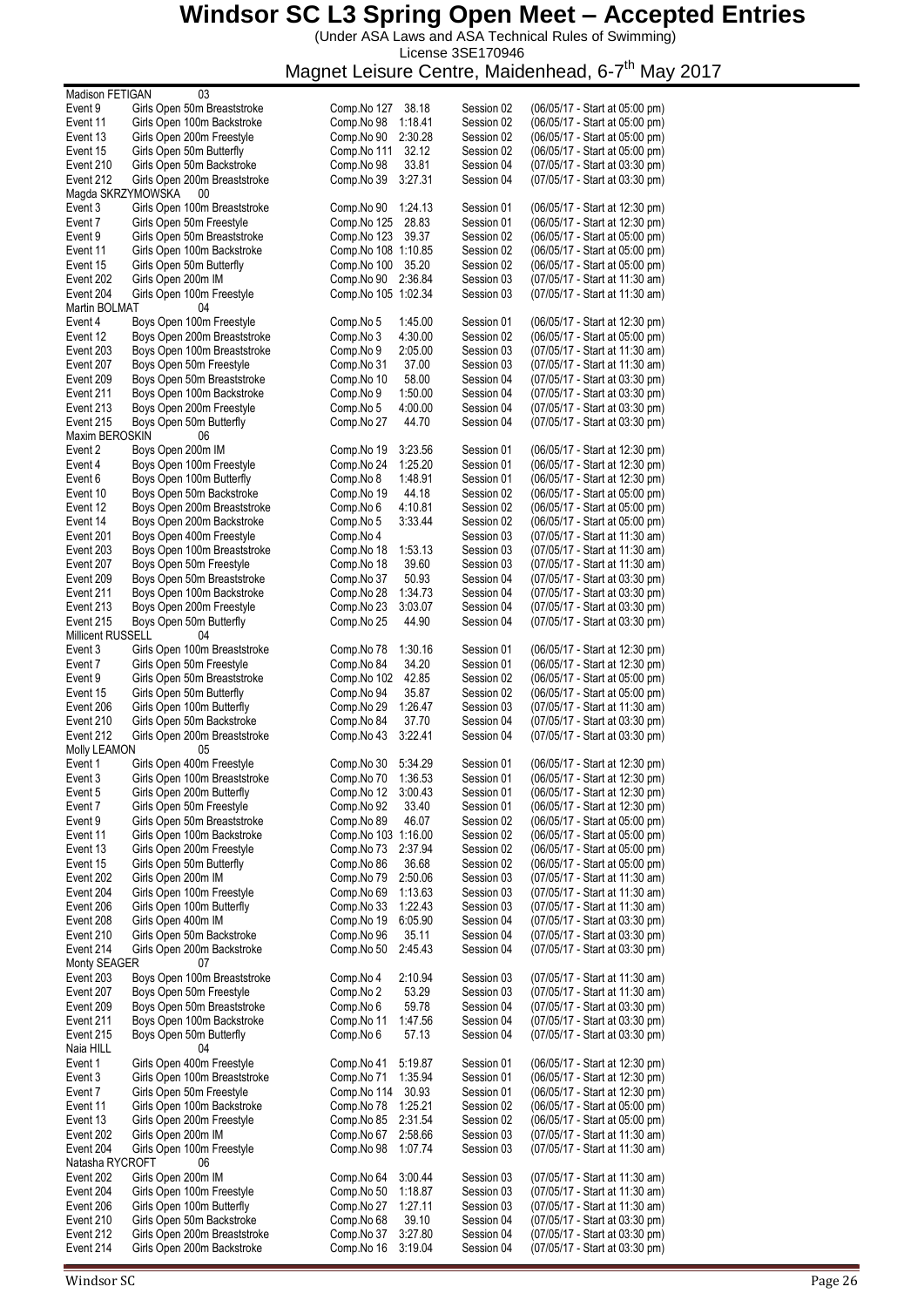# Windsor SC L3 Spring Open Meet – Accepted Entries

(Under ASA Laws and ASA Technical Rules of Swimming)
License 3SE170946

## Magnet Leisure Centre, Maidenhead, 6-7th May 2017

**Madison FETIGAN 03**

| Event | Description | Comp.No | Time | Session | Start |
|---|---|---|---|---|---|
| Event 9 | Girls Open 50m Breaststroke | Comp.No 127 | 38.18 | Session 02 | (06/05/17 - Start at 05:00 pm) |
| Event 11 | Girls Open 100m Backstroke | Comp.No 98 | 1:18.41 | Session 02 | (06/05/17 - Start at 05:00 pm) |
| Event 13 | Girls Open 200m Freestyle | Comp.No 90 | 2:30.28 | Session 02 | (06/05/17 - Start at 05:00 pm) |
| Event 15 | Girls Open 50m Butterfly | Comp.No 111 | 32.12 | Session 02 | (06/05/17 - Start at 05:00 pm) |
| Event 210 | Girls Open 50m Backstroke | Comp.No 98 | 33.81 | Session 04 | (07/05/17 - Start at 03:30 pm) |
| Event 212 | Girls Open 200m Breaststroke | Comp.No 39 | 3:27.31 | Session 04 | (07/05/17 - Start at 03:30 pm) |

**Magda SKRZYMOWSKA 00**

| Event | Description | Comp.No | Time | Session | Start |
|---|---|---|---|---|---|
| Event 3 | Girls Open 100m Breaststroke | Comp.No 90 | 1:24.13 | Session 01 | (06/05/17 - Start at 12:30 pm) |
| Event 7 | Girls Open 50m Freestyle | Comp.No 125 | 28.83 | Session 01 | (06/05/17 - Start at 12:30 pm) |
| Event 9 | Girls Open 50m Breaststroke | Comp.No 123 | 39.37 | Session 02 | (06/05/17 - Start at 05:00 pm) |
| Event 11 | Girls Open 100m Backstroke | Comp.No 108 | 1:10.85 | Session 02 | (06/05/17 - Start at 05:00 pm) |
| Event 15 | Girls Open 50m Butterfly | Comp.No 100 | 35.20 | Session 02 | (06/05/17 - Start at 05:00 pm) |
| Event 202 | Girls Open 200m IM | Comp.No 90 | 2:36.84 | Session 03 | (07/05/17 - Start at 11:30 am) |
| Event 204 | Girls Open 100m Freestyle | Comp.No 105 | 1:02.34 | Session 03 | (07/05/17 - Start at 11:30 am) |

**Martin BOLMAT 04**

| Event | Description | Comp.No | Time | Session | Start |
|---|---|---|---|---|---|
| Event 4 | Boys Open 100m Freestyle | Comp.No 5 | 1:45.00 | Session 01 | (06/05/17 - Start at 12:30 pm) |
| Event 12 | Boys Open 200m Breaststroke | Comp.No 3 | 4:30.00 | Session 02 | (06/05/17 - Start at 05:00 pm) |
| Event 203 | Boys Open 100m Breaststroke | Comp.No 9 | 2:05.00 | Session 03 | (07/05/17 - Start at 11:30 am) |
| Event 207 | Boys Open 50m Freestyle | Comp.No 31 | 37.00 | Session 03 | (07/05/17 - Start at 11:30 am) |
| Event 209 | Boys Open 50m Breaststroke | Comp.No 10 | 58.00 | Session 04 | (07/05/17 - Start at 03:30 pm) |
| Event 211 | Boys Open 100m Backstroke | Comp.No 9 | 1:50.00 | Session 04 | (07/05/17 - Start at 03:30 pm) |
| Event 213 | Boys Open 200m Freestyle | Comp.No 5 | 4:00.00 | Session 04 | (07/05/17 - Start at 03:30 pm) |
| Event 215 | Boys Open 50m Butterfly | Comp.No 27 | 44.70 | Session 04 | (07/05/17 - Start at 03:30 pm) |

**Maxim BEROSKIN 06**

| Event | Description | Comp.No | Time | Session | Start |
|---|---|---|---|---|---|
| Event 2 | Boys Open 200m IM | Comp.No 19 | 3:23.56 | Session 01 | (06/05/17 - Start at 12:30 pm) |
| Event 4 | Boys Open 100m Freestyle | Comp.No 24 | 1:25.20 | Session 01 | (06/05/17 - Start at 12:30 pm) |
| Event 6 | Boys Open 100m Butterfly | Comp.No 8 | 1:48.91 | Session 01 | (06/05/17 - Start at 12:30 pm) |
| Event 10 | Boys Open 50m Backstroke | Comp.No 19 | 44.18 | Session 02 | (06/05/17 - Start at 05:00 pm) |
| Event 12 | Boys Open 200m Breaststroke | Comp.No 6 | 4:10.81 | Session 02 | (06/05/17 - Start at 05:00 pm) |
| Event 14 | Boys Open 200m Backstroke | Comp.No 5 | 3:33.44 | Session 02 | (06/05/17 - Start at 05:00 pm) |
| Event 201 | Boys Open 400m Freestyle | Comp.No 4 | | Session 03 | (07/05/17 - Start at 11:30 am) |
| Event 203 | Boys Open 100m Breaststroke | Comp.No 18 | 1:53.13 | Session 03 | (07/05/17 - Start at 11:30 am) |
| Event 207 | Boys Open 50m Freestyle | Comp.No 18 | 39.60 | Session 03 | (07/05/17 - Start at 11:30 am) |
| Event 209 | Boys Open 50m Breaststroke | Comp.No 37 | 50.93 | Session 04 | (07/05/17 - Start at 03:30 pm) |
| Event 211 | Boys Open 100m Backstroke | Comp.No 28 | 1:34.73 | Session 04 | (07/05/17 - Start at 03:30 pm) |
| Event 213 | Boys Open 200m Freestyle | Comp.No 23 | 3:03.07 | Session 04 | (07/05/17 - Start at 03:30 pm) |
| Event 215 | Boys Open 50m Butterfly | Comp.No 25 | 44.90 | Session 04 | (07/05/17 - Start at 03:30 pm) |

**Millicent RUSSELL 04**

| Event | Description | Comp.No | Time | Session | Start |
|---|---|---|---|---|---|
| Event 3 | Girls Open 100m Breaststroke | Comp.No 78 | 1:30.16 | Session 01 | (06/05/17 - Start at 12:30 pm) |
| Event 7 | Girls Open 50m Freestyle | Comp.No 84 | 34.20 | Session 01 | (06/05/17 - Start at 12:30 pm) |
| Event 9 | Girls Open 50m Breaststroke | Comp.No 102 | 42.85 | Session 02 | (06/05/17 - Start at 05:00 pm) |
| Event 15 | Girls Open 50m Butterfly | Comp.No 94 | 35.87 | Session 02 | (06/05/17 - Start at 05:00 pm) |
| Event 206 | Girls Open 100m Butterfly | Comp.No 29 | 1:26.47 | Session 03 | (07/05/17 - Start at 11:30 am) |
| Event 210 | Girls Open 50m Backstroke | Comp.No 84 | 37.70 | Session 04 | (07/05/17 - Start at 03:30 pm) |
| Event 212 | Girls Open 200m Breaststroke | Comp.No 43 | 3:22.41 | Session 04 | (07/05/17 - Start at 03:30 pm) |

**Molly LEAMON 05**

| Event | Description | Comp.No | Time | Session | Start |
|---|---|---|---|---|---|
| Event 1 | Girls Open 400m Freestyle | Comp.No 30 | 5:34.29 | Session 01 | (06/05/17 - Start at 12:30 pm) |
| Event 3 | Girls Open 100m Breaststroke | Comp.No 70 | 1:36.53 | Session 01 | (06/05/17 - Start at 12:30 pm) |
| Event 5 | Girls Open 200m Butterfly | Comp.No 12 | 3:00.43 | Session 01 | (06/05/17 - Start at 12:30 pm) |
| Event 7 | Girls Open 50m Freestyle | Comp.No 92 | 33.40 | Session 01 | (06/05/17 - Start at 12:30 pm) |
| Event 9 | Girls Open 50m Breaststroke | Comp.No 89 | 46.07 | Session 02 | (06/05/17 - Start at 05:00 pm) |
| Event 11 | Girls Open 100m Backstroke | Comp.No 103 | 1:16.00 | Session 02 | (06/05/17 - Start at 05:00 pm) |
| Event 13 | Girls Open 200m Freestyle | Comp.No 73 | 2:37.94 | Session 02 | (06/05/17 - Start at 05:00 pm) |
| Event 15 | Girls Open 50m Butterfly | Comp.No 86 | 36.68 | Session 02 | (06/05/17 - Start at 05:00 pm) |
| Event 202 | Girls Open 200m IM | Comp.No 79 | 2:50.06 | Session 03 | (07/05/17 - Start at 11:30 am) |
| Event 204 | Girls Open 100m Freestyle | Comp.No 69 | 1:13.63 | Session 03 | (07/05/17 - Start at 11:30 am) |
| Event 206 | Girls Open 100m Butterfly | Comp.No 33 | 1:22.43 | Session 03 | (07/05/17 - Start at 11:30 am) |
| Event 208 | Girls Open 400m IM | Comp.No 19 | 6:05.90 | Session 04 | (07/05/17 - Start at 03:30 pm) |
| Event 210 | Girls Open 50m Backstroke | Comp.No 96 | 35.11 | Session 04 | (07/05/17 - Start at 03:30 pm) |
| Event 214 | Girls Open 200m Backstroke | Comp.No 50 | 2:45.43 | Session 04 | (07/05/17 - Start at 03:30 pm) |

**Monty SEAGER 07**

| Event | Description | Comp.No | Time | Session | Start |
|---|---|---|---|---|---|
| Event 203 | Boys Open 100m Breaststroke | Comp.No 4 | 2:10.94 | Session 03 | (07/05/17 - Start at 11:30 am) |
| Event 207 | Boys Open 50m Freestyle | Comp.No 2 | 53.29 | Session 03 | (07/05/17 - Start at 11:30 am) |
| Event 209 | Boys Open 50m Breaststroke | Comp.No 6 | 59.78 | Session 04 | (07/05/17 - Start at 03:30 pm) |
| Event 211 | Boys Open 100m Backstroke | Comp.No 11 | 1:47.56 | Session 04 | (07/05/17 - Start at 03:30 pm) |
| Event 215 | Boys Open 50m Butterfly | Comp.No 6 | 57.13 | Session 04 | (07/05/17 - Start at 03:30 pm) |

**Naia HILL 04**

| Event | Description | Comp.No | Time | Session | Start |
|---|---|---|---|---|---|
| Event 1 | Girls Open 400m Freestyle | Comp.No 41 | 5:19.87 | Session 01 | (06/05/17 - Start at 12:30 pm) |
| Event 3 | Girls Open 100m Breaststroke | Comp.No 71 | 1:35.94 | Session 01 | (06/05/17 - Start at 12:30 pm) |
| Event 7 | Girls Open 50m Freestyle | Comp.No 114 | 30.93 | Session 01 | (06/05/17 - Start at 12:30 pm) |
| Event 11 | Girls Open 100m Backstroke | Comp.No 78 | 1:25.21 | Session 02 | (06/05/17 - Start at 05:00 pm) |
| Event 13 | Girls Open 200m Freestyle | Comp.No 85 | 2:31.54 | Session 02 | (06/05/17 - Start at 05:00 pm) |
| Event 202 | Girls Open 200m IM | Comp.No 67 | 2:58.66 | Session 03 | (07/05/17 - Start at 11:30 am) |
| Event 204 | Girls Open 100m Freestyle | Comp.No 98 | 1:07.74 | Session 03 | (07/05/17 - Start at 11:30 am) |

**Natasha RYCROFT 06**

| Event | Description | Comp.No | Time | Session | Start |
|---|---|---|---|---|---|
| Event 202 | Girls Open 200m IM | Comp.No 64 | 3:00.44 | Session 03 | (07/05/17 - Start at 11:30 am) |
| Event 204 | Girls Open 100m Freestyle | Comp.No 50 | 1:18.87 | Session 03 | (07/05/17 - Start at 11:30 am) |
| Event 206 | Girls Open 100m Butterfly | Comp.No 27 | 1:27.11 | Session 03 | (07/05/17 - Start at 11:30 am) |
| Event 210 | Girls Open 50m Backstroke | Comp.No 68 | 39.10 | Session 04 | (07/05/17 - Start at 03:30 pm) |
| Event 212 | Girls Open 200m Breaststroke | Comp.No 37 | 3:27.80 | Session 04 | (07/05/17 - Start at 03:30 pm) |
| Event 214 | Girls Open 200m Backstroke | Comp.No 16 | 3:19.04 | Session 04 | (07/05/17 - Start at 03:30 pm) |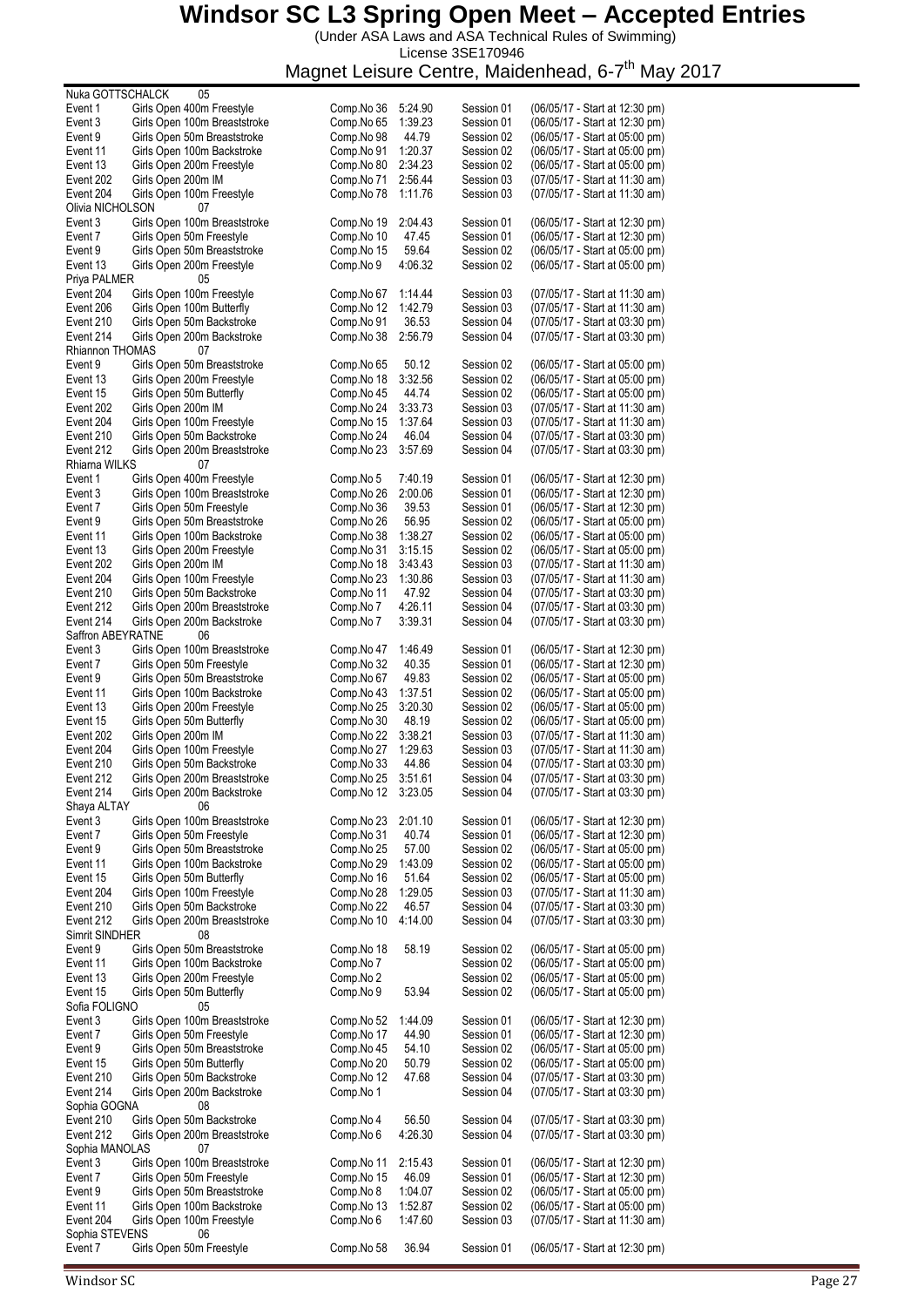# Windsor SC L3 Spring Open Meet – Accepted Entries

(Under ASA Laws and ASA Technical Rules of Swimming)
License 3SE170946
Magnet Leisure Centre, Maidenhead, 6-7th May 2017

**Nuka GOTTSCHALCK 05**

| Event | Description | Comp.No | Time | Session | Date/Start |
|---|---|---|---|---|---|
| Event 1 | Girls Open 400m Freestyle | Comp.No 36 | 5:24.90 | Session 01 | (06/05/17 - Start at 12:30 pm) |
| Event 3 | Girls Open 100m Breaststroke | Comp.No 65 | 1:39.23 | Session 01 | (06/05/17 - Start at 12:30 pm) |
| Event 9 | Girls Open 50m Breaststroke | Comp.No 98 | 44.79 | Session 02 | (06/05/17 - Start at 05:00 pm) |
| Event 11 | Girls Open 100m Backstroke | Comp.No 91 | 1:20.37 | Session 02 | (06/05/17 - Start at 05:00 pm) |
| Event 13 | Girls Open 200m Freestyle | Comp.No 80 | 2:34.23 | Session 02 | (06/05/17 - Start at 05:00 pm) |
| Event 202 | Girls Open 200m IM | Comp.No 71 | 2:56.44 | Session 03 | (07/05/17 - Start at 11:30 am) |
| Event 204 | Girls Open 100m Freestyle | Comp.No 78 | 1:11.76 | Session 03 | (07/05/17 - Start at 11:30 am) |

**Olivia NICHOLSON 07**

| Event | Description | Comp.No | Time | Session | Date/Start |
|---|---|---|---|---|---|
| Event 3 | Girls Open 100m Breaststroke | Comp.No 19 | 2:04.43 | Session 01 | (06/05/17 - Start at 12:30 pm) |
| Event 7 | Girls Open 50m Freestyle | Comp.No 10 | 47.45 | Session 01 | (06/05/17 - Start at 12:30 pm) |
| Event 9 | Girls Open 50m Breaststroke | Comp.No 15 | 59.64 | Session 02 | (06/05/17 - Start at 05:00 pm) |
| Event 13 | Girls Open 200m Freestyle | Comp.No 9 | 4:06.32 | Session 02 | (06/05/17 - Start at 05:00 pm) |

**Priya PALMER 05**

| Event | Description | Comp.No | Time | Session | Date/Start |
|---|---|---|---|---|---|
| Event 204 | Girls Open 100m Freestyle | Comp.No 67 | 1:14.44 | Session 03 | (07/05/17 - Start at 11:30 am) |
| Event 206 | Girls Open 100m Butterfly | Comp.No 12 | 1:42.79 | Session 03 | (07/05/17 - Start at 11:30 am) |
| Event 210 | Girls Open 50m Backstroke | Comp.No 91 | 36.53 | Session 04 | (07/05/17 - Start at 03:30 pm) |
| Event 214 | Girls Open 200m Backstroke | Comp.No 38 | 2:56.79 | Session 04 | (07/05/17 - Start at 03:30 pm) |

**Rhiannon THOMAS 07**

| Event | Description | Comp.No | Time | Session | Date/Start |
|---|---|---|---|---|---|
| Event 9 | Girls Open 50m Breaststroke | Comp.No 65 | 50.12 | Session 02 | (06/05/17 - Start at 05:00 pm) |
| Event 13 | Girls Open 200m Freestyle | Comp.No 18 | 3:32.56 | Session 02 | (06/05/17 - Start at 05:00 pm) |
| Event 15 | Girls Open 50m Butterfly | Comp.No 45 | 44.74 | Session 02 | (06/05/17 - Start at 05:00 pm) |
| Event 202 | Girls Open 200m IM | Comp.No 24 | 3:33.73 | Session 03 | (07/05/17 - Start at 11:30 am) |
| Event 204 | Girls Open 100m Freestyle | Comp.No 15 | 1:37.64 | Session 03 | (07/05/17 - Start at 11:30 am) |
| Event 210 | Girls Open 50m Backstroke | Comp.No 24 | 46.04 | Session 04 | (07/05/17 - Start at 03:30 pm) |
| Event 212 | Girls Open 200m Breaststroke | Comp.No 23 | 3:57.69 | Session 04 | (07/05/17 - Start at 03:30 pm) |

**Rhiarna WILKS 07**

| Event | Description | Comp.No | Time | Session | Date/Start |
|---|---|---|---|---|---|
| Event 1 | Girls Open 400m Freestyle | Comp.No 5 | 7:40.19 | Session 01 | (06/05/17 - Start at 12:30 pm) |
| Event 3 | Girls Open 100m Breaststroke | Comp.No 26 | 2:00.06 | Session 01 | (06/05/17 - Start at 12:30 pm) |
| Event 7 | Girls Open 50m Freestyle | Comp.No 36 | 39.53 | Session 01 | (06/05/17 - Start at 12:30 pm) |
| Event 9 | Girls Open 50m Breaststroke | Comp.No 26 | 56.95 | Session 02 | (06/05/17 - Start at 05:00 pm) |
| Event 11 | Girls Open 100m Backstroke | Comp.No 38 | 1:38.27 | Session 02 | (06/05/17 - Start at 05:00 pm) |
| Event 13 | Girls Open 200m Freestyle | Comp.No 31 | 3:15.15 | Session 02 | (06/05/17 - Start at 05:00 pm) |
| Event 202 | Girls Open 200m IM | Comp.No 18 | 3:43.43 | Session 03 | (07/05/17 - Start at 11:30 am) |
| Event 204 | Girls Open 100m Freestyle | Comp.No 23 | 1:30.86 | Session 03 | (07/05/17 - Start at 11:30 am) |
| Event 210 | Girls Open 50m Backstroke | Comp.No 11 | 47.92 | Session 04 | (07/05/17 - Start at 03:30 pm) |
| Event 212 | Girls Open 200m Breaststroke | Comp.No 7 | 4:26.11 | Session 04 | (07/05/17 - Start at 03:30 pm) |
| Event 214 | Girls Open 200m Backstroke | Comp.No 7 | 3:39.31 | Session 04 | (07/05/17 - Start at 03:30 pm) |

**Saffron ABEYRATNE 06**

| Event | Description | Comp.No | Time | Session | Date/Start |
|---|---|---|---|---|---|
| Event 3 | Girls Open 100m Breaststroke | Comp.No 47 | 1:46.49 | Session 01 | (06/05/17 - Start at 12:30 pm) |
| Event 7 | Girls Open 50m Freestyle | Comp.No 32 | 40.35 | Session 01 | (06/05/17 - Start at 12:30 pm) |
| Event 9 | Girls Open 50m Breaststroke | Comp.No 67 | 49.83 | Session 02 | (06/05/17 - Start at 05:00 pm) |
| Event 11 | Girls Open 100m Backstroke | Comp.No 43 | 1:37.51 | Session 02 | (06/05/17 - Start at 05:00 pm) |
| Event 13 | Girls Open 200m Freestyle | Comp.No 25 | 3:20.30 | Session 02 | (06/05/17 - Start at 05:00 pm) |
| Event 15 | Girls Open 50m Butterfly | Comp.No 30 | 48.19 | Session 02 | (06/05/17 - Start at 05:00 pm) |
| Event 202 | Girls Open 200m IM | Comp.No 22 | 3:38.21 | Session 03 | (07/05/17 - Start at 11:30 am) |
| Event 204 | Girls Open 100m Freestyle | Comp.No 27 | 1:29.63 | Session 03 | (07/05/17 - Start at 11:30 am) |
| Event 210 | Girls Open 50m Backstroke | Comp.No 33 | 44.86 | Session 04 | (07/05/17 - Start at 03:30 pm) |
| Event 212 | Girls Open 200m Breaststroke | Comp.No 25 | 3:51.61 | Session 04 | (07/05/17 - Start at 03:30 pm) |
| Event 214 | Girls Open 200m Backstroke | Comp.No 12 | 3:23.05 | Session 04 | (07/05/17 - Start at 03:30 pm) |

**Shaya ALTAY 06**

| Event | Description | Comp.No | Time | Session | Date/Start |
|---|---|---|---|---|---|
| Event 3 | Girls Open 100m Breaststroke | Comp.No 23 | 2:01.10 | Session 01 | (06/05/17 - Start at 12:30 pm) |
| Event 7 | Girls Open 50m Freestyle | Comp.No 31 | 40.74 | Session 01 | (06/05/17 - Start at 12:30 pm) |
| Event 9 | Girls Open 50m Breaststroke | Comp.No 25 | 57.00 | Session 02 | (06/05/17 - Start at 05:00 pm) |
| Event 11 | Girls Open 100m Backstroke | Comp.No 29 | 1:43.09 | Session 02 | (06/05/17 - Start at 05:00 pm) |
| Event 15 | Girls Open 50m Butterfly | Comp.No 16 | 51.64 | Session 02 | (06/05/17 - Start at 05:00 pm) |
| Event 204 | Girls Open 100m Freestyle | Comp.No 28 | 1:29.05 | Session 03 | (07/05/17 - Start at 11:30 am) |
| Event 210 | Girls Open 50m Backstroke | Comp.No 22 | 46.57 | Session 04 | (07/05/17 - Start at 03:30 pm) |
| Event 212 | Girls Open 200m Breaststroke | Comp.No 10 | 4:14.00 | Session 04 | (07/05/17 - Start at 03:30 pm) |

**Simrit SINDHER 08**

| Event | Description | Comp.No | Time | Session | Date/Start |
|---|---|---|---|---|---|
| Event 9 | Girls Open 50m Breaststroke | Comp.No 18 | 58.19 | Session 02 | (06/05/17 - Start at 05:00 pm) |
| Event 11 | Girls Open 100m Backstroke | Comp.No 7 | | Session 02 | (06/05/17 - Start at 05:00 pm) |
| Event 13 | Girls Open 200m Freestyle | Comp.No 2 | | Session 02 | (06/05/17 - Start at 05:00 pm) |
| Event 15 | Girls Open 50m Butterfly | Comp.No 9 | 53.94 | Session 02 | (06/05/17 - Start at 05:00 pm) |

**Sofia FOLIGNO 05**

| Event | Description | Comp.No | Time | Session | Date/Start |
|---|---|---|---|---|---|
| Event 3 | Girls Open 100m Breaststroke | Comp.No 52 | 1:44.09 | Session 01 | (06/05/17 - Start at 12:30 pm) |
| Event 7 | Girls Open 50m Freestyle | Comp.No 17 | 44.90 | Session 01 | (06/05/17 - Start at 12:30 pm) |
| Event 9 | Girls Open 50m Breaststroke | Comp.No 45 | 54.10 | Session 02 | (06/05/17 - Start at 05:00 pm) |
| Event 15 | Girls Open 50m Butterfly | Comp.No 20 | 50.79 | Session 02 | (06/05/17 - Start at 05:00 pm) |
| Event 210 | Girls Open 50m Backstroke | Comp.No 12 | 47.68 | Session 04 | (07/05/17 - Start at 03:30 pm) |
| Event 214 | Girls Open 200m Backstroke | Comp.No 1 | | Session 04 | (07/05/17 - Start at 03:30 pm) |

**Sophia GOGNA 08**

| Event | Description | Comp.No | Time | Session | Date/Start |
|---|---|---|---|---|---|
| Event 210 | Girls Open 50m Backstroke | Comp.No 4 | 56.50 | Session 04 | (07/05/17 - Start at 03:30 pm) |
| Event 212 | Girls Open 200m Breaststroke | Comp.No 6 | 4:26.30 | Session 04 | (07/05/17 - Start at 03:30 pm) |

**Sophia MANOLAS 07**

| Event | Description | Comp.No | Time | Session | Date/Start |
|---|---|---|---|---|---|
| Event 3 | Girls Open 100m Breaststroke | Comp.No 11 | 2:15.43 | Session 01 | (06/05/17 - Start at 12:30 pm) |
| Event 7 | Girls Open 50m Freestyle | Comp.No 15 | 46.09 | Session 01 | (06/05/17 - Start at 12:30 pm) |
| Event 9 | Girls Open 50m Breaststroke | Comp.No 8 | 1:04.07 | Session 02 | (06/05/17 - Start at 05:00 pm) |
| Event 11 | Girls Open 100m Backstroke | Comp.No 13 | 1:52.87 | Session 02 | (06/05/17 - Start at 05:00 pm) |
| Event 204 | Girls Open 100m Freestyle | Comp.No 6 | 1:47.60 | Session 03 | (07/05/17 - Start at 11:30 am) |

**Sophia STEVENS 06**

| Event | Description | Comp.No | Time | Session | Date/Start |
|---|---|---|---|---|---|
| Event 7 | Girls Open 50m Freestyle | Comp.No 58 | 36.94 | Session 01 | (06/05/17 - Start at 12:30 pm) |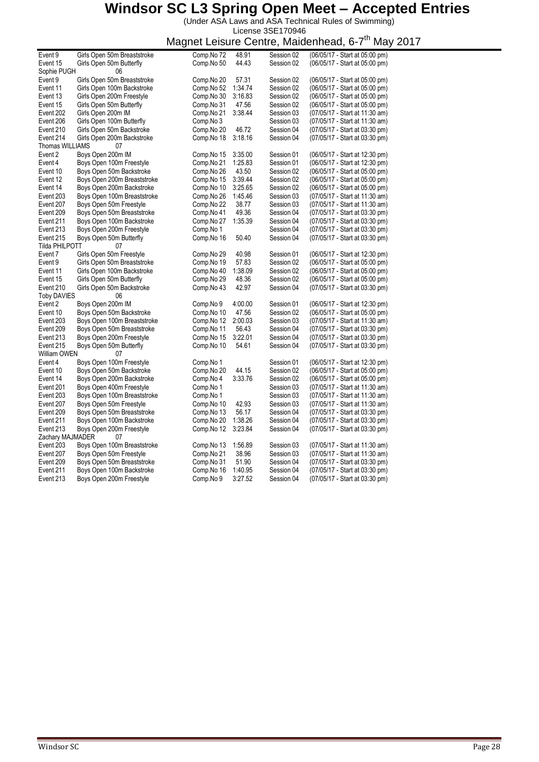# Windsor SC L3 Spring Open Meet – Accepted Entries

(Under ASA Laws and ASA Technical Rules of Swimming)

License 3SE170946

Magnet Leisure Centre, Maidenhead, 6-7[th] May 2017

| | | | | | |
|---|---|---|---|---|---|
| Event 9 | Girls Open 50m Breaststroke | Comp.No 72 | 48.91 | Session 02 | (06/05/17 - Start at 05:00 pm) |
| Event 15 | Girls Open 50m Butterfly | Comp.No 50 | 44.43 | Session 02 | (06/05/17 - Start at 05:00 pm) |
| Sophie PUGH | 06 | | | | |
| Event 9 | Girls Open 50m Breaststroke | Comp.No 20 | 57.31 | Session 02 | (06/05/17 - Start at 05:00 pm) |
| Event 11 | Girls Open 100m Backstroke | Comp.No 52 | 1:34.74 | Session 02 | (06/05/17 - Start at 05:00 pm) |
| Event 13 | Girls Open 200m Freestyle | Comp.No 30 | 3:16.83 | Session 02 | (06/05/17 - Start at 05:00 pm) |
| Event 15 | Girls Open 50m Butterfly | Comp.No 31 | 47.56 | Session 02 | (06/05/17 - Start at 05:00 pm) |
| Event 202 | Girls Open 200m IM | Comp.No 21 | 3:38.44 | Session 03 | (07/05/17 - Start at 11:30 am) |
| Event 206 | Girls Open 100m Butterfly | Comp.No 3 | | Session 03 | (07/05/17 - Start at 11:30 am) |
| Event 210 | Girls Open 50m Backstroke | Comp.No 20 | 46.72 | Session 04 | (07/05/17 - Start at 03:30 pm) |
| Event 214 | Girls Open 200m Backstroke | Comp.No 18 | 3:18.16 | Session 04 | (07/05/17 - Start at 03:30 pm) |
| Thomas WILLIAMS | 07 | | | | |
| Event 2 | Boys Open 200m IM | Comp.No 15 | 3:35.00 | Session 01 | (06/05/17 - Start at 12:30 pm) |
| Event 4 | Boys Open 100m Freestyle | Comp.No 21 | 1:25.83 | Session 01 | (06/05/17 - Start at 12:30 pm) |
| Event 10 | Boys Open 50m Backstroke | Comp.No 26 | 43.50 | Session 02 | (06/05/17 - Start at 05:00 pm) |
| Event 12 | Boys Open 200m Breaststroke | Comp.No 15 | 3:39.44 | Session 02 | (06/05/17 - Start at 05:00 pm) |
| Event 14 | Boys Open 200m Backstroke | Comp.No 10 | 3:25.65 | Session 02 | (06/05/17 - Start at 05:00 pm) |
| Event 203 | Boys Open 100m Breaststroke | Comp.No 26 | 1:45.46 | Session 03 | (07/05/17 - Start at 11:30 am) |
| Event 207 | Boys Open 50m Freestyle | Comp.No 22 | 38.77 | Session 03 | (07/05/17 - Start at 11:30 am) |
| Event 209 | Boys Open 50m Breaststroke | Comp.No 41 | 49.36 | Session 04 | (07/05/17 - Start at 03:30 pm) |
| Event 211 | Boys Open 100m Backstroke | Comp.No 27 | 1:35.39 | Session 04 | (07/05/17 - Start at 03:30 pm) |
| Event 213 | Boys Open 200m Freestyle | Comp.No 1 | | Session 04 | (07/05/17 - Start at 03:30 pm) |
| Event 215 | Boys Open 50m Butterfly | Comp.No 16 | 50.40 | Session 04 | (07/05/17 - Start at 03:30 pm) |
| Tilda PHILPOTT | 07 | | | | |
| Event 7 | Girls Open 50m Freestyle | Comp.No 29 | 40.98 | Session 01 | (06/05/17 - Start at 12:30 pm) |
| Event 9 | Girls Open 50m Breaststroke | Comp.No 19 | 57.83 | Session 02 | (06/05/17 - Start at 05:00 pm) |
| Event 11 | Girls Open 100m Backstroke | Comp.No 40 | 1:38.09 | Session 02 | (06/05/17 - Start at 05:00 pm) |
| Event 15 | Girls Open 50m Butterfly | Comp.No 29 | 48.36 | Session 02 | (06/05/17 - Start at 05:00 pm) |
| Event 210 | Girls Open 50m Backstroke | Comp.No 43 | 42.97 | Session 04 | (07/05/17 - Start at 03:30 pm) |
| Toby DAVIES | 06 | | | | |
| Event 2 | Boys Open 200m IM | Comp.No 9 | 4:00.00 | Session 01 | (06/05/17 - Start at 12:30 pm) |
| Event 10 | Boys Open 50m Backstroke | Comp.No 10 | 47.56 | Session 02 | (06/05/17 - Start at 05:00 pm) |
| Event 203 | Boys Open 100m Breaststroke | Comp.No 12 | 2:00.03 | Session 03 | (07/05/17 - Start at 11:30 am) |
| Event 209 | Boys Open 50m Breaststroke | Comp.No 11 | 56.43 | Session 04 | (07/05/17 - Start at 03:30 pm) |
| Event 213 | Boys Open 200m Freestyle | Comp.No 15 | 3:22.01 | Session 04 | (07/05/17 - Start at 03:30 pm) |
| Event 215 | Boys Open 50m Butterfly | Comp.No 10 | 54.61 | Session 04 | (07/05/17 - Start at 03:30 pm) |
| William OWEN | 07 | | | | |
| Event 4 | Boys Open 100m Freestyle | Comp.No 1 | | Session 01 | (06/05/17 - Start at 12:30 pm) |
| Event 10 | Boys Open 50m Backstroke | Comp.No 20 | 44.15 | Session 02 | (06/05/17 - Start at 05:00 pm) |
| Event 14 | Boys Open 200m Backstroke | Comp.No 4 | 3:33.76 | Session 02 | (06/05/17 - Start at 05:00 pm) |
| Event 201 | Boys Open 400m Freestyle | Comp.No 1 | | Session 03 | (07/05/17 - Start at 11:30 am) |
| Event 203 | Boys Open 100m Breaststroke | Comp.No 1 | | Session 03 | (07/05/17 - Start at 11:30 am) |
| Event 207 | Boys Open 50m Freestyle | Comp.No 10 | 42.93 | Session 03 | (07/05/17 - Start at 11:30 am) |
| Event 209 | Boys Open 50m Breaststroke | Comp.No 13 | 56.17 | Session 04 | (07/05/17 - Start at 03:30 pm) |
| Event 211 | Boys Open 100m Backstroke | Comp.No 20 | 1:38.26 | Session 04 | (07/05/17 - Start at 03:30 pm) |
| Event 213 | Boys Open 200m Freestyle | Comp.No 12 | 3:23.84 | Session 04 | (07/05/17 - Start at 03:30 pm) |
| Zachary MAJMADER | 07 | | | | |
| Event 203 | Boys Open 100m Breaststroke | Comp.No 13 | 1:56.89 | Session 03 | (07/05/17 - Start at 11:30 am) |
| Event 207 | Boys Open 50m Freestyle | Comp.No 21 | 38.96 | Session 03 | (07/05/17 - Start at 11:30 am) |
| Event 209 | Boys Open 50m Breaststroke | Comp.No 31 | 51.90 | Session 04 | (07/05/17 - Start at 03:30 pm) |
| Event 211 | Boys Open 100m Backstroke | Comp.No 16 | 1:40.95 | Session 04 | (07/05/17 - Start at 03:30 pm) |
| Event 213 | Boys Open 200m Freestyle | Comp.No 9 | 3:27.52 | Session 04 | (07/05/17 - Start at 03:30 pm) |